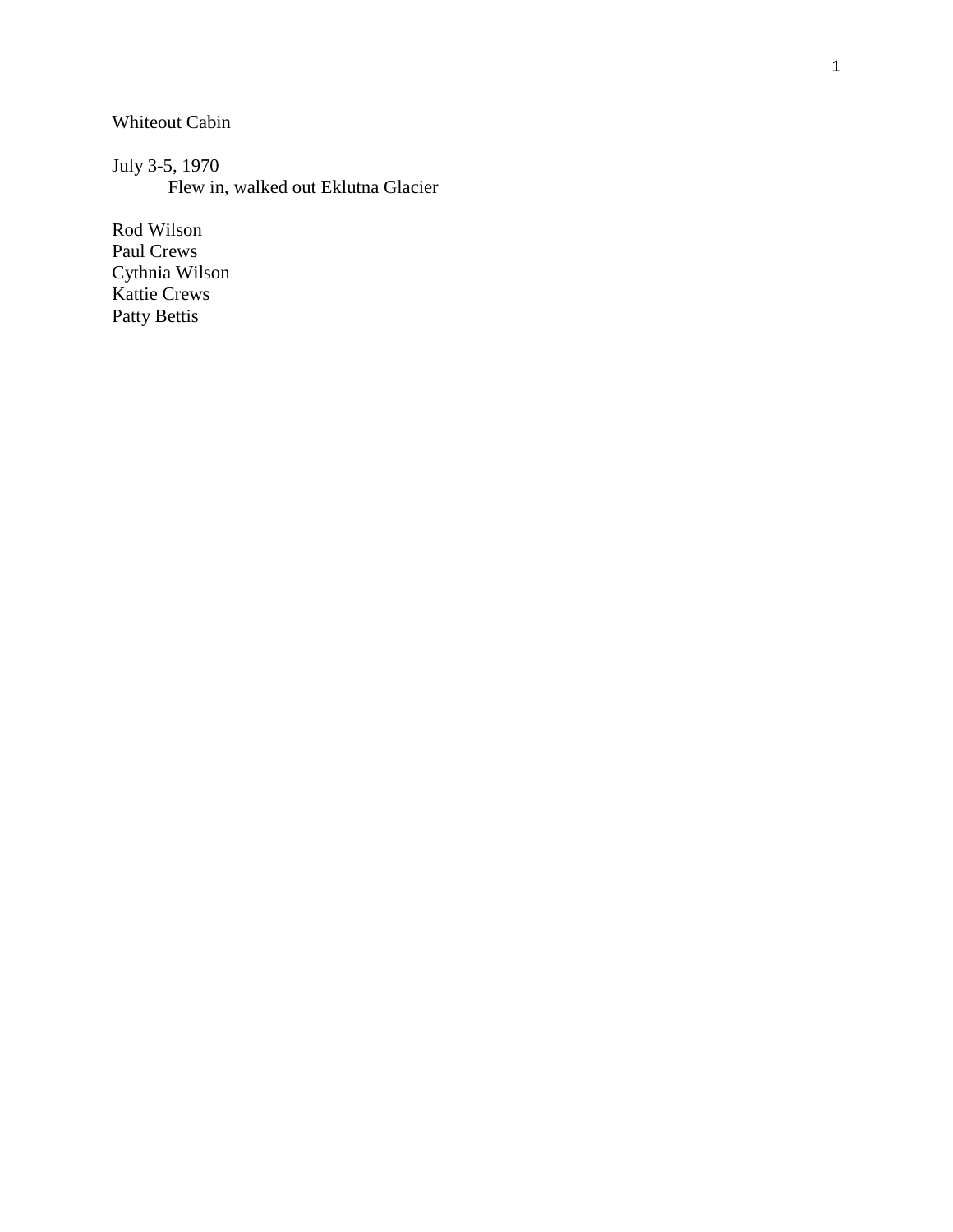Whiteout Cabin

July 3-5, 1970
Flew in, walked out Eklutna Glacier

Rod Wilson
Paul Crews
Cythnia Wilson
Kattie Crews
Patty Bettis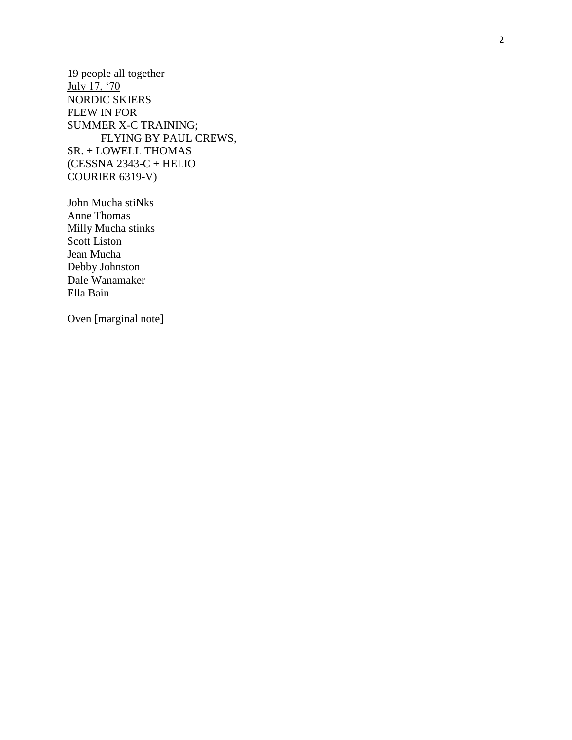19 people all together

July 17, ‘70

NORDIC SKIERS
FLEW IN FOR
SUMMER X-C TRAINING;
FLYING BY PAUL CREWS,
SR. + LOWELL THOMAS
(CESSNA 2343-C + HELIO
COURIER 6319-V)

John Mucha stiNks
Anne Thomas
Milly Mucha stinks
Scott Liston
Jean Mucha
Debby Johnston
Dale Wanamaker
Ella Bain

Oven [marginal note]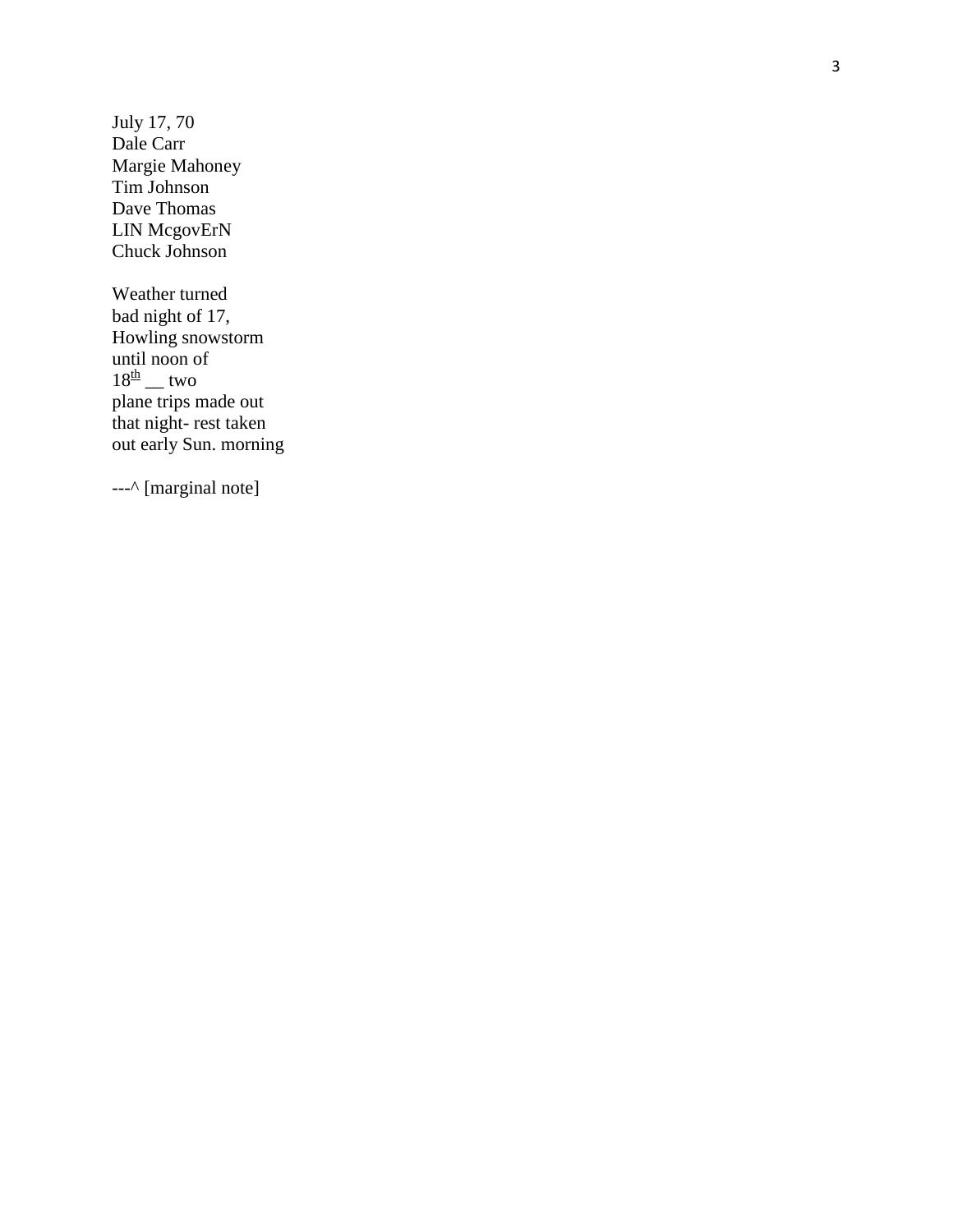July 17, 70  
Dale Carr  
Margie Mahoney  
Tim Johnson  
Dave Thomas  
LIN McgovErN  
Chuck Johnson

Weather turned  
bad night of 17,  
Howling snowstorm  
until noon of  
18th __ two  
plane trips made out  
that night- rest taken  
out early Sun. morning

---^ [marginal note]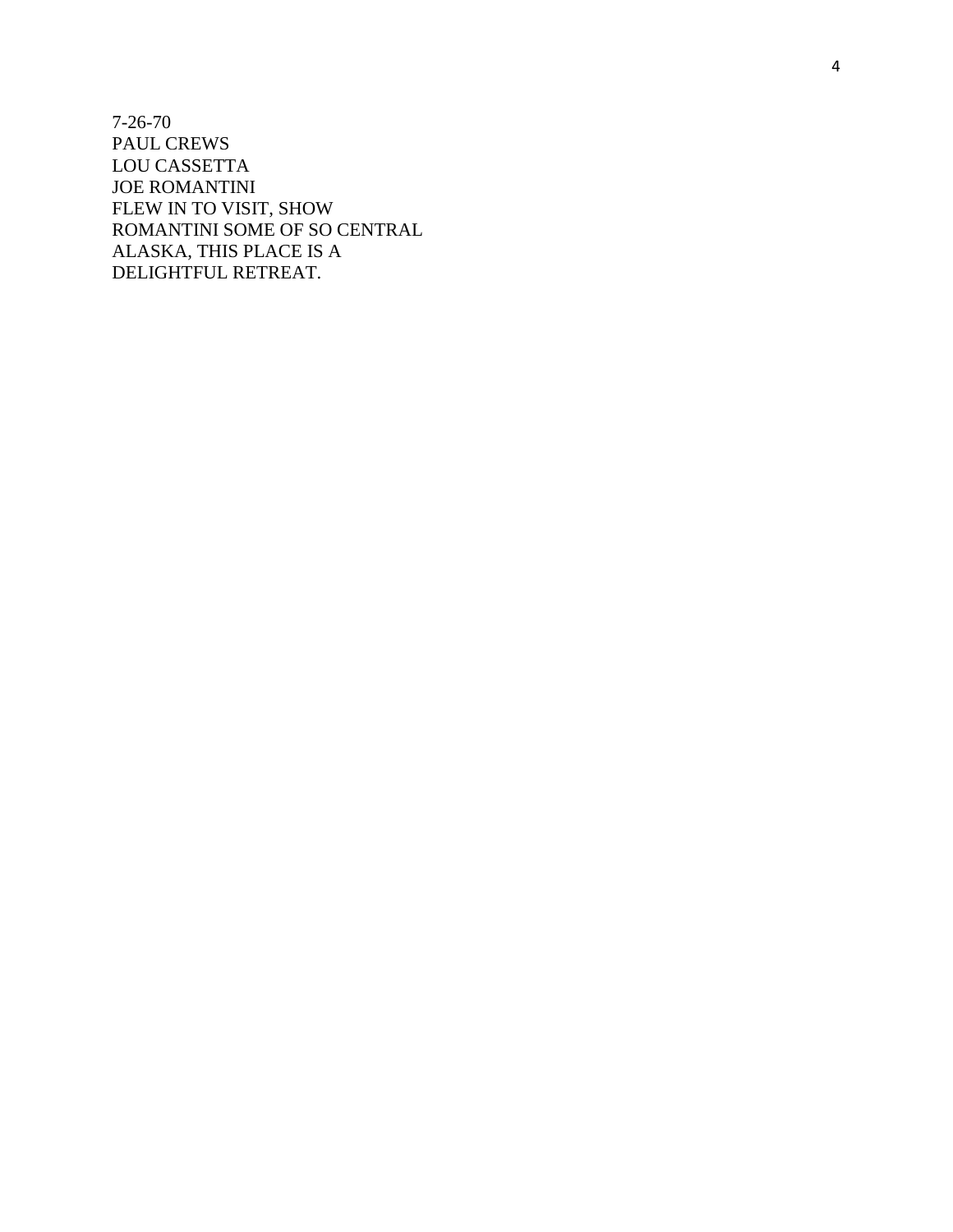7-26-70
PAUL CREWS
LOU CASSETTA
JOE ROMANTINI
FLEW IN TO VISIT, SHOW
ROMANTINI SOME OF SO CENTRAL
ALASKA, THIS PLACE IS A
DELIGHTFUL RETREAT.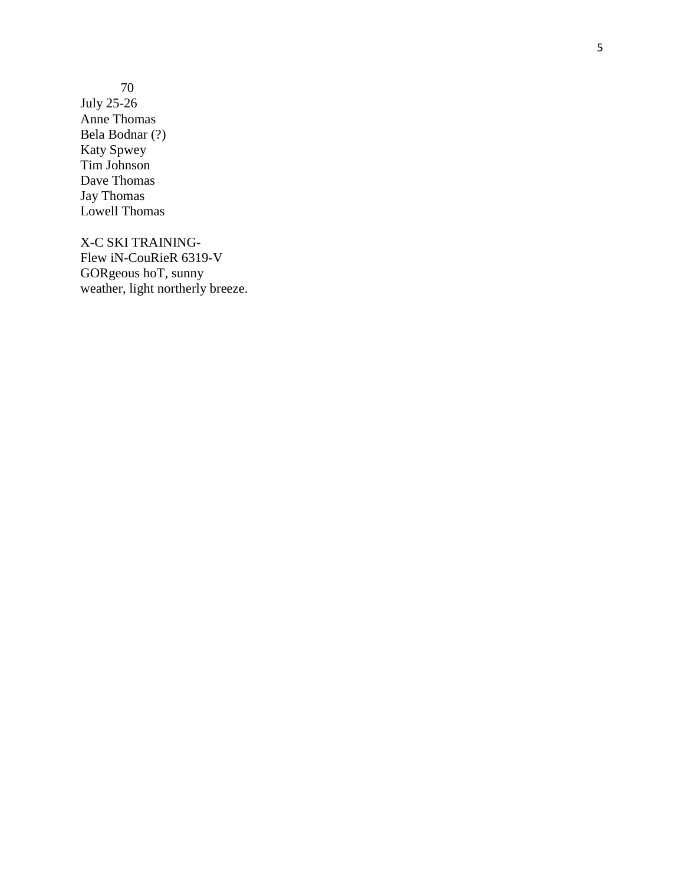70
July 25-26
Anne Thomas
Bela Bodnar (?)
Katy Spwey
Tim Johnson
Dave Thomas
Jay Thomas
Lowell Thomas

X-C SKI TRAINING-
Flew iN-CouRieR 6319-V
GORgeous hoT, sunny
weather, light northerly breeze.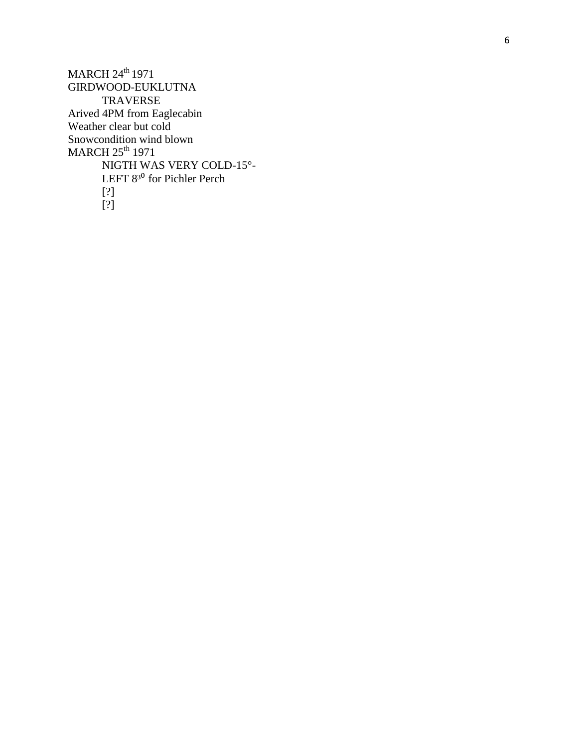MARCH 24th 1971
GIRDWOOD-EUKLUTNA
TRAVERSE
Arived 4PM from Eaglecabin
Weather clear but cold
Snowcondition wind blown
MARCH 25th 1971
NIGTH WAS VERY COLD-15°-
LEFT $8^{30}$ for Pichler Perch
[?]
[?]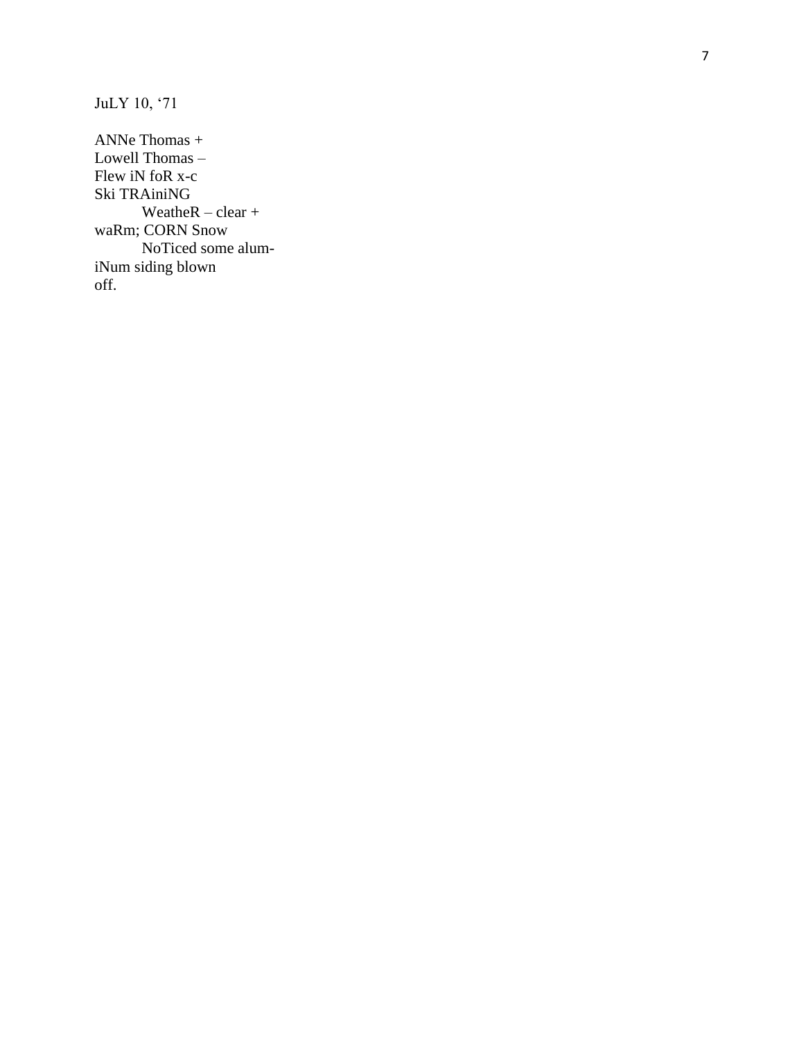JuLY 10, '71

ANNe Thomas +
Lowell Thomas –
Flew iN foR x-c
Ski TRAiniNG
        WeatheR – clear +
waRm; CORN Snow
        NoTiced some alum-
iNum siding blown
off.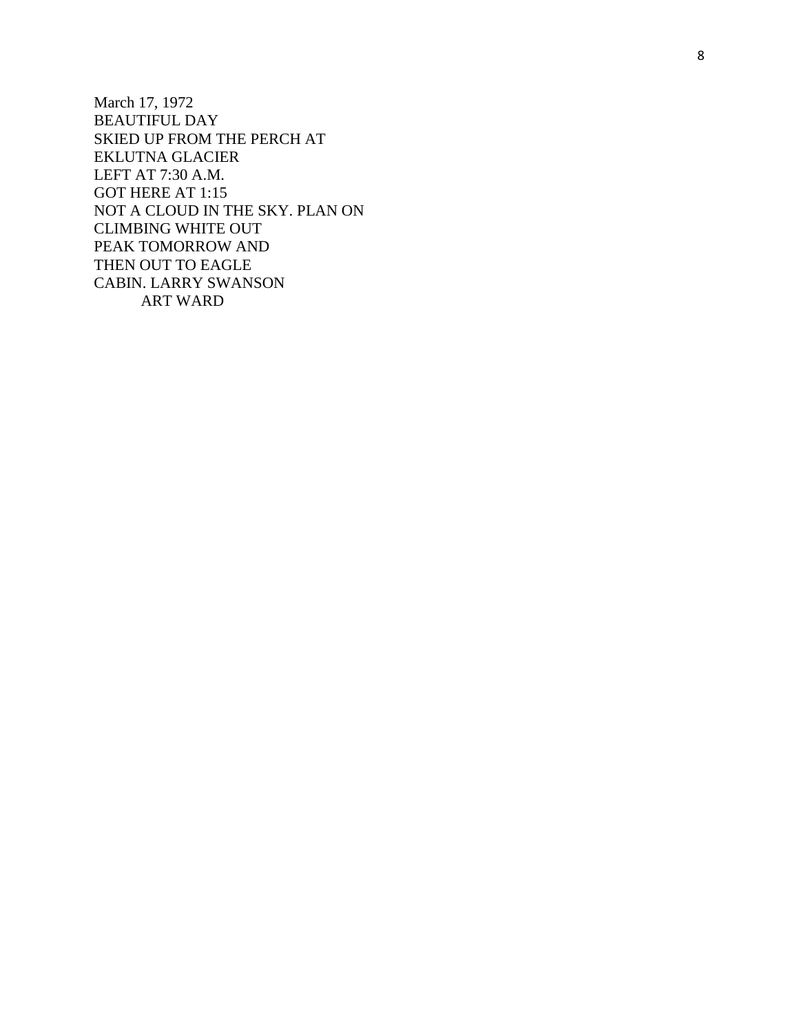March 17, 1972  
BEAUTIFUL DAY  
SKIED UP FROM THE PERCH AT  
EKLUTNA GLACIER  
LEFT AT 7:30 A.M.  
GOT HERE AT 1:15  
NOT A CLOUD IN THE SKY. PLAN ON  
CLIMBING WHITE OUT  
PEAK TOMORROW AND  
THEN OUT TO EAGLE  
CABIN. LARRY SWANSON  
ART WARD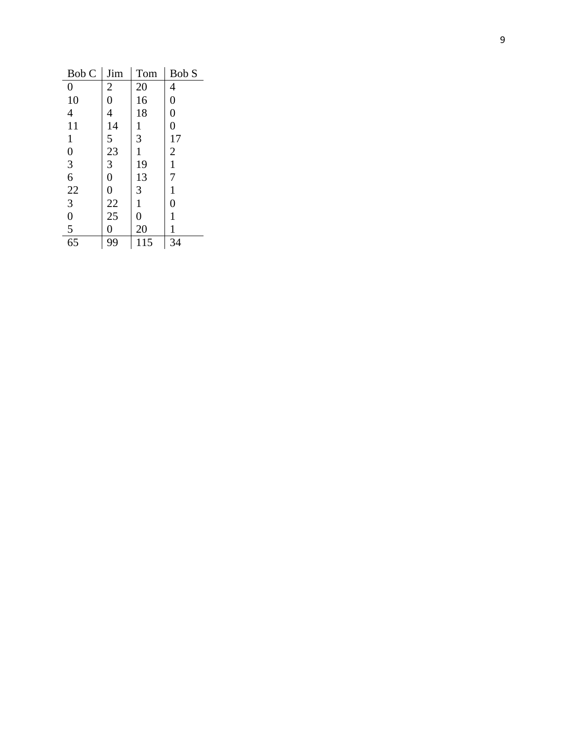| Bob C | Jim | Tom | Bob S |
| --- | --- | --- | --- |
| 0 | 2 | 20 | 4 |
| 10 | 0 | 16 | 0 |
| 4 | 4 | 18 | 0 |
| 11 | 14 | 1 | 0 |
| 1 | 5 | 3 | 17 |
| 0 | 23 | 1 | 2 |
| 3 | 3 | 19 | 1 |
| 6 | 0 | 13 | 7 |
| 22 | 0 | 3 | 1 |
| 3 | 22 | 1 | 0 |
| 0 | 25 | 0 | 1 |
| 5 | 0 | 20 | 1 |
| 65 | 99 | 115 | 34 |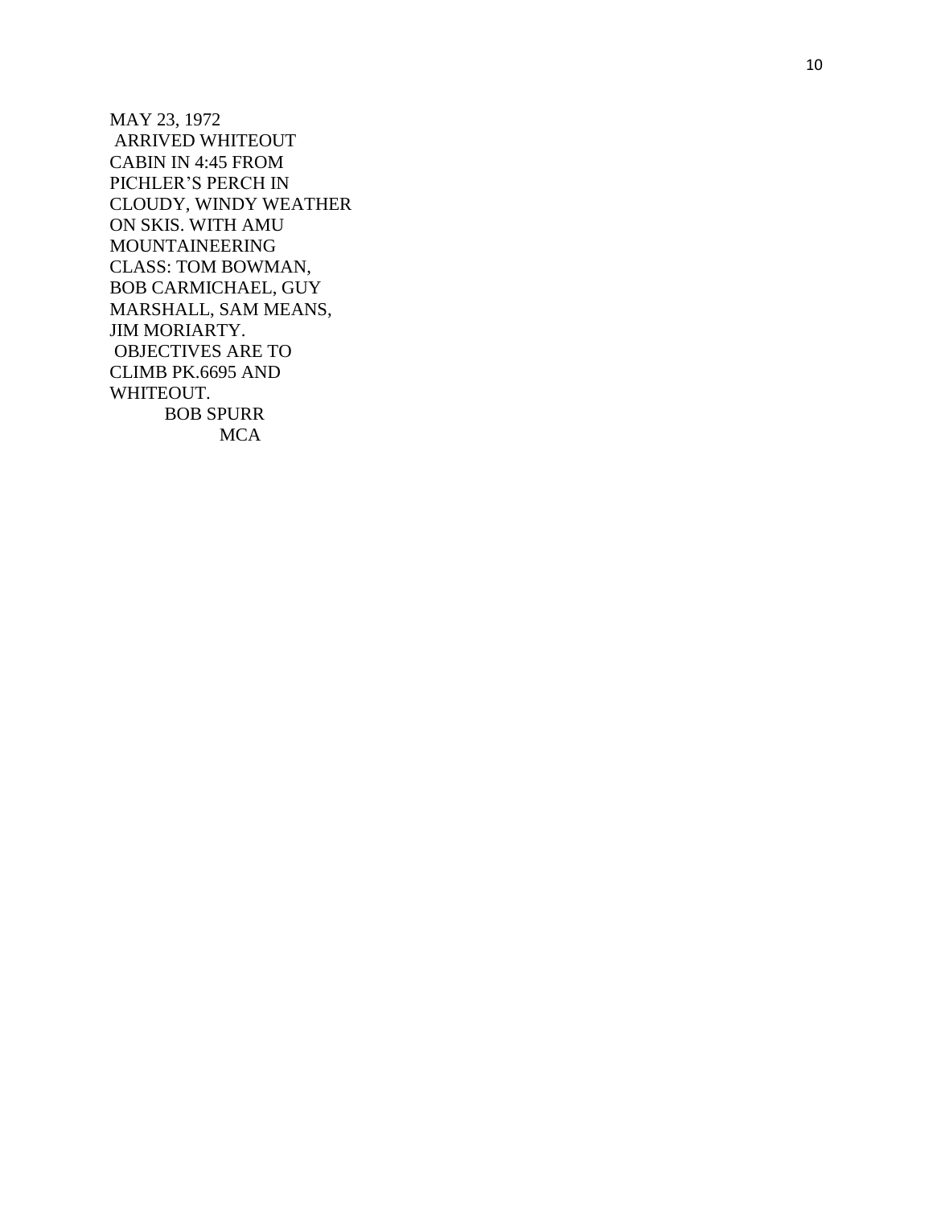MAY 23, 1972
ARRIVED WHITEOUT CABIN IN 4:45 FROM PICHLER'S PERCH IN CLOUDY, WINDY WEATHER ON SKIS. WITH AMU MOUNTAINEERING CLASS: TOM BOWMAN, BOB CARMICHAEL, GUY MARSHALL, SAM MEANS, JIM MORIARTY.
OBJECTIVES ARE TO CLIMB PK.6695 AND WHITEOUT.

BOB SPURR
MCA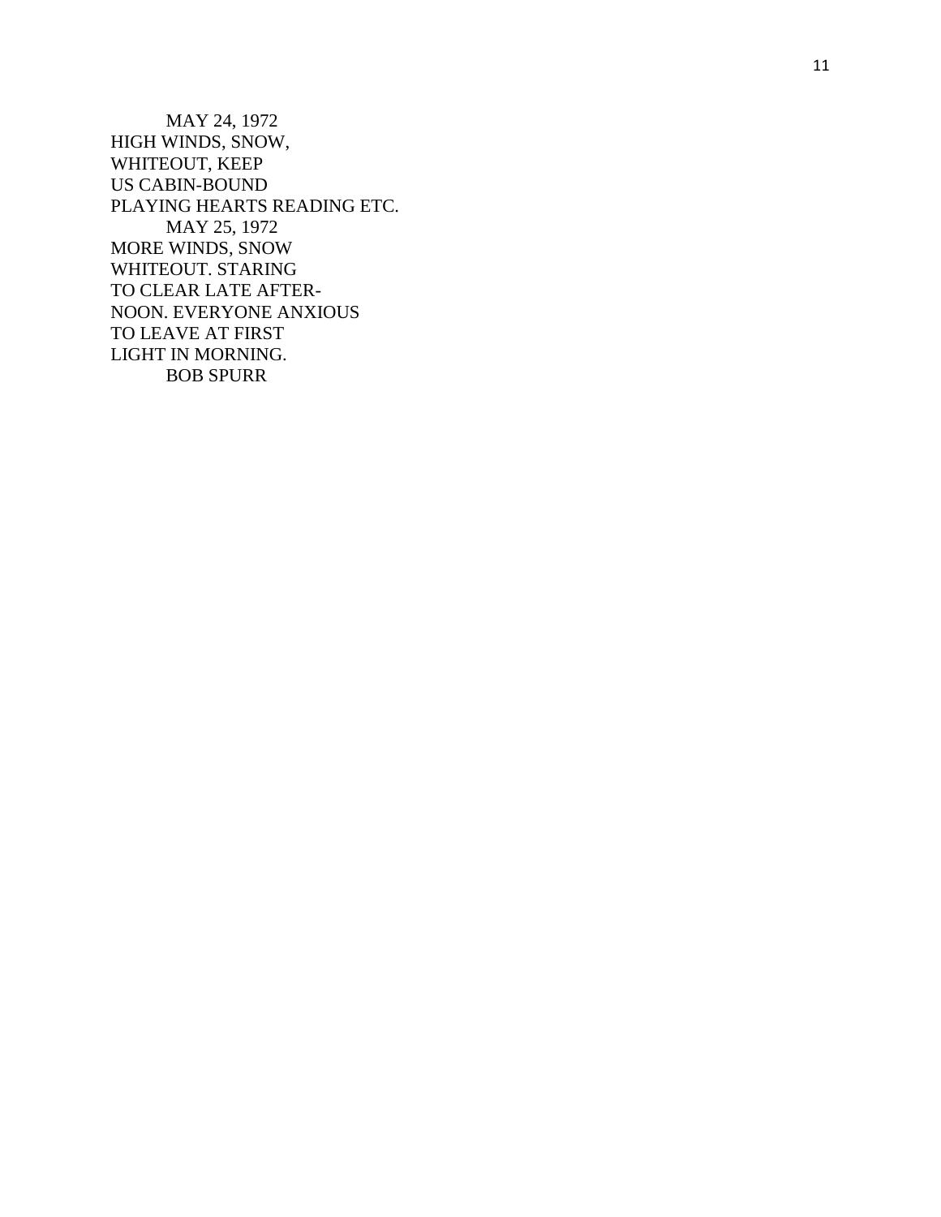MAY 24, 1972
HIGH WINDS, SNOW,
WHITEOUT, KEEP
US CABIN-BOUND
PLAYING HEARTS READING ETC.

MAY 25, 1972
MORE WINDS, SNOW
WHITEOUT. STARING
TO CLEAR LATE AFTER-
NOON. EVERYONE ANXIOUS
TO LEAVE AT FIRST
LIGHT IN MORNING.

BOB SPURR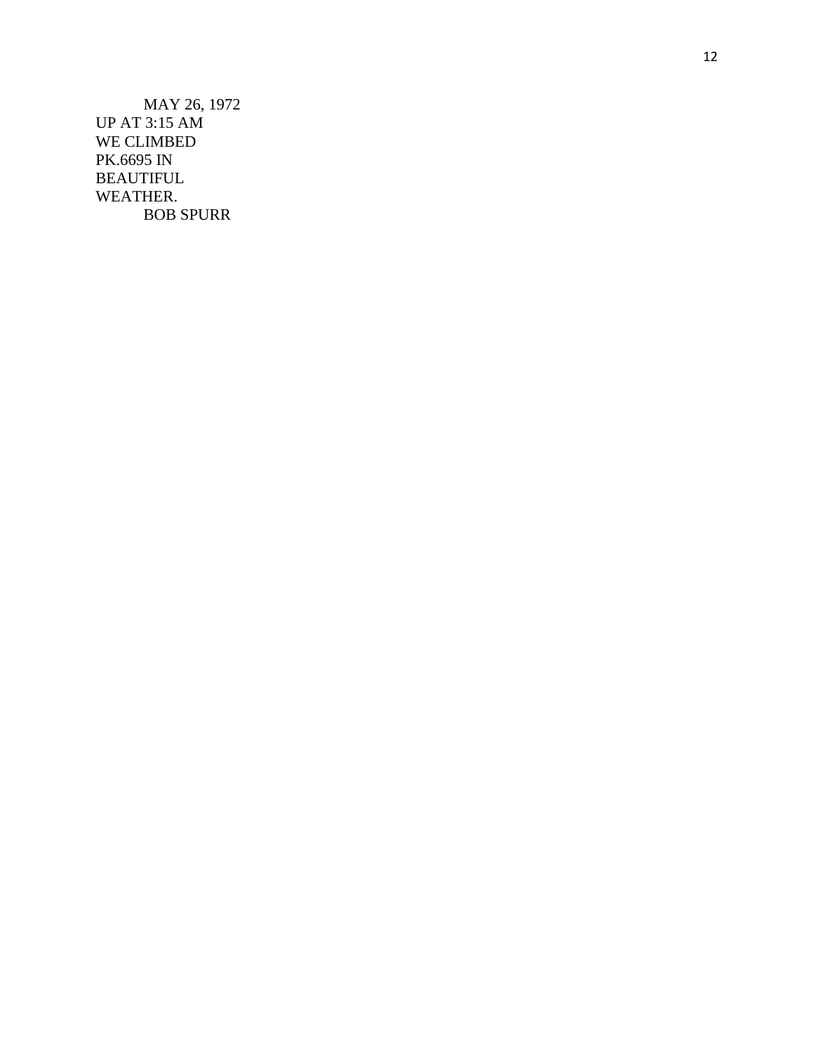MAY 26, 1972

UP AT 3:15 AM
WE CLIMBED
PK.6695 IN
BEAUTIFUL
WEATHER.

BOB SPURR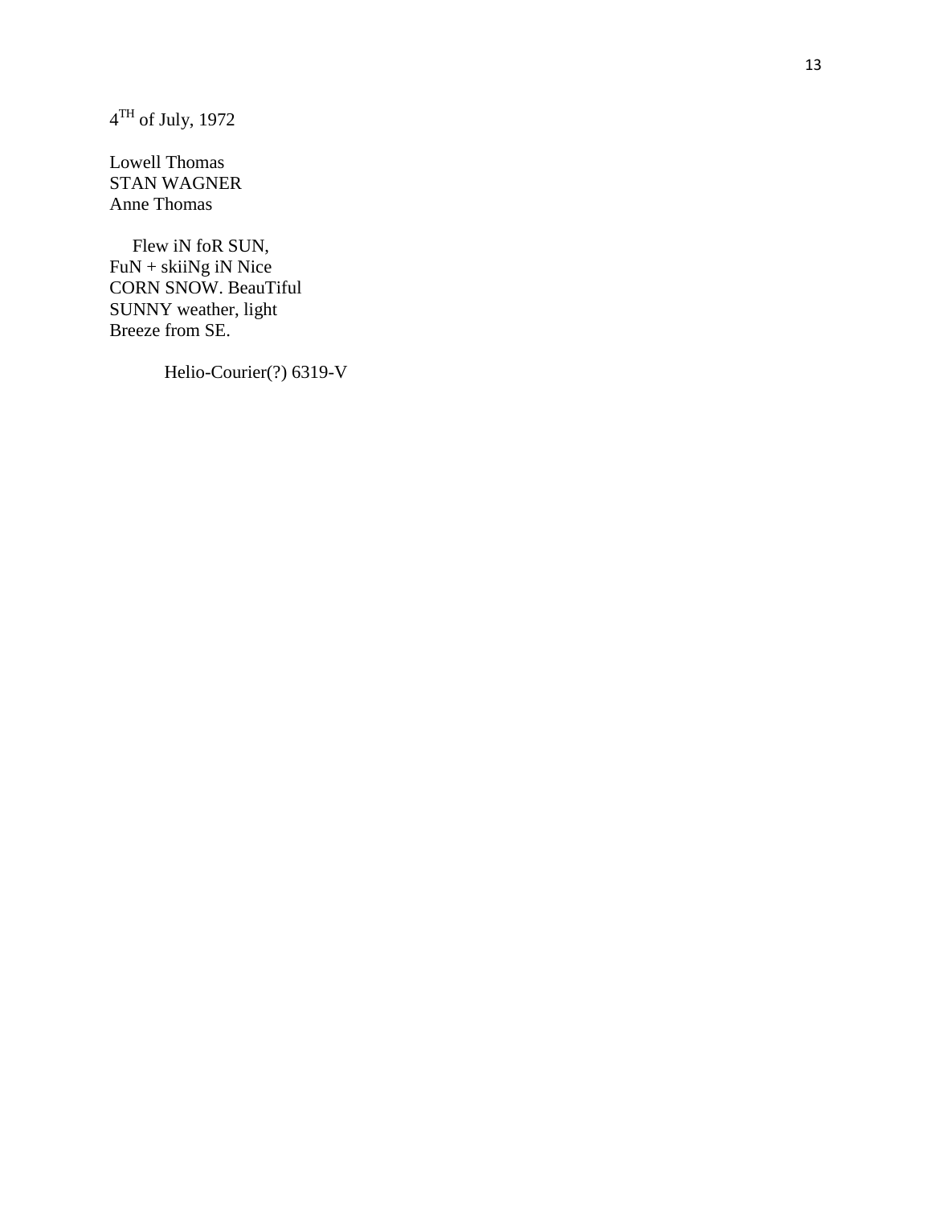4TH of July, 1972

Lowell Thomas  
STAN WAGNER  
Anne Thomas

Flew iN foR SUN, FuN + skiiNg iN Nice CORN SNOW. BeauTiful SUNNY weather, light Breeze from SE.

Helio-Courier(?) 6319-V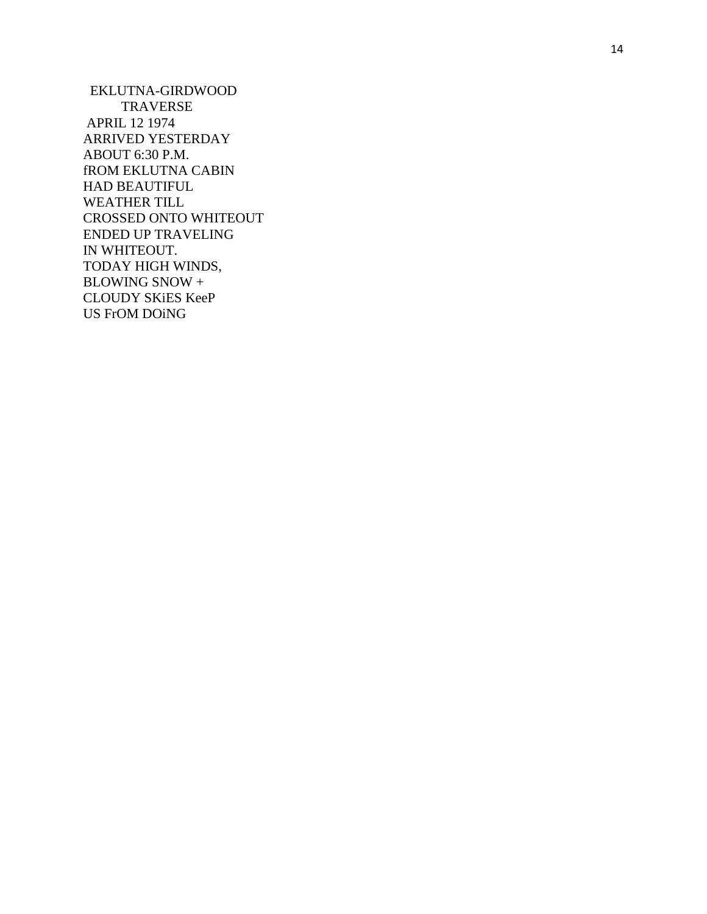EKLUTNA-GIRDWOOD
TRAVERSE
APRIL 12 1974
ARRIVED YESTERDAY
ABOUT 6:30 P.M.
fROM EKLUTNA CABIN
HAD BEAUTIFUL
WEATHER TILL
CROSSED ONTO WHITEOUT
ENDED UP TRAVELING
IN WHITEOUT.
TODAY HIGH WINDS,
BLOWING SNOW +
CLOUDY SKiES KeeP
US FrOM DOiNG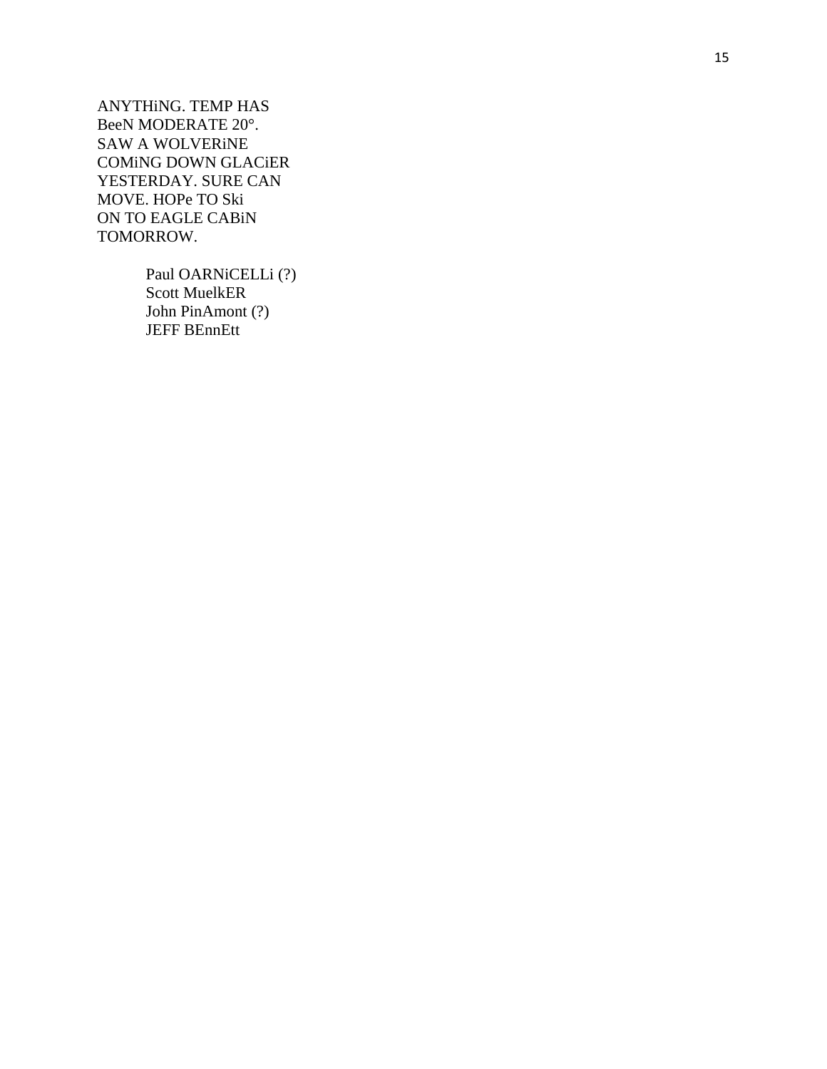ANYTHiNG. TEMP HAS
BeeN MODERATE 20°.
SAW A WOLVERiNE
COMiNG DOWN GLACiER
YESTERDAY. SURE CAN
MOVE. HOPe TO Ski
ON TO EAGLE CABiN
TOMORROW.

Paul OARNiCELLi (?)
Scott MuelkER
John PinAmont (?)
JEFF BEnnEtt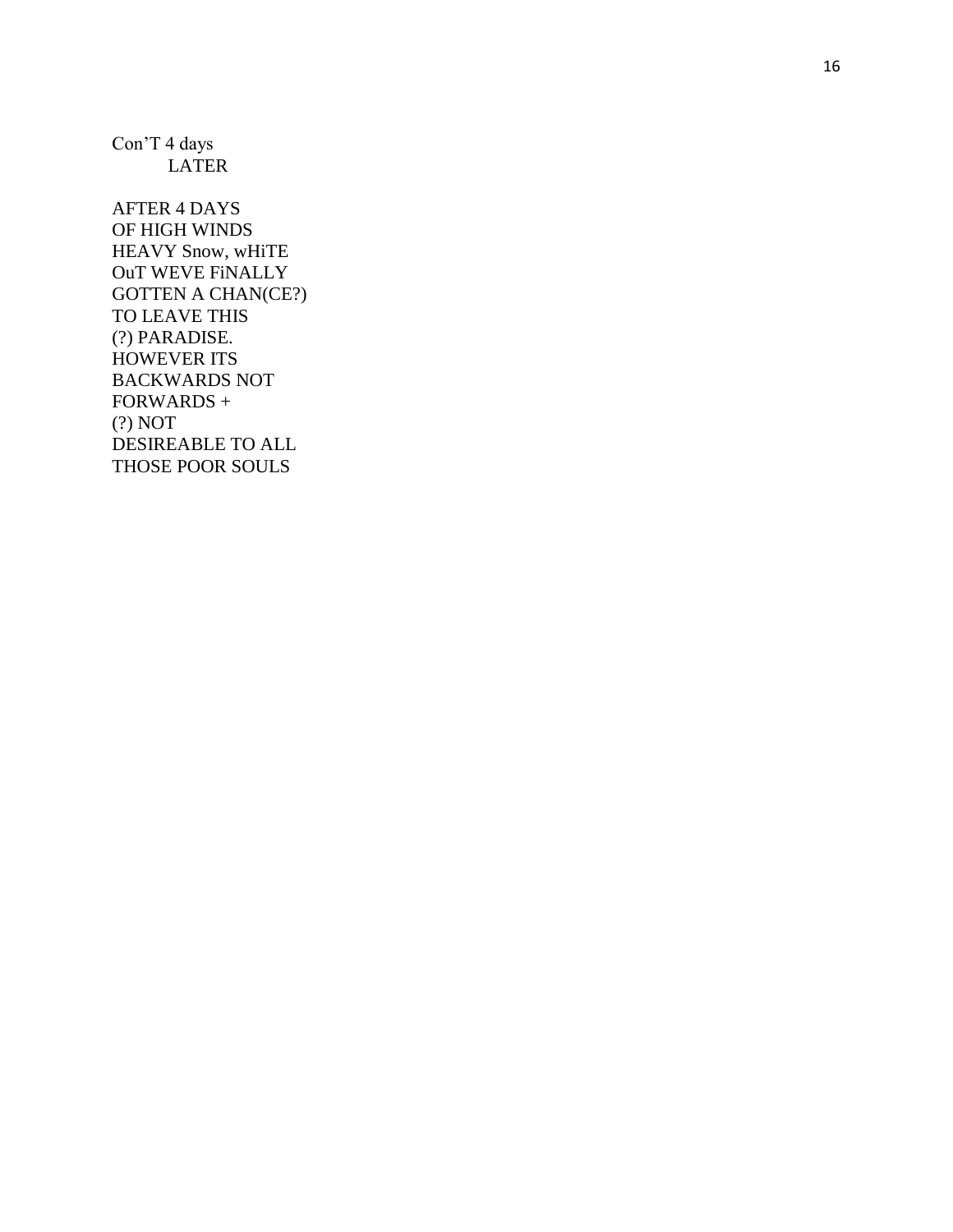Con'T 4 days
LATER

AFTER 4 DAYS
OF HIGH WINDS
HEAVY Snow, wHiTE
OuT WEVE FiNALLY
GOTTEN A CHAN(CE?)
TO LEAVE THIS
(?) PARADISE.
HOWEVER ITS
BACKWARDS NOT
FORWARDS +
(?) NOT
DESIREABLE TO ALL
THOSE POOR SOULS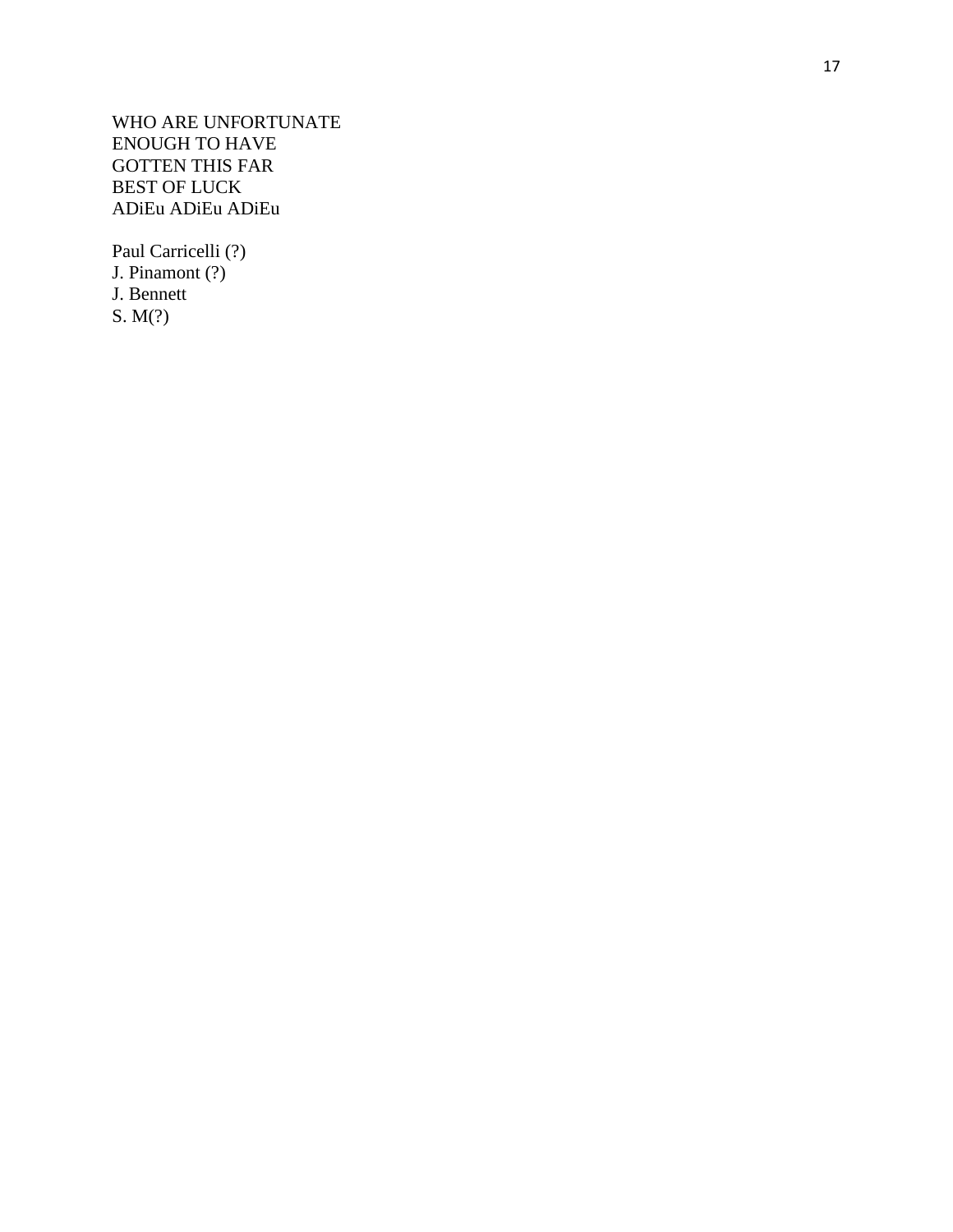WHO ARE UNFORTUNATE
ENOUGH TO HAVE
GOTTEN THIS FAR
BEST OF LUCK
ADiEu ADiEu ADiEu

Paul Carricelli (?)
J. Pinamont (?)
J. Bennett
S. M(?)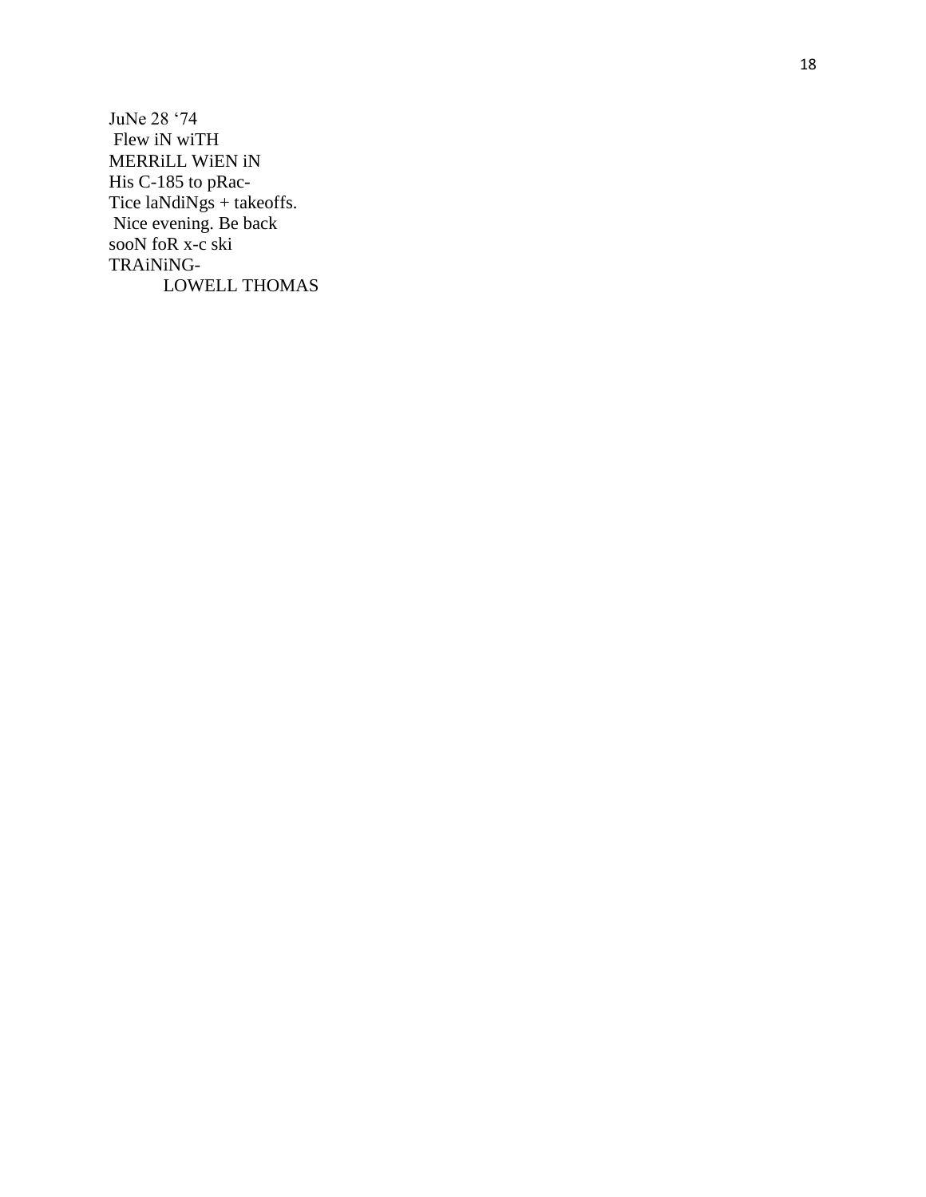JuNe 28 ‘74
Flew iN wiTH
MERRiLL WiEN iN
His C-185 to pRac-
Tice laNdiNgs + takeoffs.
Nice evening. Be back
sooN foR x-c ski
TRAiNiNG-
LOWELL THOMAS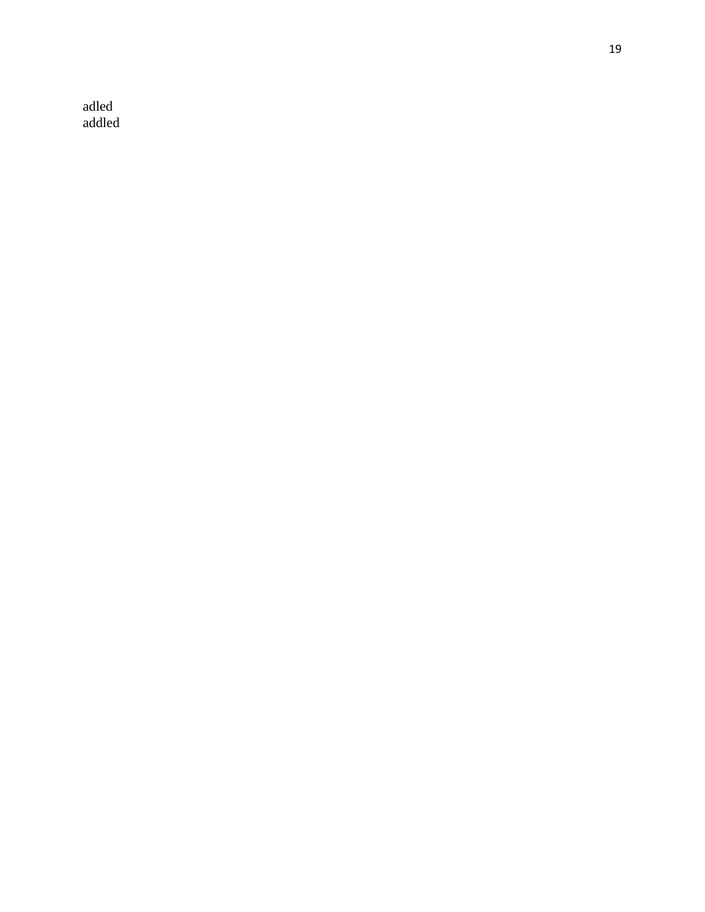adled
addled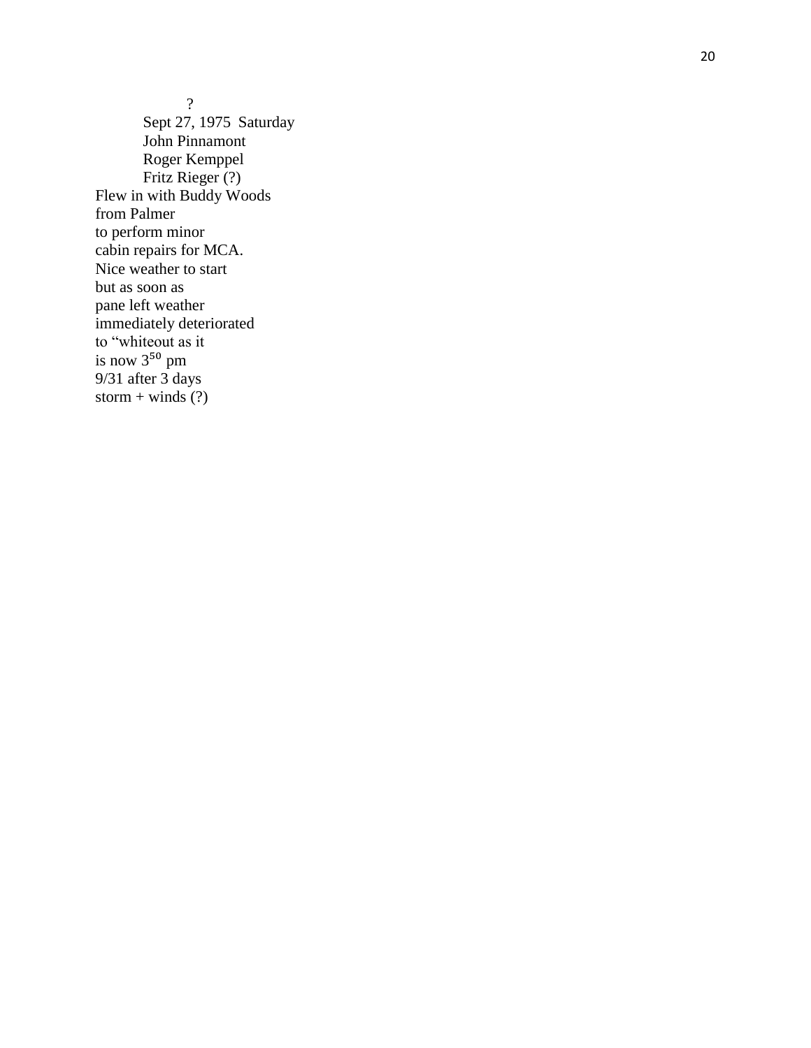?

Sept 27, 1975  Saturday

John Pinnamont

Roger Kemppel

Fritz Rieger (?)

Flew in with Buddy Woods
from Palmer
to perform minor
cabin repairs for MCA.
Nice weather to start
but as soon as
pane left weather
immediately deteriorated
to “whiteout as it
is now $3^{50}$ pm
9/31 after 3 days
storm + winds (?)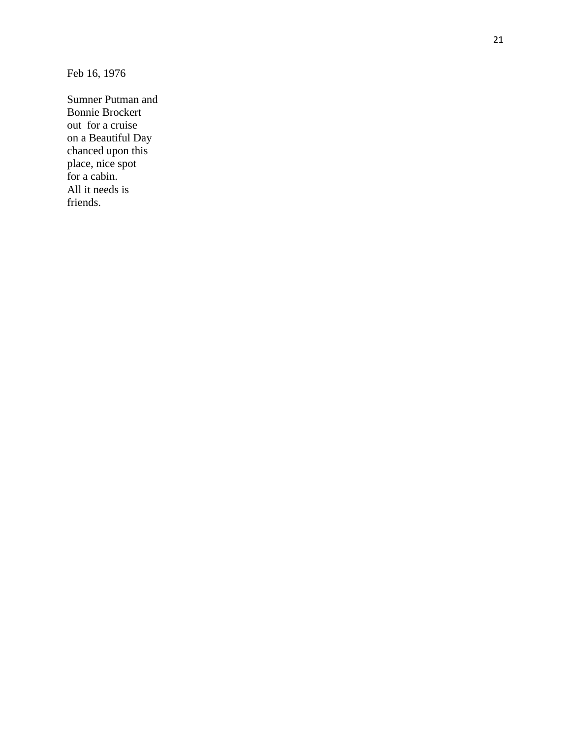Feb 16, 1976

Sumner Putman and  
Bonnie Brockert  
out for a cruise  
on a Beautiful Day  
chanced upon this  
place, nice spot  
for a cabin.  
All it needs is  
friends.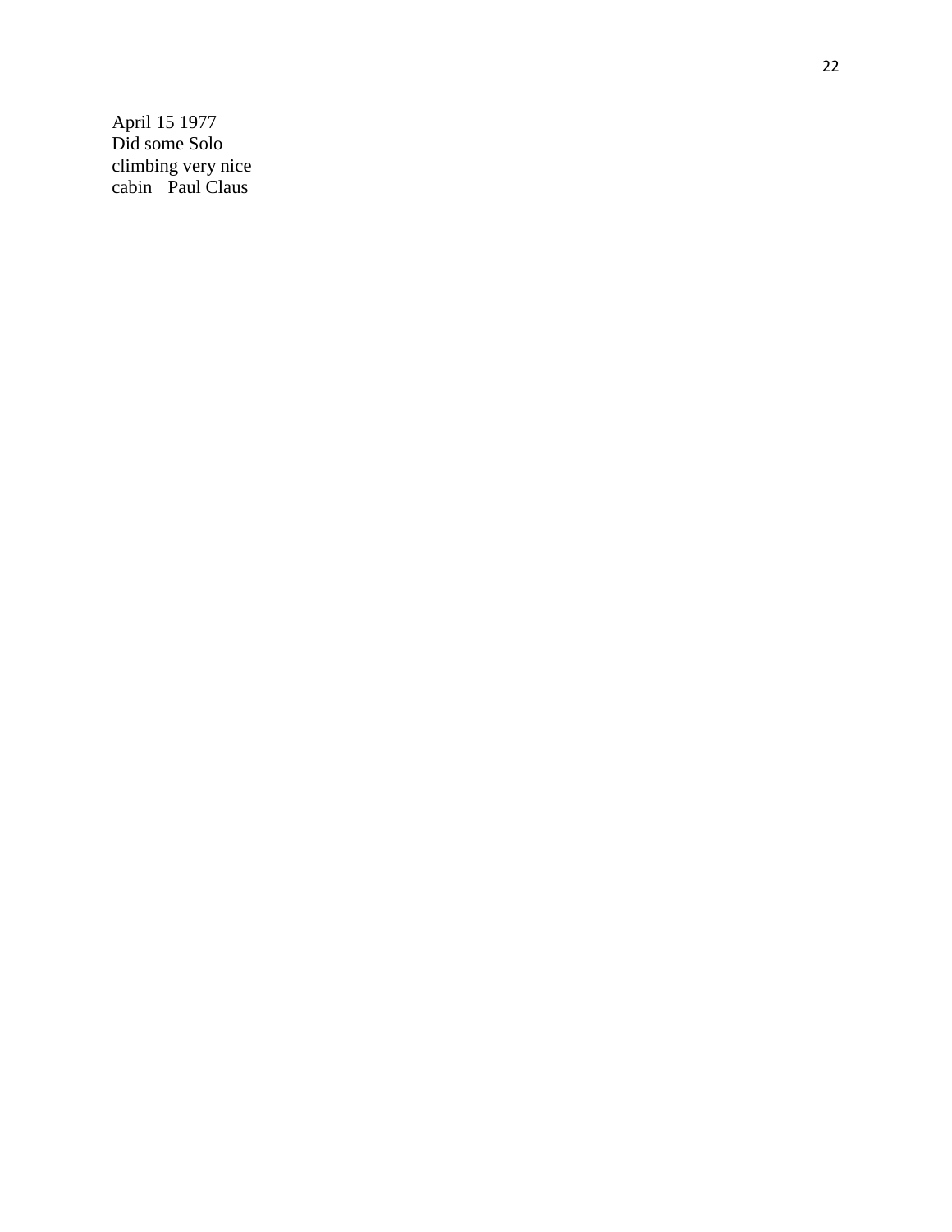April 15 1977
Did some Solo
climbing very nice
cabin   Paul Claus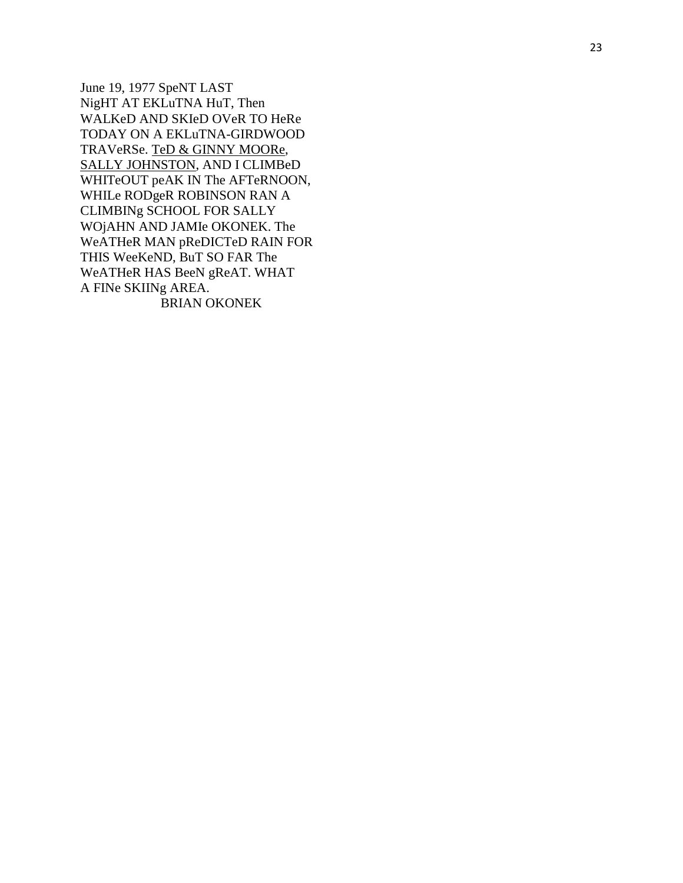June 19, 1977 SpeNT LAST
NigHT AT EKLuTNA HuT, Then
WALKeD AND SKIeD OVeR TO HeRe
TODAY ON A EKLuTNA-GIRDWOOD
TRAVeRSe. <u>TeD & GINNY MOORe</u>,
<u>SALLY JOHNSTON</u>, AND I CLIMBeD
WHITeOUT peAK IN The AFTeRNOON,
WHILe RODgeR ROBINSON RAN A
CLIMBINg SCHOOL FOR SALLY
WOjAHN AND JAMIe OKONEK. The
WeATHeR MAN pReDICTeD RAIN FOR
THIS WeeKeND, BuT SO FAR The
WeATHeR HAS BeeN gReAT. WHAT
A FINe SKIINg AREA.

BRIAN OKONEK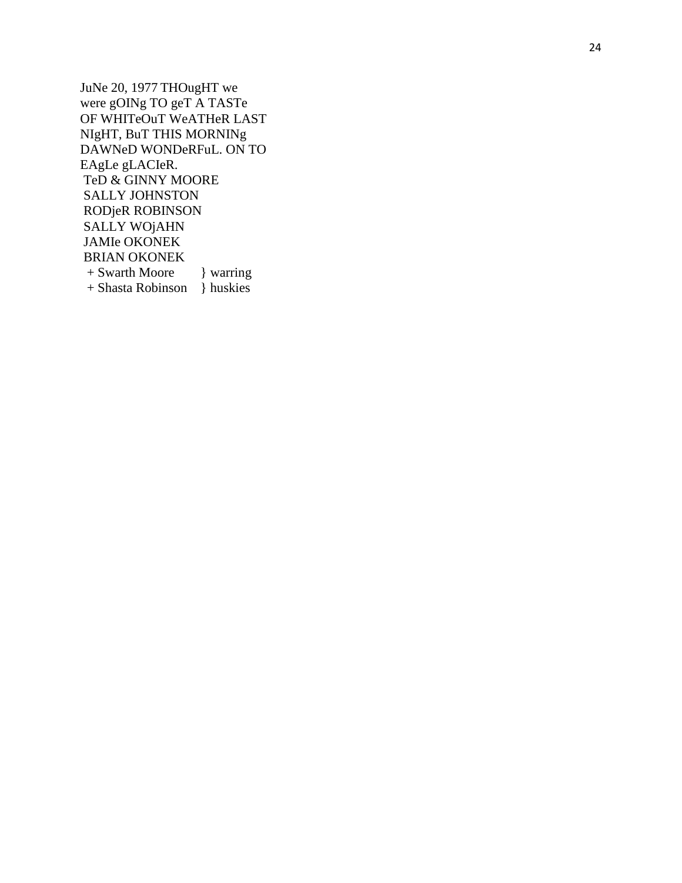JuNe 20, 1977 THOugHT we were gOINg TO geT A TASTe OF WHITeOuT WeATHeR LAST NIgHT, BuT THIS MORNINg DAWNeD WONDeRFuL. ON TO EAgLe gLACIeR.

TeD & GINNY MOORE
SALLY JOHNSTON
RODjeR ROBINSON
SALLY WOjAHN
JAMIe OKONEK
BRIAN OKONEK
+ Swarth Moore } warring
+ Shasta Robinson } huskies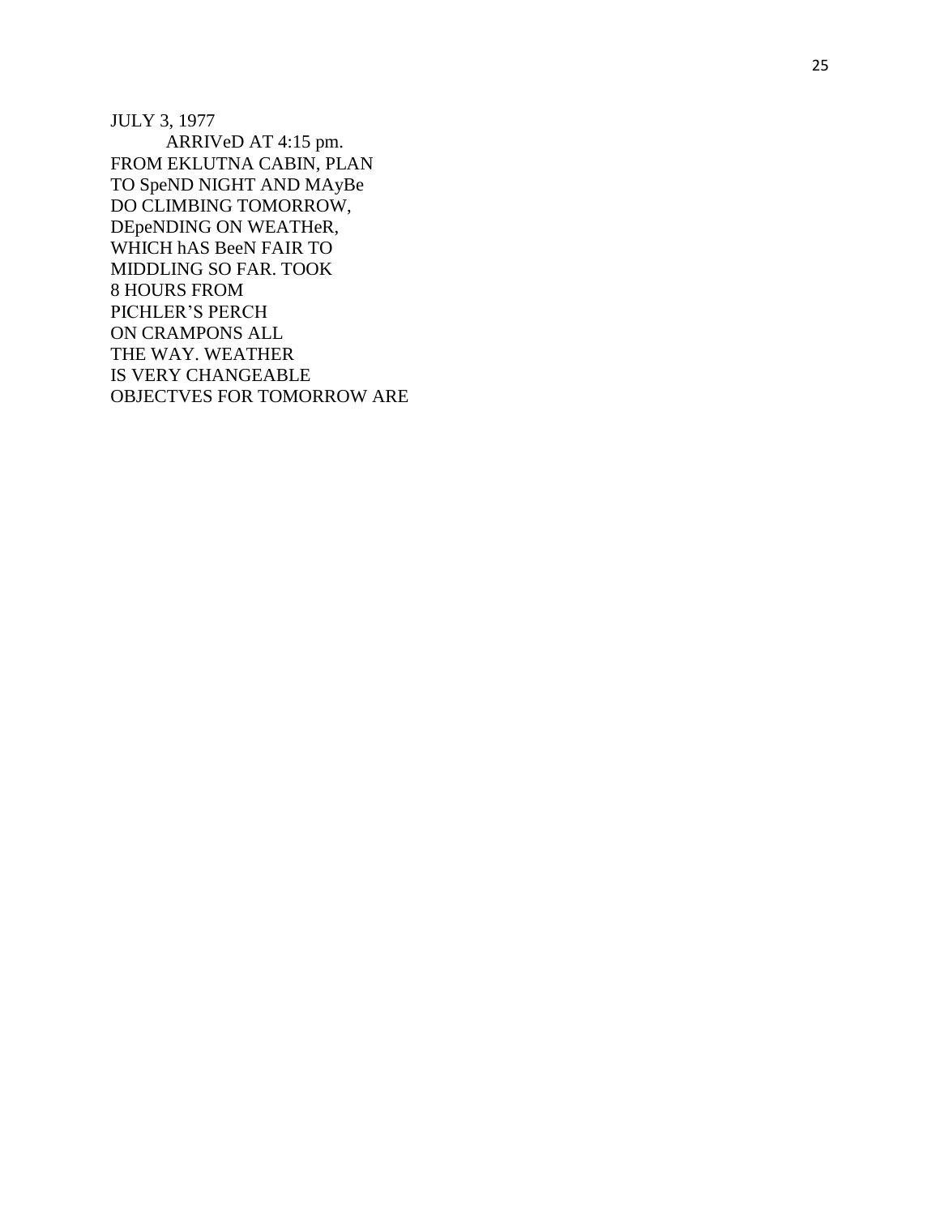JULY 3, 1977

ARRIVeD AT 4:15 pm.
FROM EKLUTNA CABIN, PLAN
TO SpeND NIGHT AND MAyBe
DO CLIMBING TOMORROW,
DEpeNDING ON WEATHeR,
WHICH hAS BeeN FAIR TO
MIDDLING SO FAR. TOOK
8 HOURS FROM
PICHLER'S PERCH
ON CRAMPONS ALL
THE WAY. WEATHER
IS VERY CHANGEABLE
OBJECTVES FOR TOMORROW ARE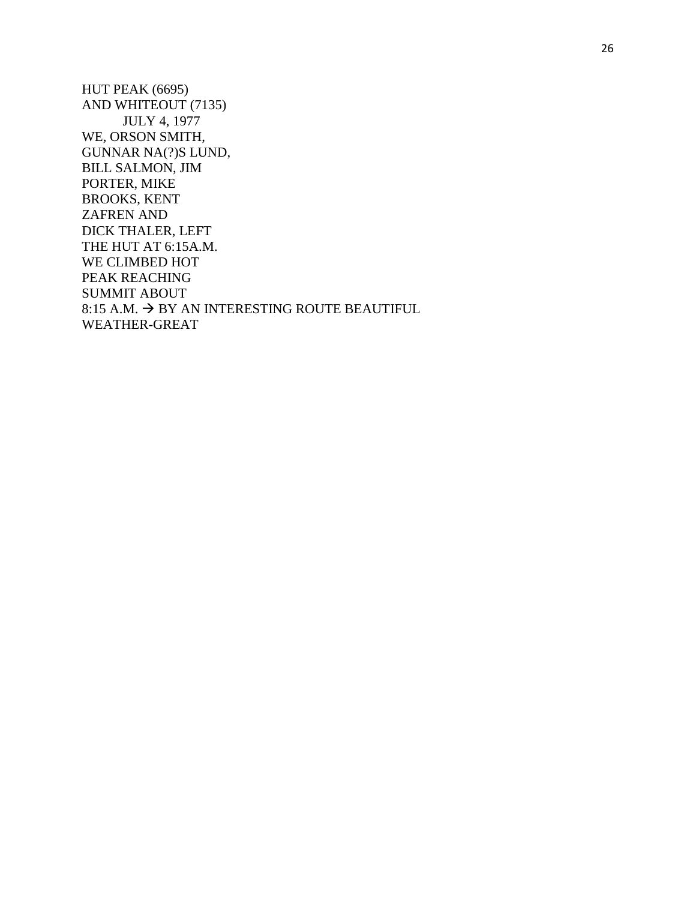HUT PEAK (6695)
AND WHITEOUT (7135)
JULY 4, 1977
WE, ORSON SMITH,
GUNNAR NA(?)S LUND,
BILL SALMON, JIM
PORTER, MIKE
BROOKS, KENT
ZAFREN AND
DICK THALER, LEFT
THE HUT AT 6:15A.M.
WE CLIMBED HOT
PEAK REACHING
SUMMIT ABOUT
8:15 A.M. → BY AN INTERESTING ROUTE BEAUTIFUL
WEATHER-GREAT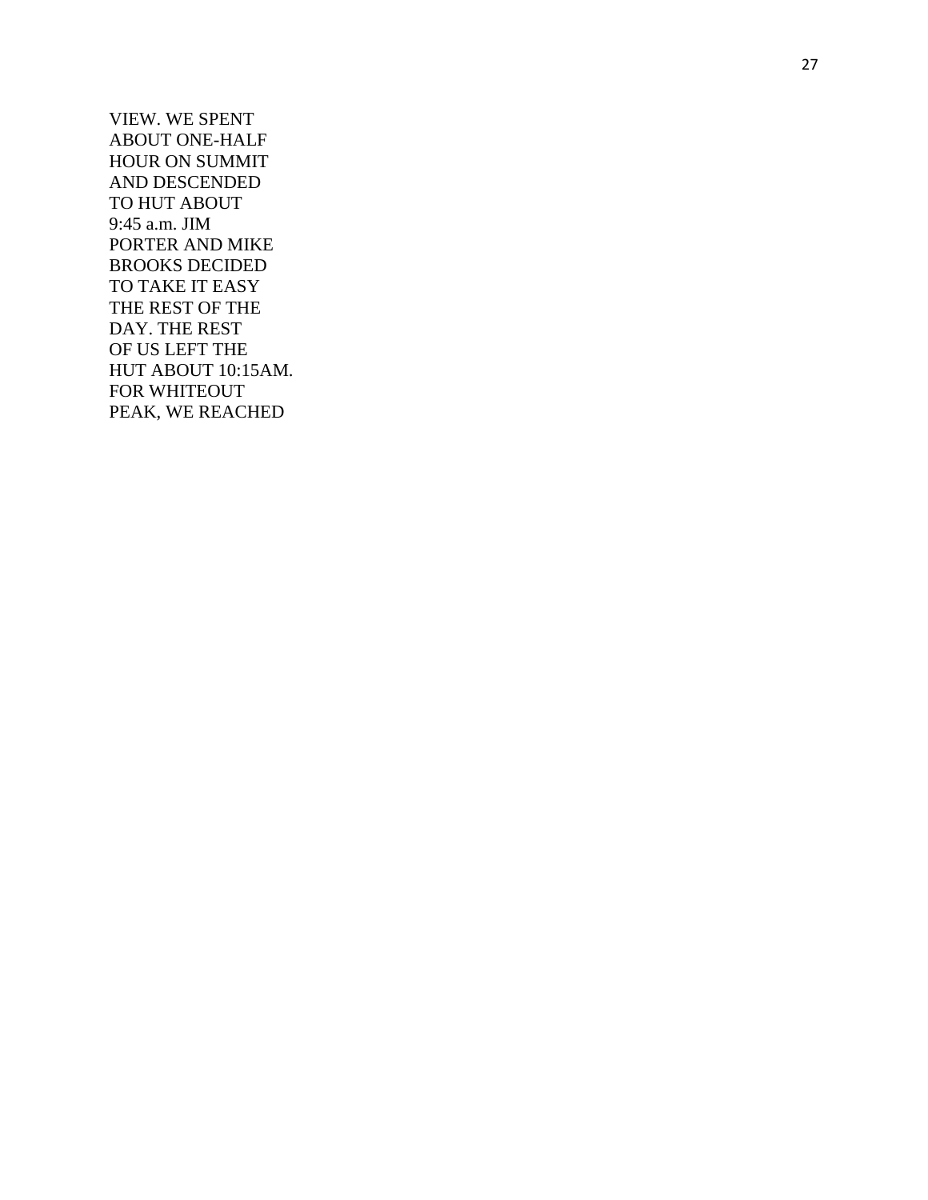VIEW. WE SPENT
ABOUT ONE-HALF
HOUR ON SUMMIT
AND DESCENDED
TO HUT ABOUT
9:45 a.m. JIM
PORTER AND MIKE
BROOKS DECIDED
TO TAKE IT EASY
THE REST OF THE
DAY. THE REST
OF US LEFT THE
HUT ABOUT 10:15AM.
FOR WHITEOUT
PEAK, WE REACHED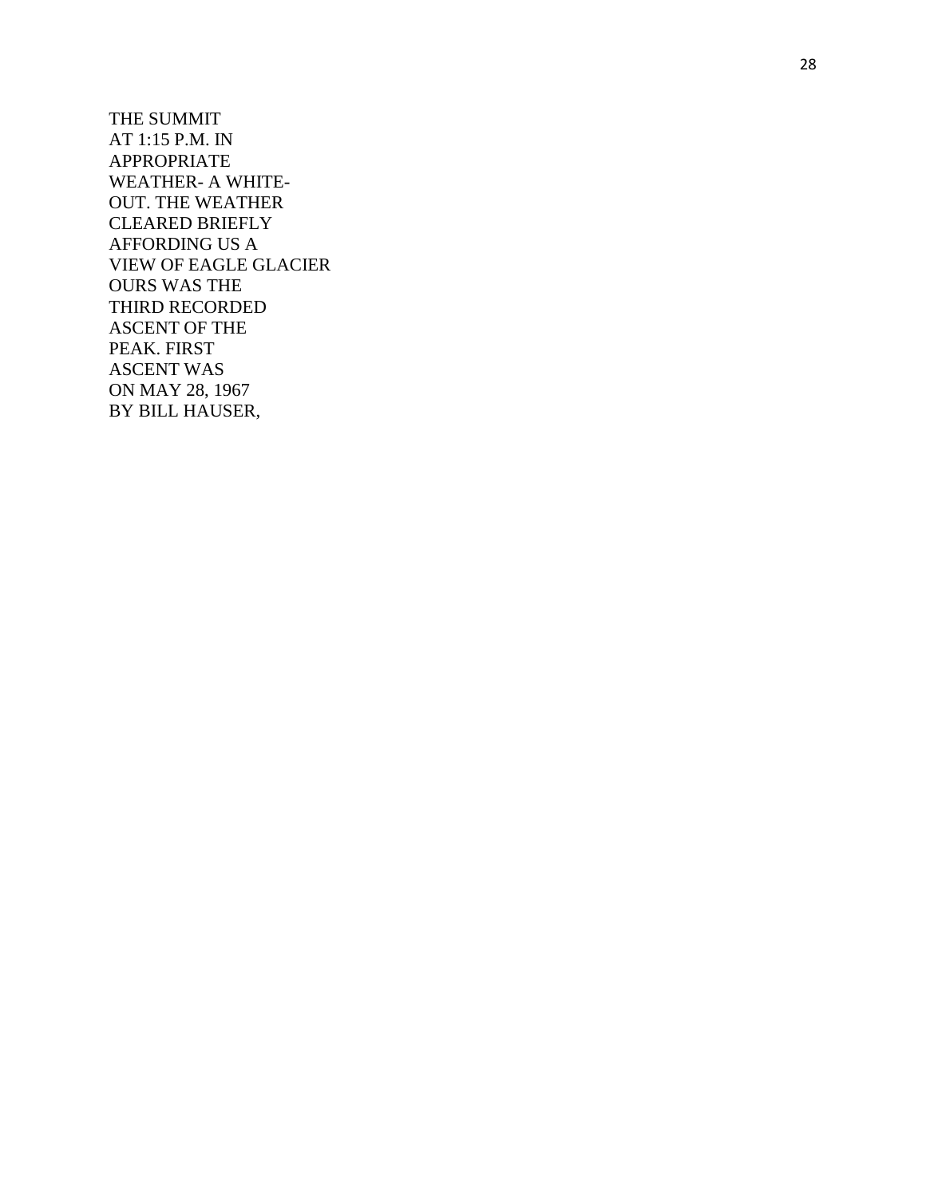THE SUMMIT
AT 1:15 P.M. IN
APPROPRIATE
WEATHER- A WHITE-
OUT. THE WEATHER
CLEARED BRIEFLY
AFFORDING US A
VIEW OF EAGLE GLACIER
OURS WAS THE
THIRD RECORDED
ASCENT OF THE
PEAK. FIRST
ASCENT WAS
ON MAY 28, 1967
BY BILL HAUSER,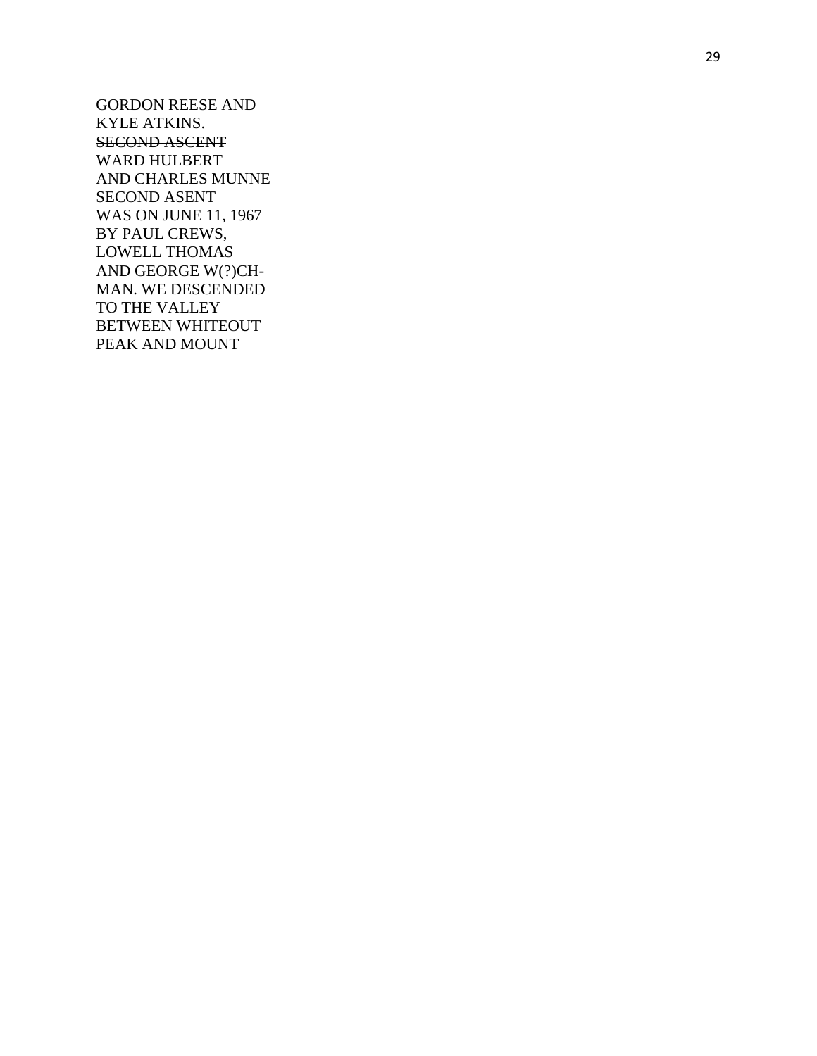GORDON REESE AND
KYLE ATKINS.
~~SECOND ASCENT~~
WARD HULBERT
AND CHARLES MUNNE
SECOND ASENT
WAS ON JUNE 11, 1967
BY PAUL CREWS,
LOWELL THOMAS
AND GEORGE W(?)CH-
MAN. WE DESCENDED
TO THE VALLEY
BETWEEN WHITEOUT
PEAK AND MOUNT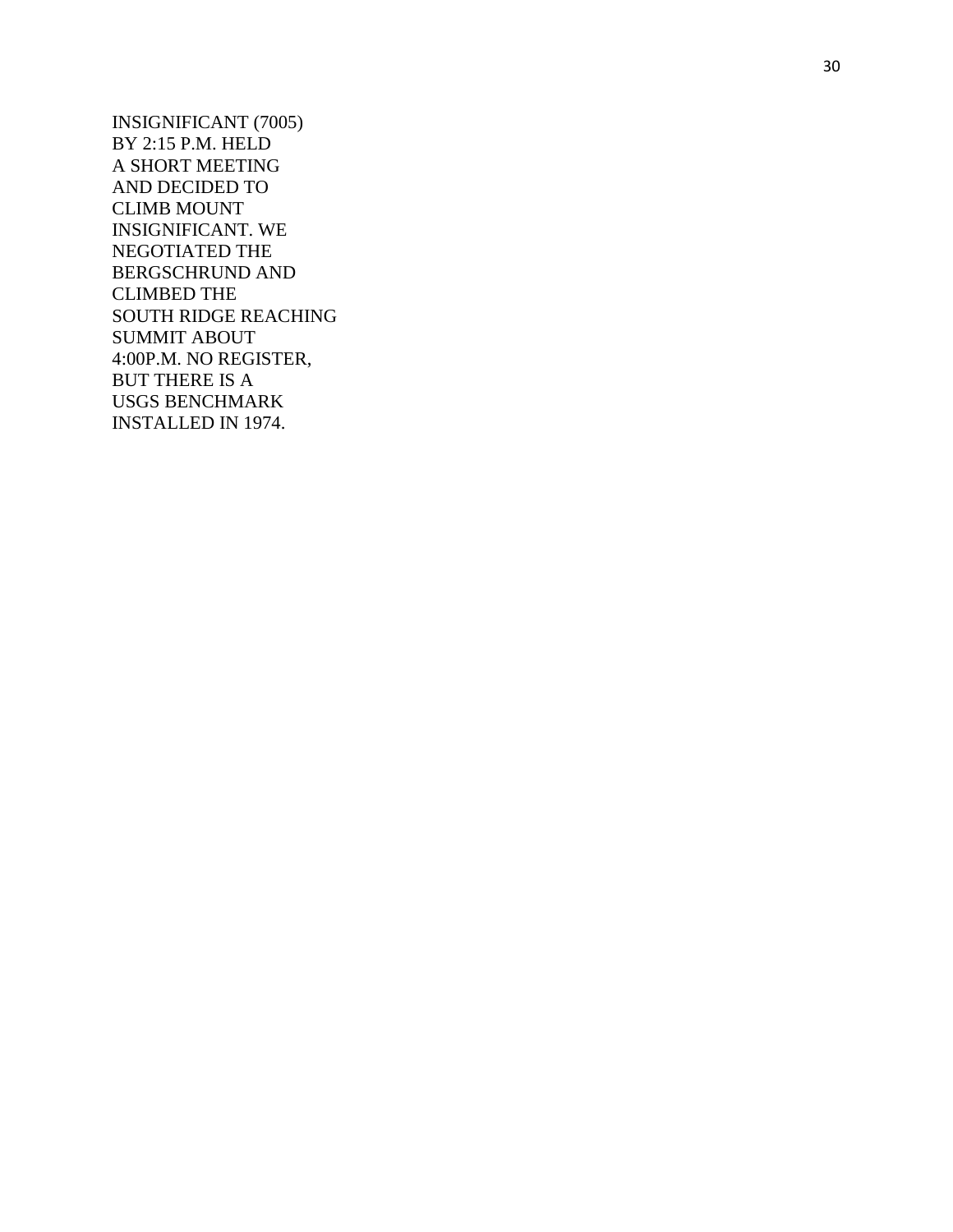INSIGNIFICANT (7005)
BY 2:15 P.M. HELD
A SHORT MEETING
AND DECIDED TO
CLIMB MOUNT
INSIGNIFICANT. WE
NEGOTIATED THE
BERGSCHRUND AND
CLIMBED THE
SOUTH RIDGE REACHING
SUMMIT ABOUT
4:00P.M. NO REGISTER,
BUT THERE IS A
USGS BENCHMARK
INSTALLED IN 1974.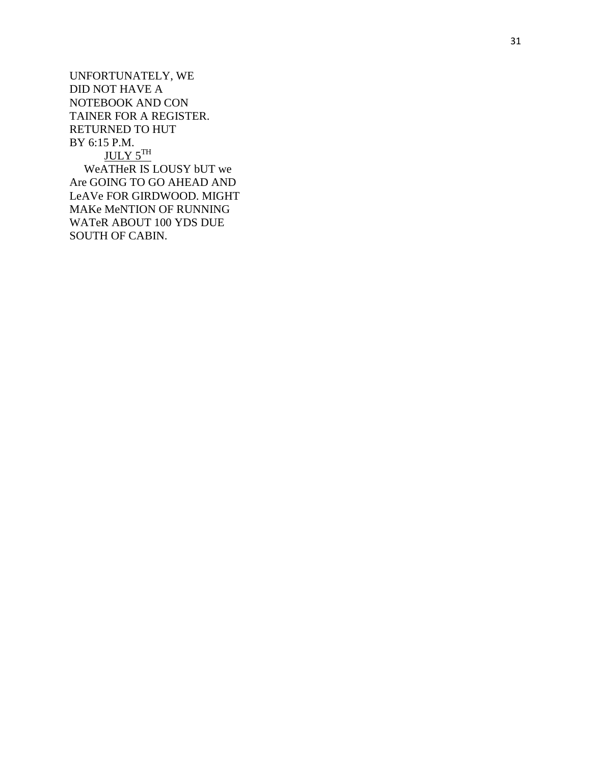UNFORTUNATELY, WE
DID NOT HAVE A
NOTEBOOK AND CON
TAINER FOR A REGISTER.
RETURNED TO HUT
BY 6:15 P.M.

JULY 5TH

WeATHeR IS LOUSY bUT we
Are GOING TO GO AHEAD AND
LeAVe FOR GIRDWOOD. MIGHT
MAKe MeNTION OF RUNNING
WATeR ABOUT 100 YDS DUE
SOUTH OF CABIN.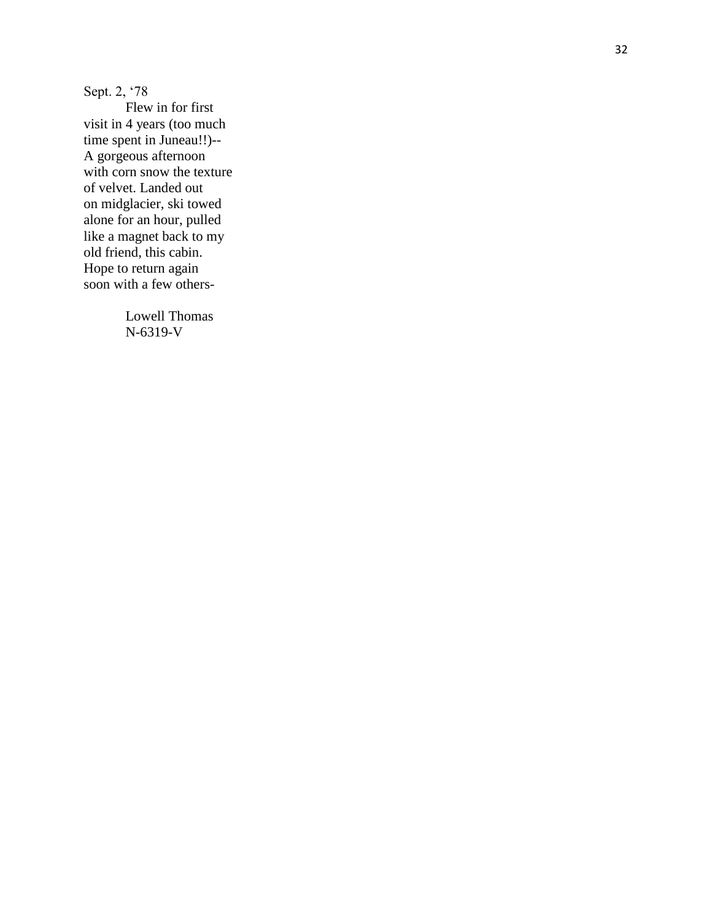Sept. 2, '78

Flew in for first visit in 4 years (too much time spent in Juneau!!)-- A gorgeous afternoon with corn snow the texture of velvet. Landed out on midglacier, ski towed alone for an hour, pulled like a magnet back to my old friend, this cabin. Hope to return again soon with a few others-

Lowell Thomas
N-6319-V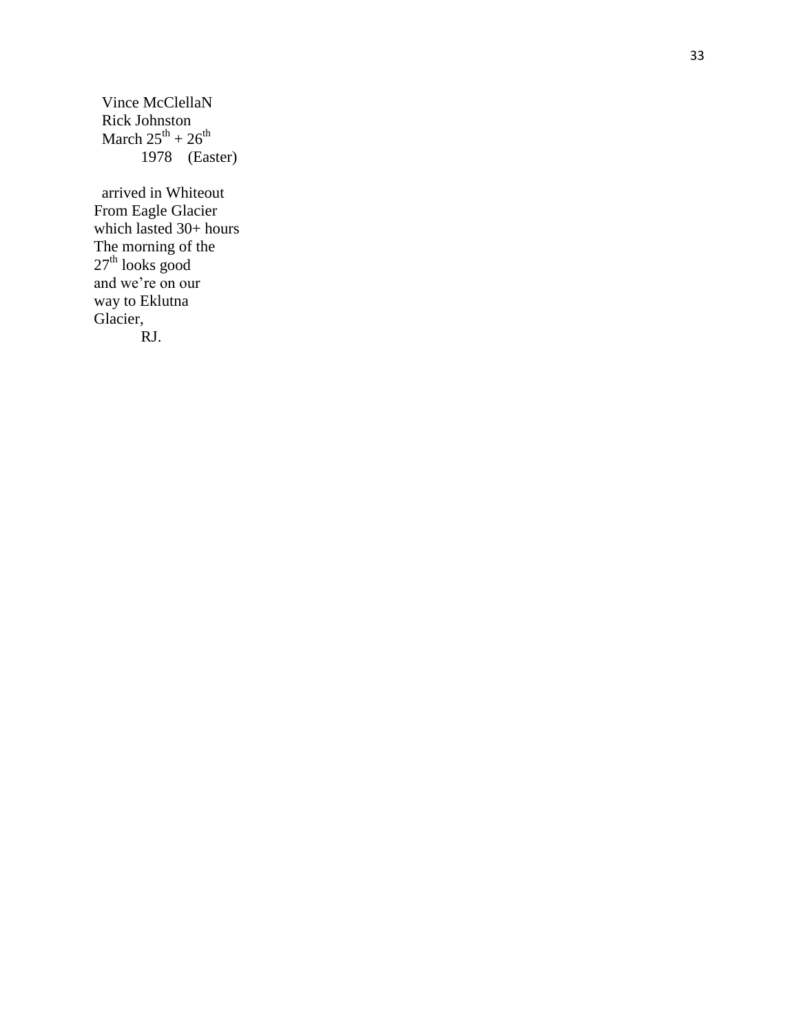Vince McClellaN
Rick Johnston
March 25th + 26th
1978 (Easter)

arrived in Whiteout
From Eagle Glacier
which lasted 30+ hours
The morning of the
27th looks good
and we're on our
way to Eklutna
Glacier,
RJ.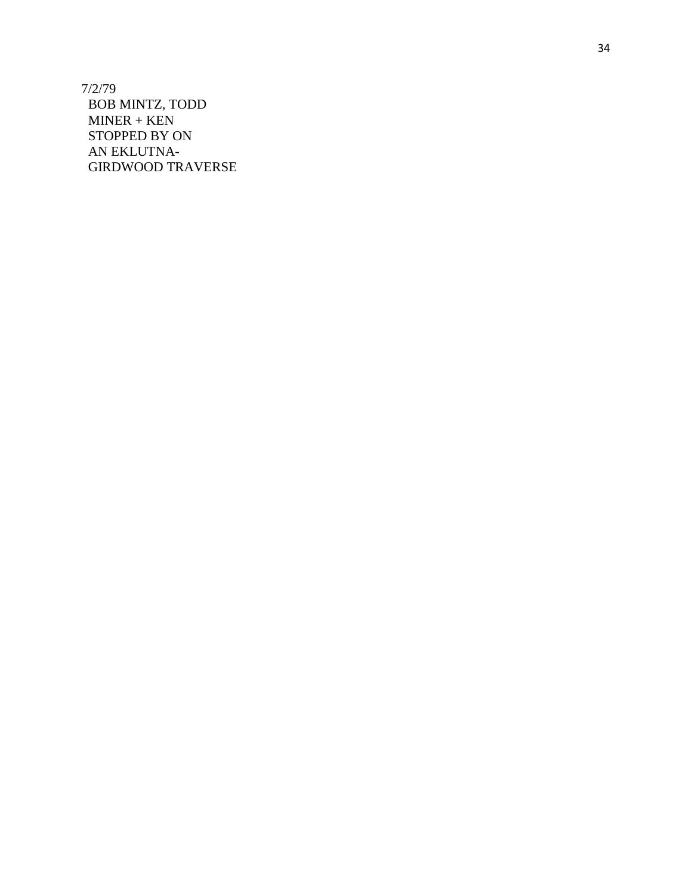7/2/79
BOB MINTZ, TODD
MINER + KEN
STOPPED BY ON
AN EKLUTNA-
GIRDWOOD TRAVERSE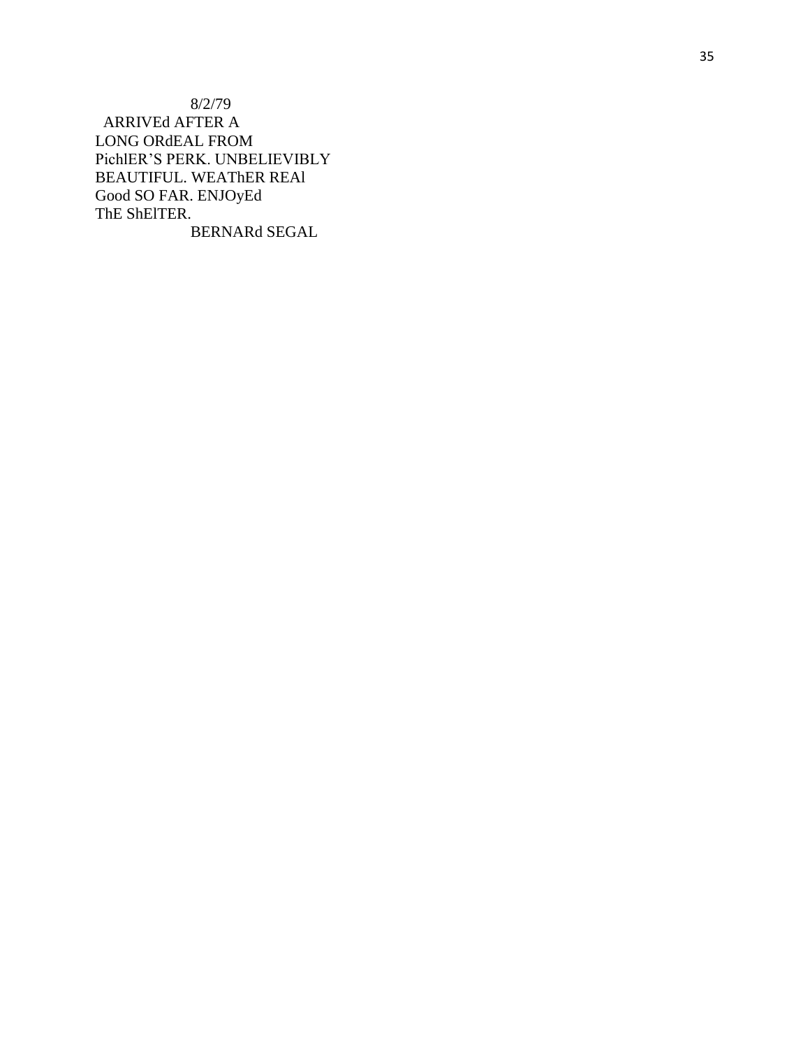8/2/79

ARRIVEd AFTER A
LONG ORdEAL FROM
PichlER'S PERK. UNBELIEVIBLY
BEAUTIFUL. WEAThER REAl
Good SO FAR. ENJOyEd
ThE ShElTER.

BERNARd SEGAL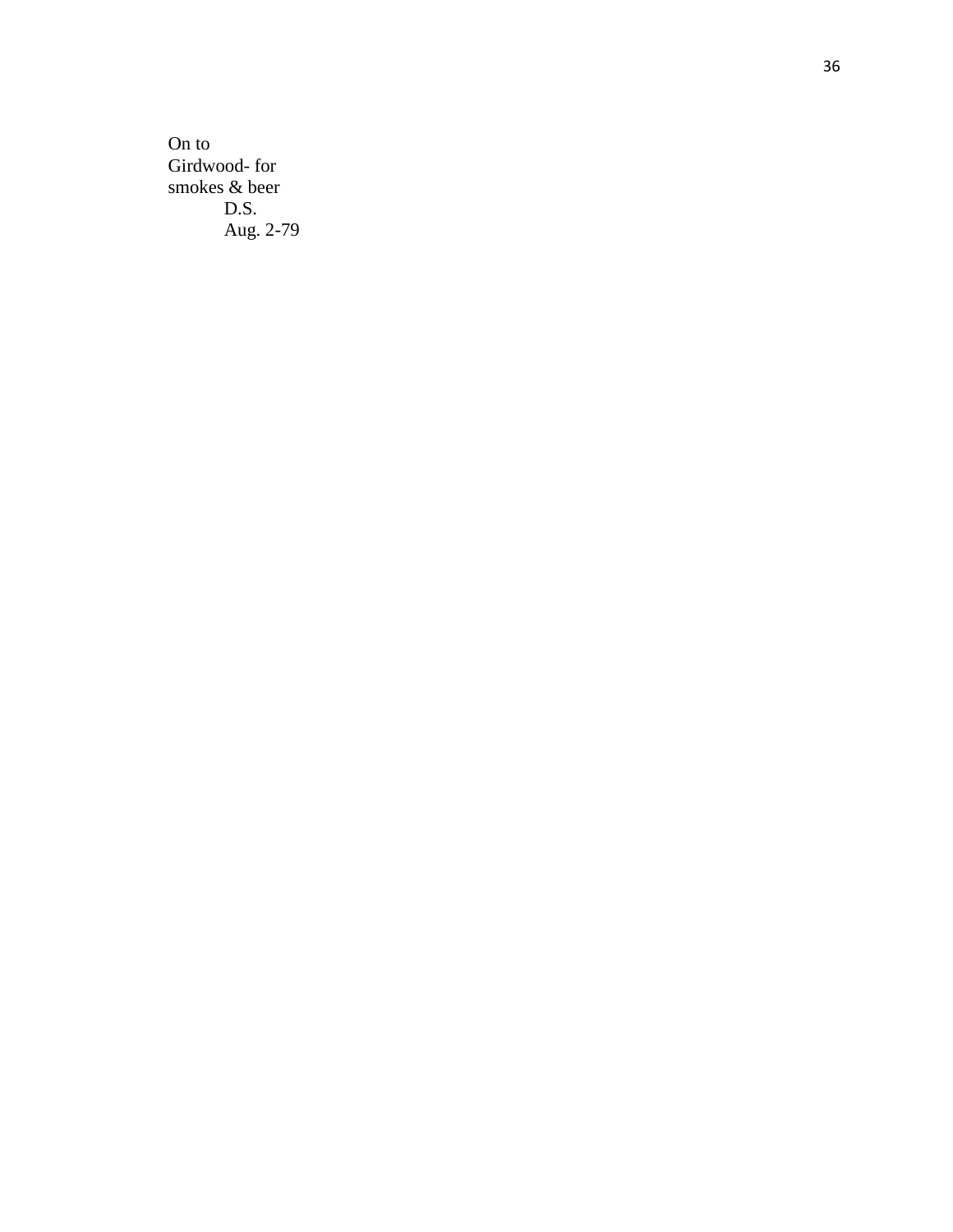On to
Girdwood- for
smokes & beer

D.S.
Aug. 2-79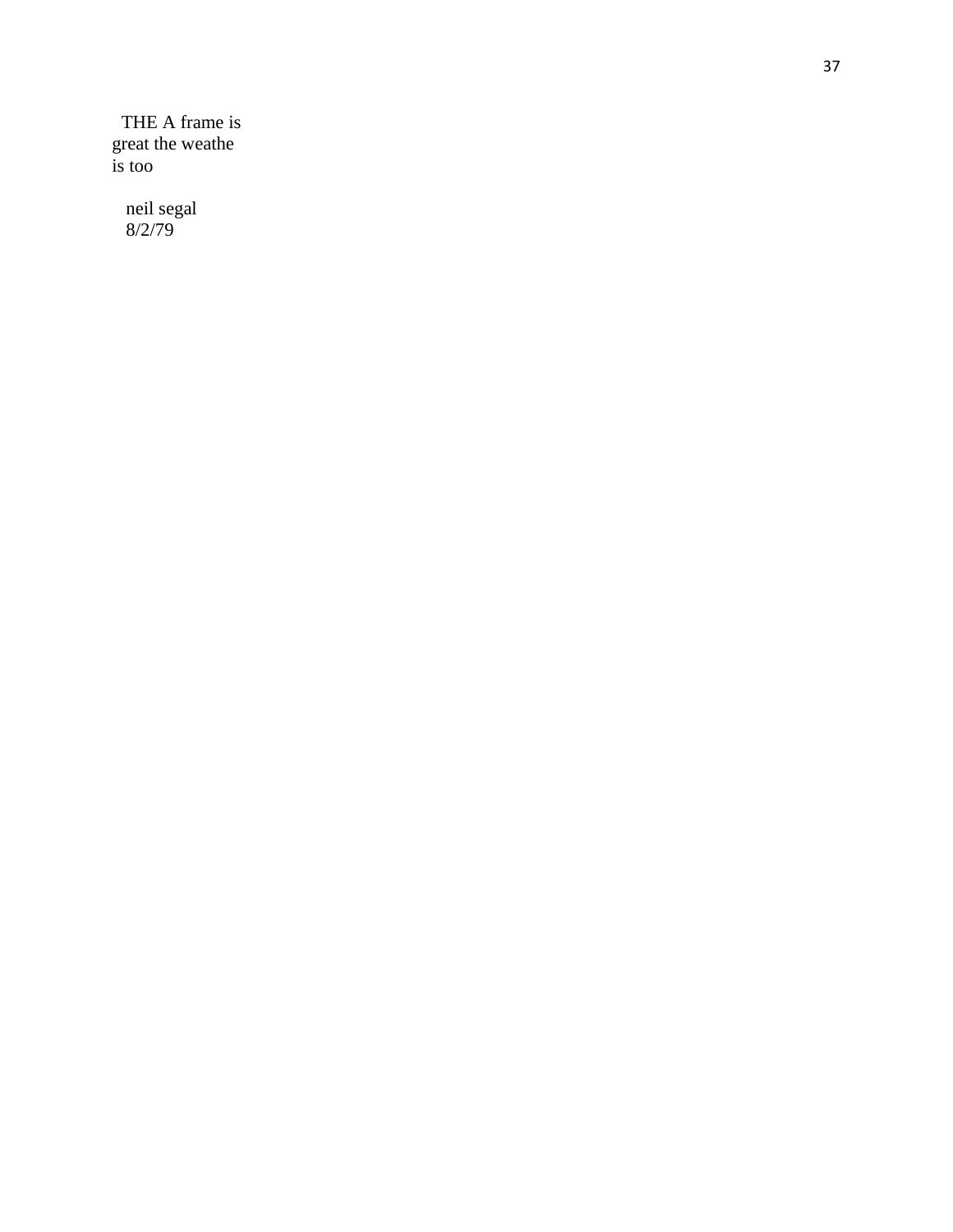THE A frame is
great the weathe
is too

neil segal
8/2/79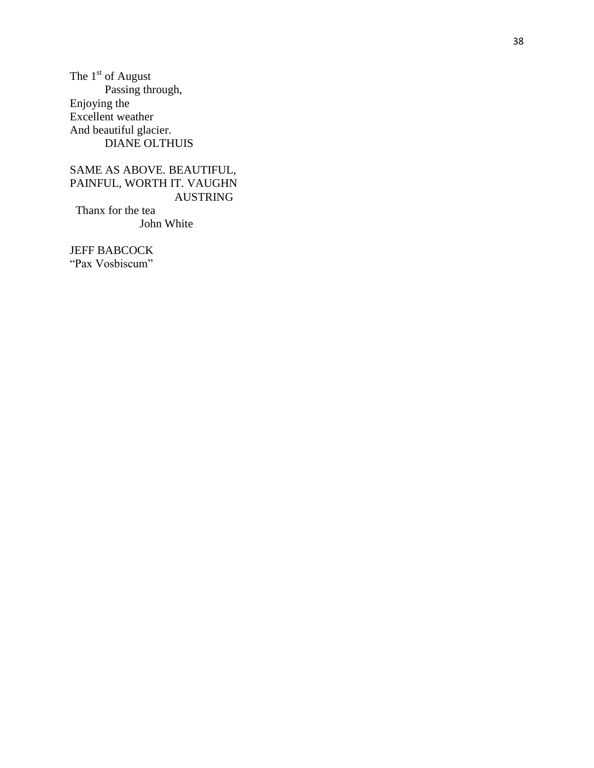The 1st of August
Passing through,
Enjoying the
Excellent weather
And beautiful glacier.
DIANE OLTHUIS

SAME AS ABOVE. BEAUTIFUL,
PAINFUL, WORTH IT. VAUGHN
AUSTRING

Thanx for the tea
John White

JEFF BABCOCK
"Pax Vosbiscum"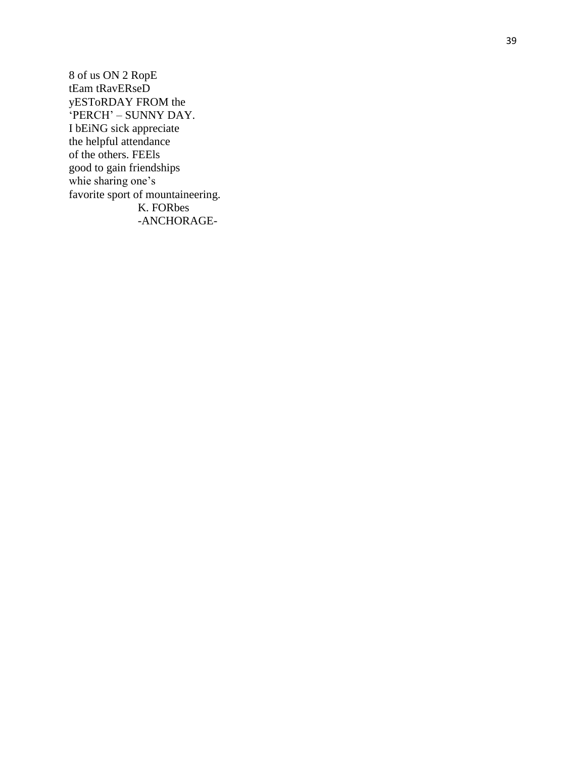8 of us ON 2 RopE  
tEam tRavERseD  
yESToRDAY FROM the  
'PERCH' – SUNNY DAY.  
I bEiNG sick appreciate  
the helpful attendance  
of the others. FEEls  
good to gain friendships  
whie sharing one's  
favorite sport of mountaineering.  
K. FORbes  
-ANCHORAGE-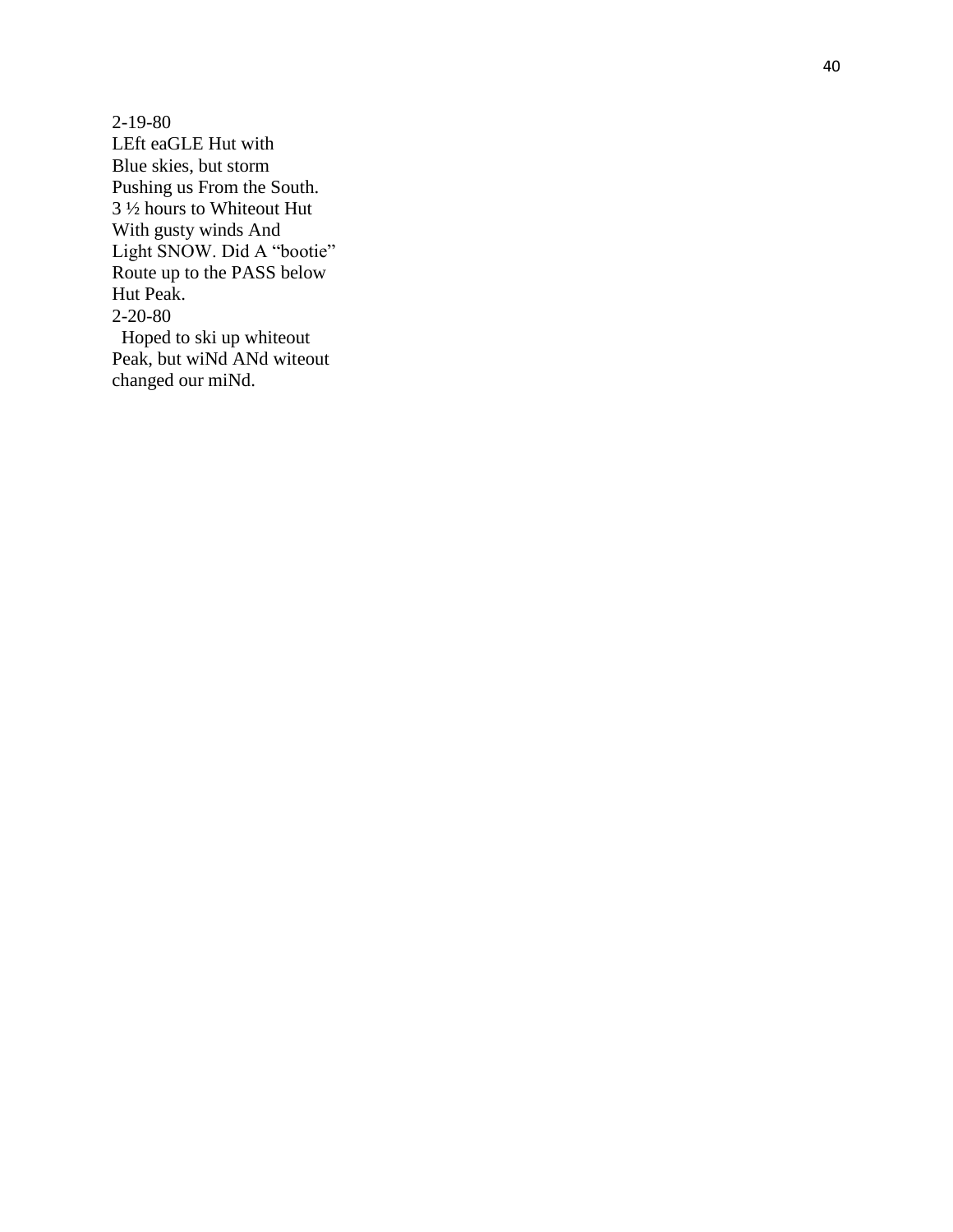2-19-80
LEft eaGLE Hut with
Blue skies, but storm
Pushing us From the South.
3 ½ hours to Whiteout Hut
With gusty winds And
Light SNOW. Did A “bootie”
Route up to the PASS below
Hut Peak.
2-20-80
Hoped to ski up whiteout
Peak, but wiNd ANd witeout
changed our miNd.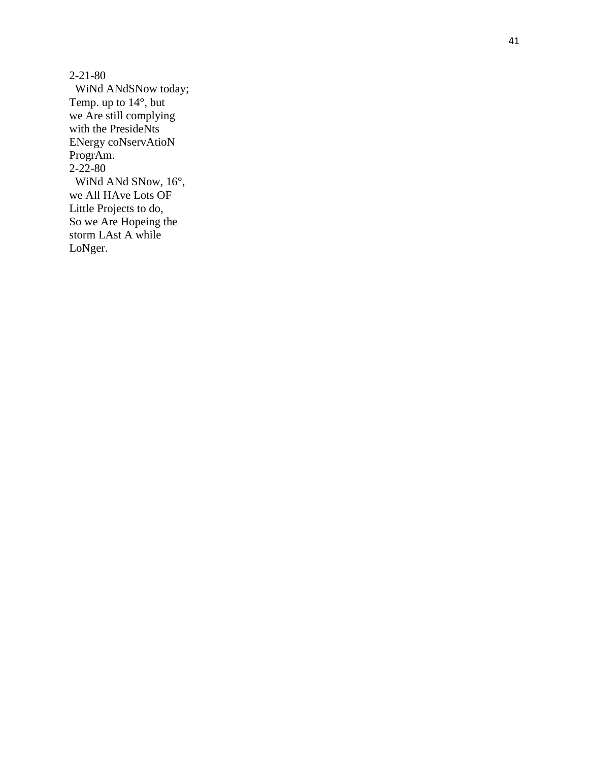2-21-80
WiNd ANdSNow today; Temp. up to 14°, but we Are still complying with the PresideNts ENergy coNservAtioN ProgrAm.

2-22-80
WiNd ANd SNow, 16°, we All HAve Lots OF Little Projects to do, So we Are Hopeing the storm LAst A while LoNger.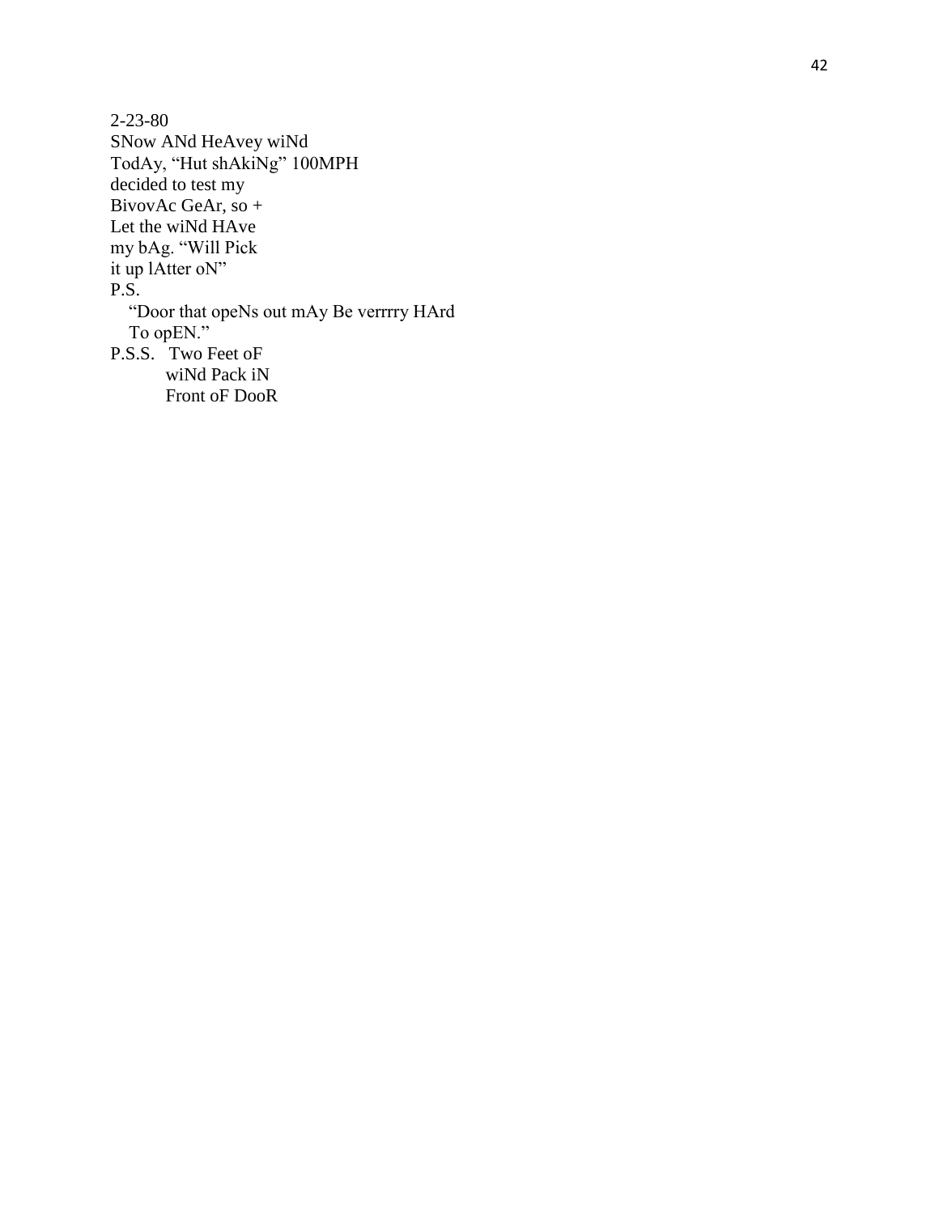2-23-80  
SNow ANd HeAvey wiNd  
TodAy, “Hut shAkiNg” 100MPH  
decided to test my  
BivovAc GeAr, so +  
Let the wiNd HAve  
my bAg. “Will Pick  
it up lAtter oN”  
P.S.  
“Door that opeNs out mAy Be verrrry HArd  
To opEN.”  
P.S.S. Two Feet oF  
wiNd Pack iN  
Front oF DooR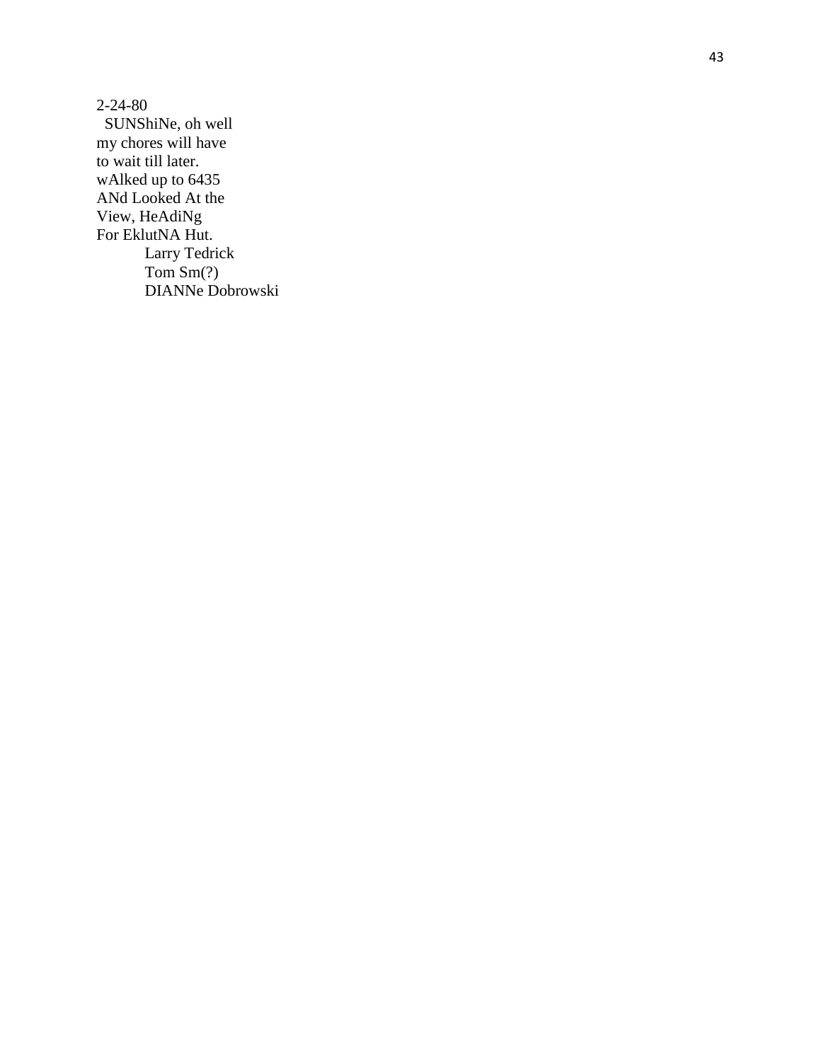2-24-80
SUNShiNe, oh well
my chores will have
to wait till later.
wAlked up to 6435
ANd Looked At the
View, HeAdiNg
For EklutNA Hut.

Larry Tedrick
Tom Sm(?)
DIANNe Dobrowski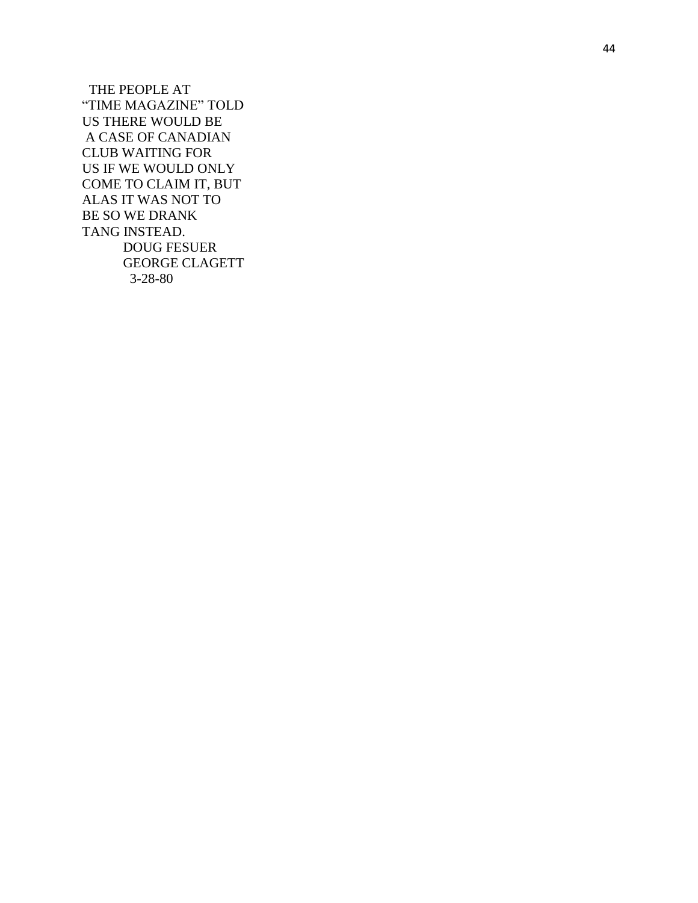THE PEOPLE AT
"TIME MAGAZINE" TOLD
US THERE WOULD BE
A CASE OF CANADIAN
CLUB WAITING FOR
US IF WE WOULD ONLY
COME TO CLAIM IT, BUT
ALAS IT WAS NOT TO
BE SO WE DRANK
TANG INSTEAD.

DOUG FESUER
GEORGE CLAGETT
3-28-80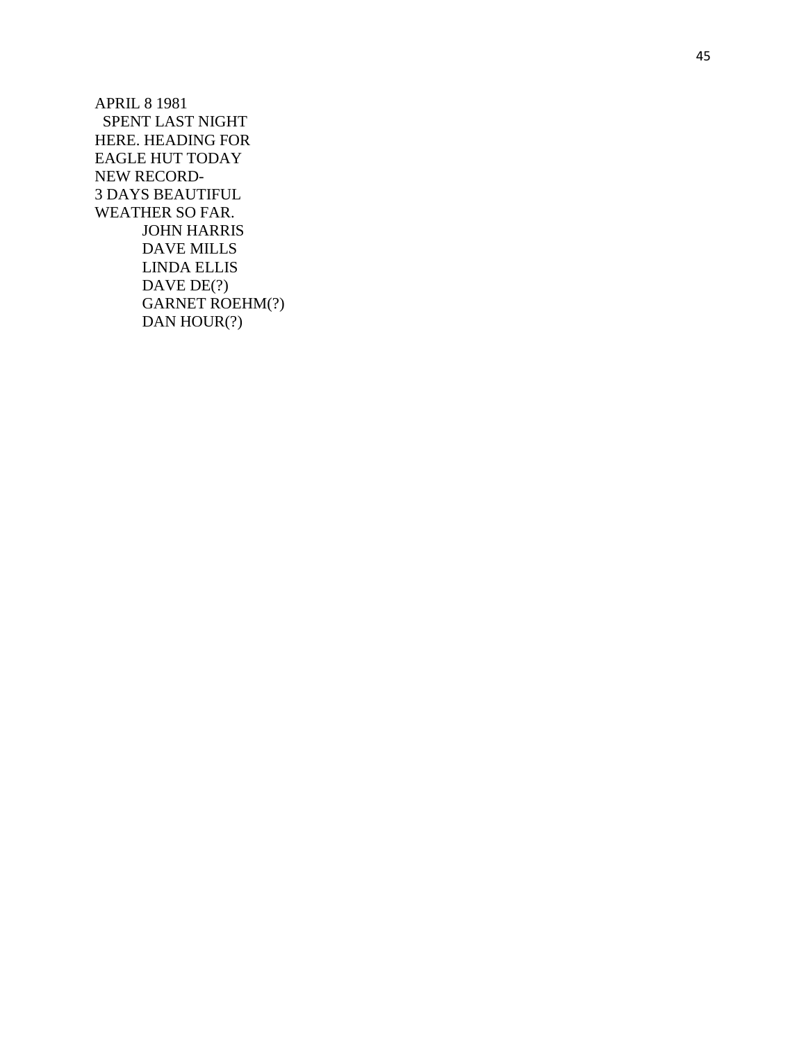APRIL 8 1981
SPENT LAST NIGHT
HERE. HEADING FOR
EAGLE HUT TODAY
NEW RECORD-
3 DAYS BEAUTIFUL
WEATHER SO FAR.

JOHN HARRIS
DAVE MILLS
LINDA ELLIS
DAVE DE(?)
GARNET ROEHM(?)
DAN HOUR(?)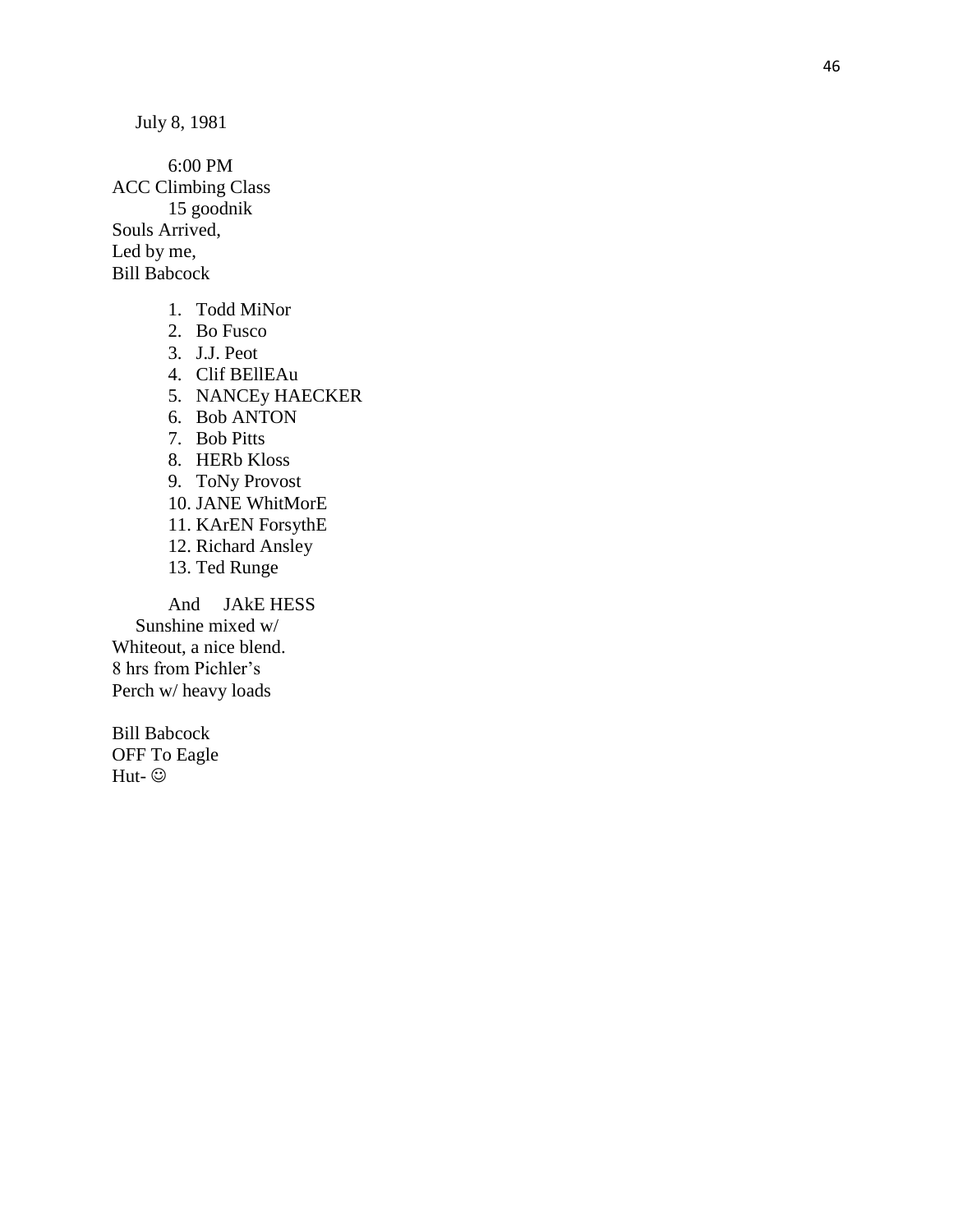July 8, 1981

6:00 PM
ACC Climbing Class
15 goodnik
Souls Arrived,
Led by me,
Bill Babcock

1. Todd MiNor
2. Bo Fusco
3. J.J. Peot
4. Clif BEllEAu
5. NANCEy HAECKER
6. Bob ANTON
7. Bob Pitts
8. HERb Kloss
9. ToNy Provost
10. JANE WhitMorE
11. KArEN ForsythE
12. Richard Ansley
13. Ted Runge

And JAkE HESS
Sunshine mixed w/
Whiteout, a nice blend.
8 hrs from Pichler's
Perch w/ heavy loads

Bill Babcock
OFF To Eagle
Hut- ☺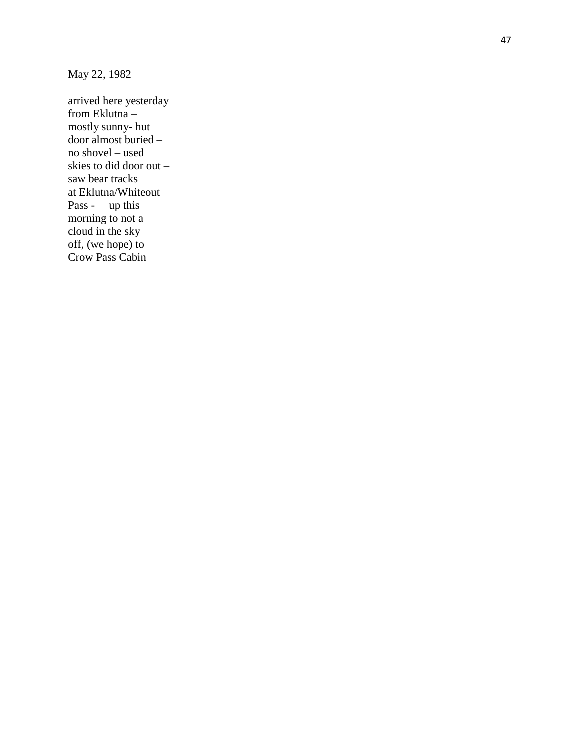May 22, 1982

arrived here yesterday
from Eklutna –
mostly sunny- hut
door almost buried –
no shovel – used
skies to did door out –
saw bear tracks
at Eklutna/Whiteout
Pass -     up this
morning to not a
cloud in the sky –
off, (we hope) to
Crow Pass Cabin –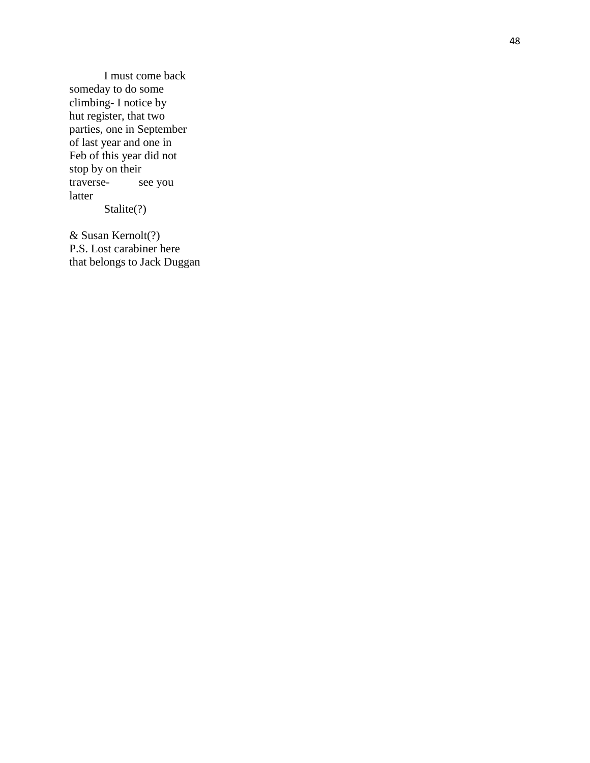I must come back
someday to do some
climbing- I notice by
hut register, that two
parties, one in September
of last year and one in
Feb of this year did not
stop by on their
traverse- see you
latter

Stalite(?)

& Susan Kernolt(?)
P.S. Lost carabiner here
that belongs to Jack Duggan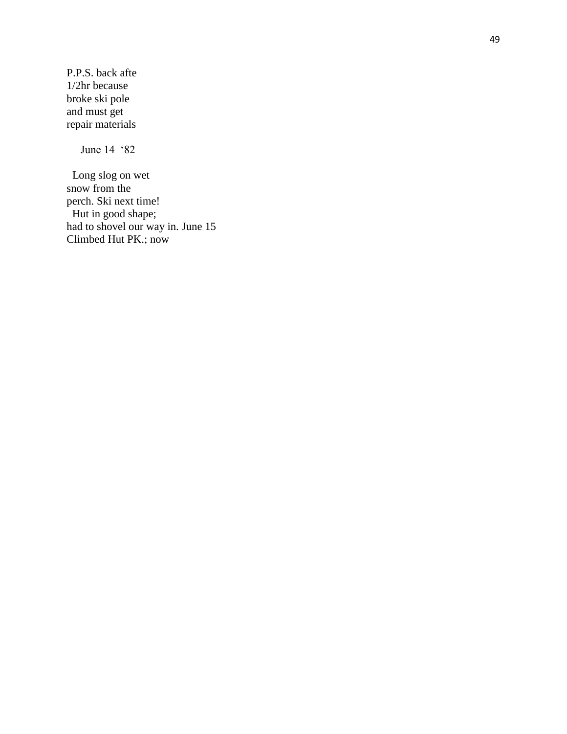P.P.S. back afte
1/2hr because
broke ski pole
and must get
repair materials

June 14 '82

Long slog on wet
snow from the
perch. Ski next time!
Hut in good shape;
had to shovel our way in. June 15
Climbed Hut PK.; now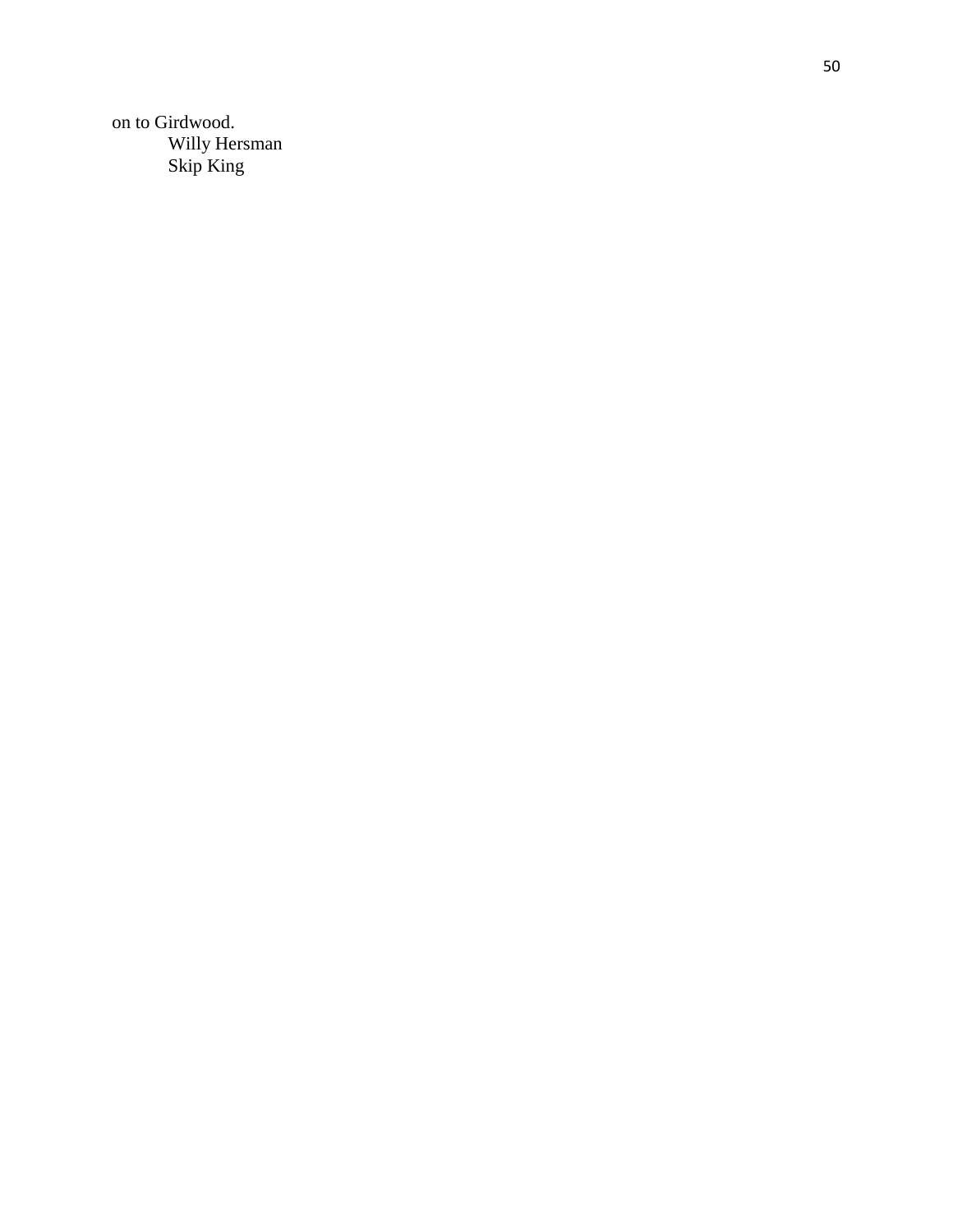on to Girdwood.

Willy Hersman
Skip King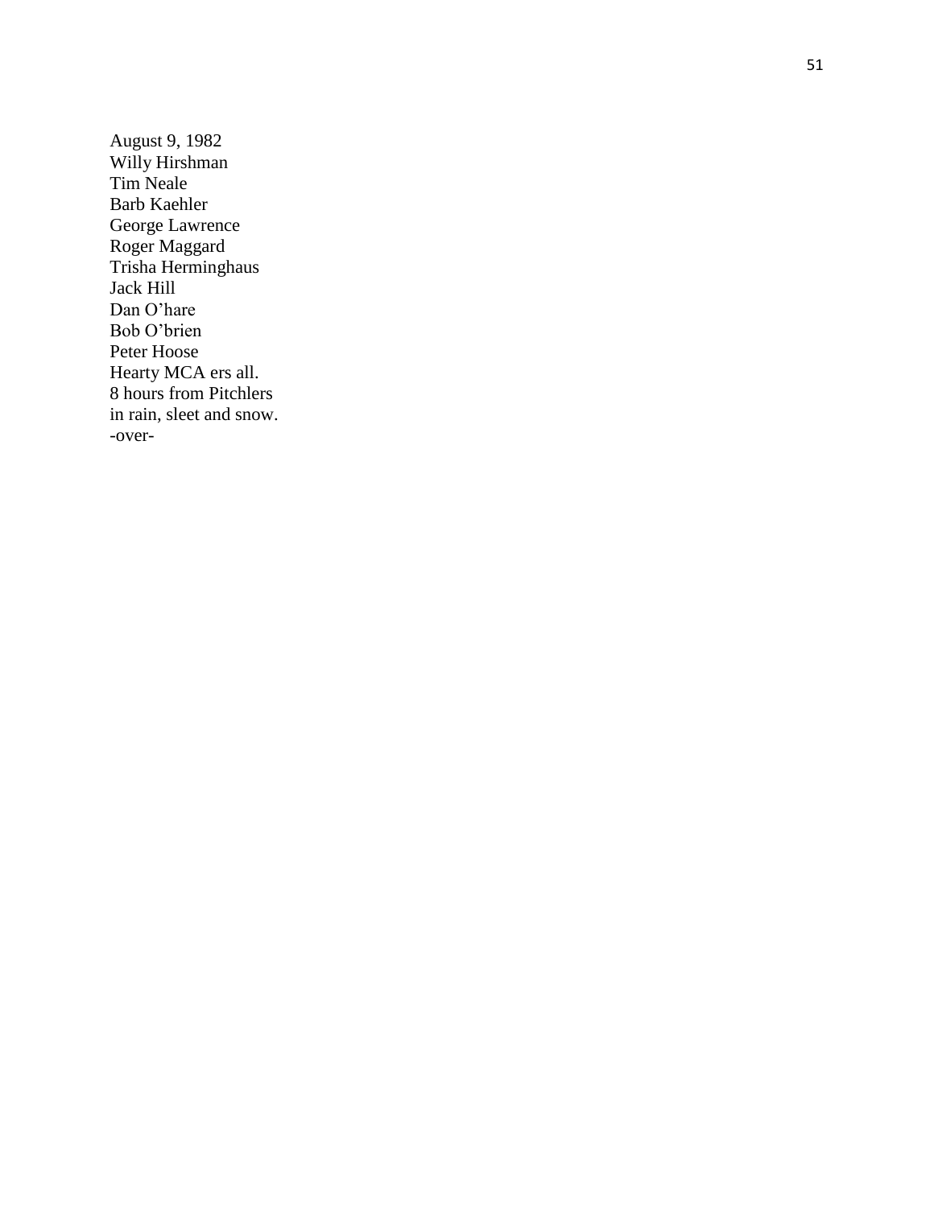August 9, 1982  
Willy Hirshman  
Tim Neale  
Barb Kaehler  
George Lawrence  
Roger Maggard  
Trisha Herminghaus  
Jack Hill  
Dan O’hare  
Bob O’brien  
Peter Hoose  
Hearty MCA ers all.  
8 hours from Pitchlers  
in rain, sleet and snow.  
-over-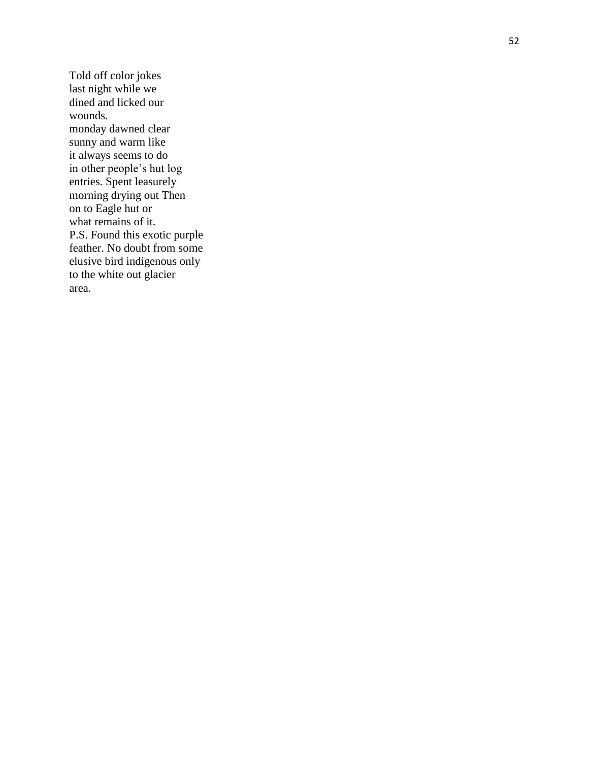Told off color jokes
last night while we
dined and licked our
wounds.
monday dawned clear
sunny and warm like
it always seems to do
in other people's hut log
entries. Spent leasurely
morning drying out Then
on to Eagle hut or
what remains of it.
P.S. Found this exotic purple
feather. No doubt from some
elusive bird indigenous only
to the white out glacier
area.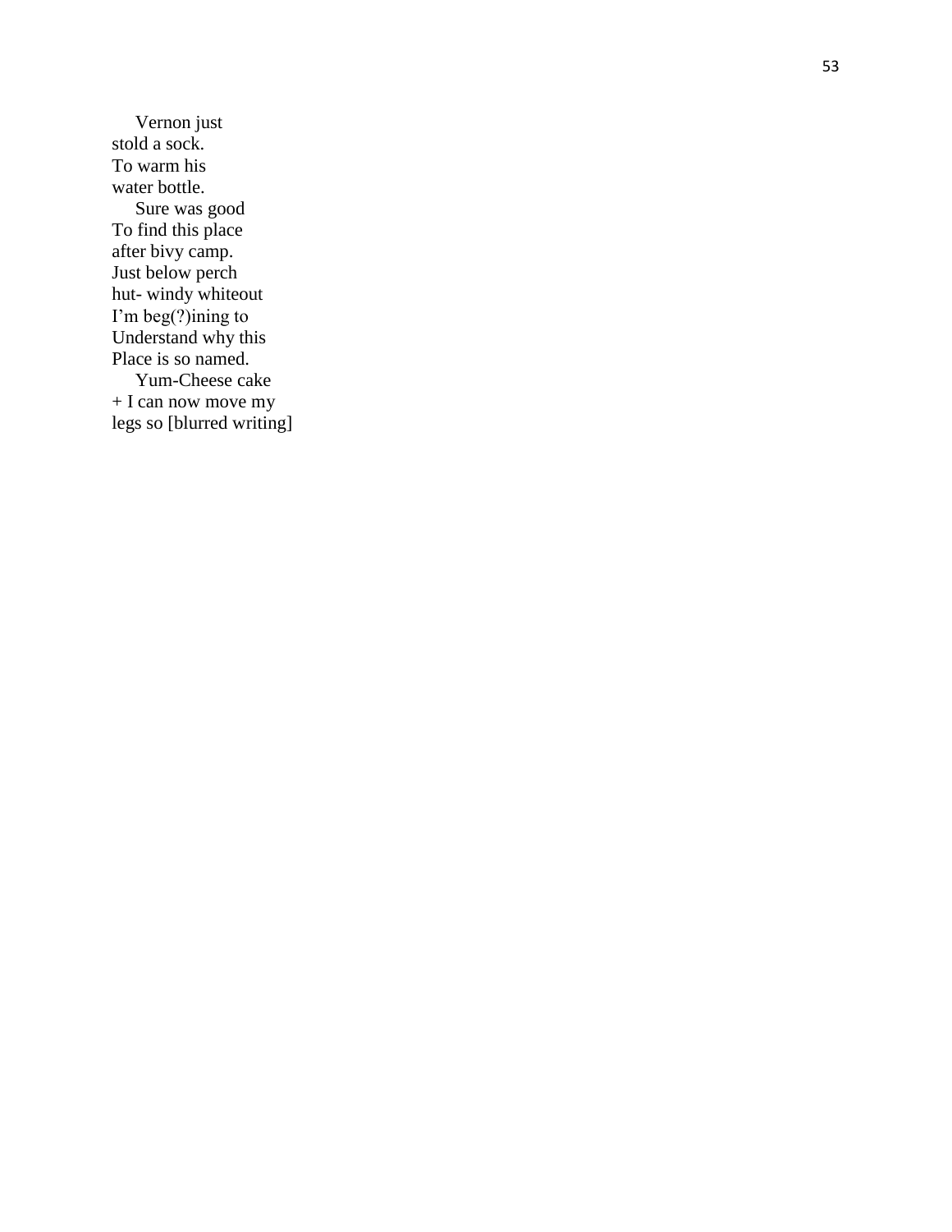Vernon just
stold a sock.
To warm his
water bottle.

Sure was good
To find this place
after bivy camp.
Just below perch
hut- windy whiteout
I'm beg(?)ining to
Understand why this
Place is so named.

Yum-Cheese cake
+ I can now move my
legs so [blurred writing]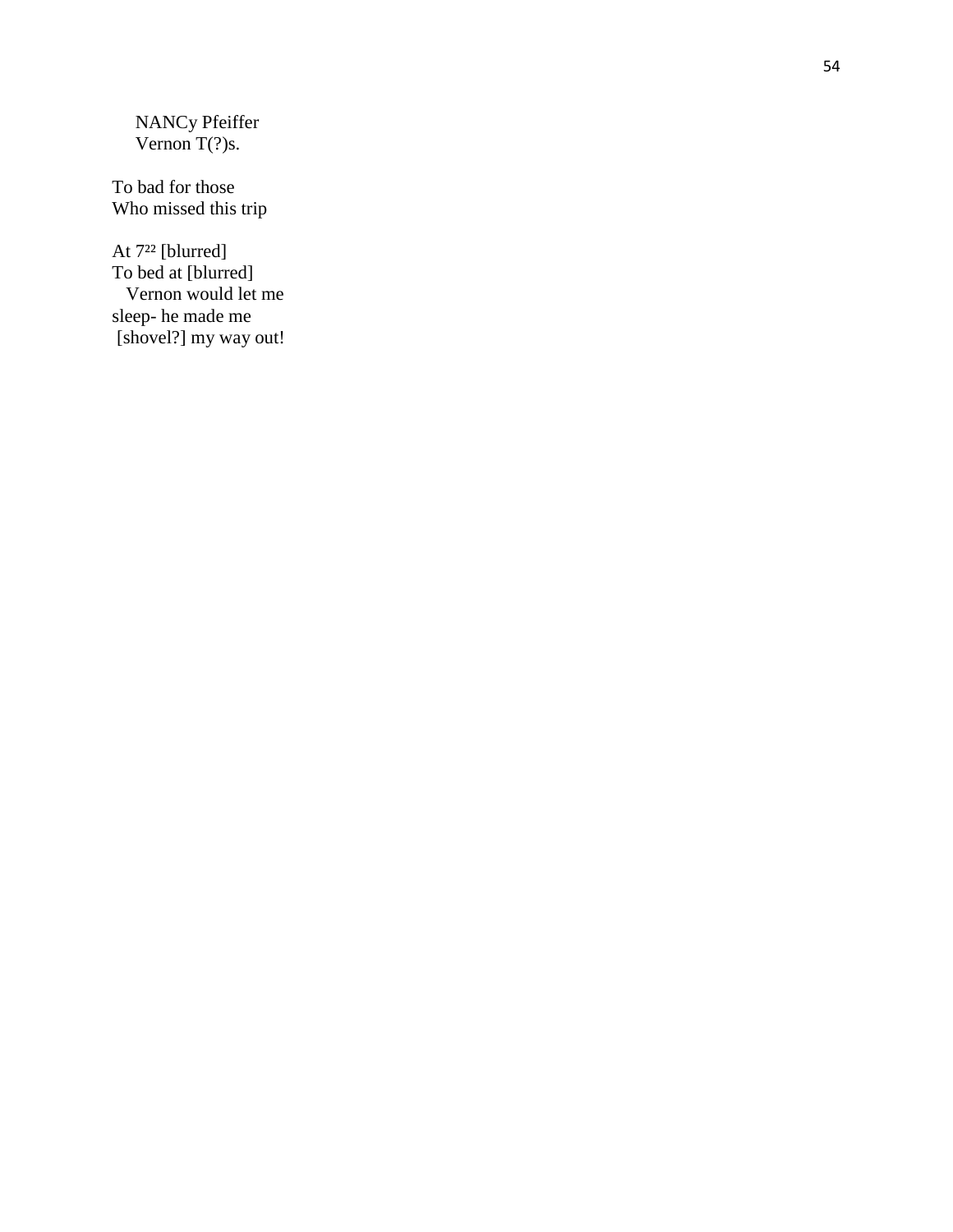NANCy Pfeiffer
Vernon T(?)s.

To bad for those
Who missed this trip

At 7²² [blurred]
To bed at [blurred]
Vernon would let me
sleep- he made me
[shovel?] my way out!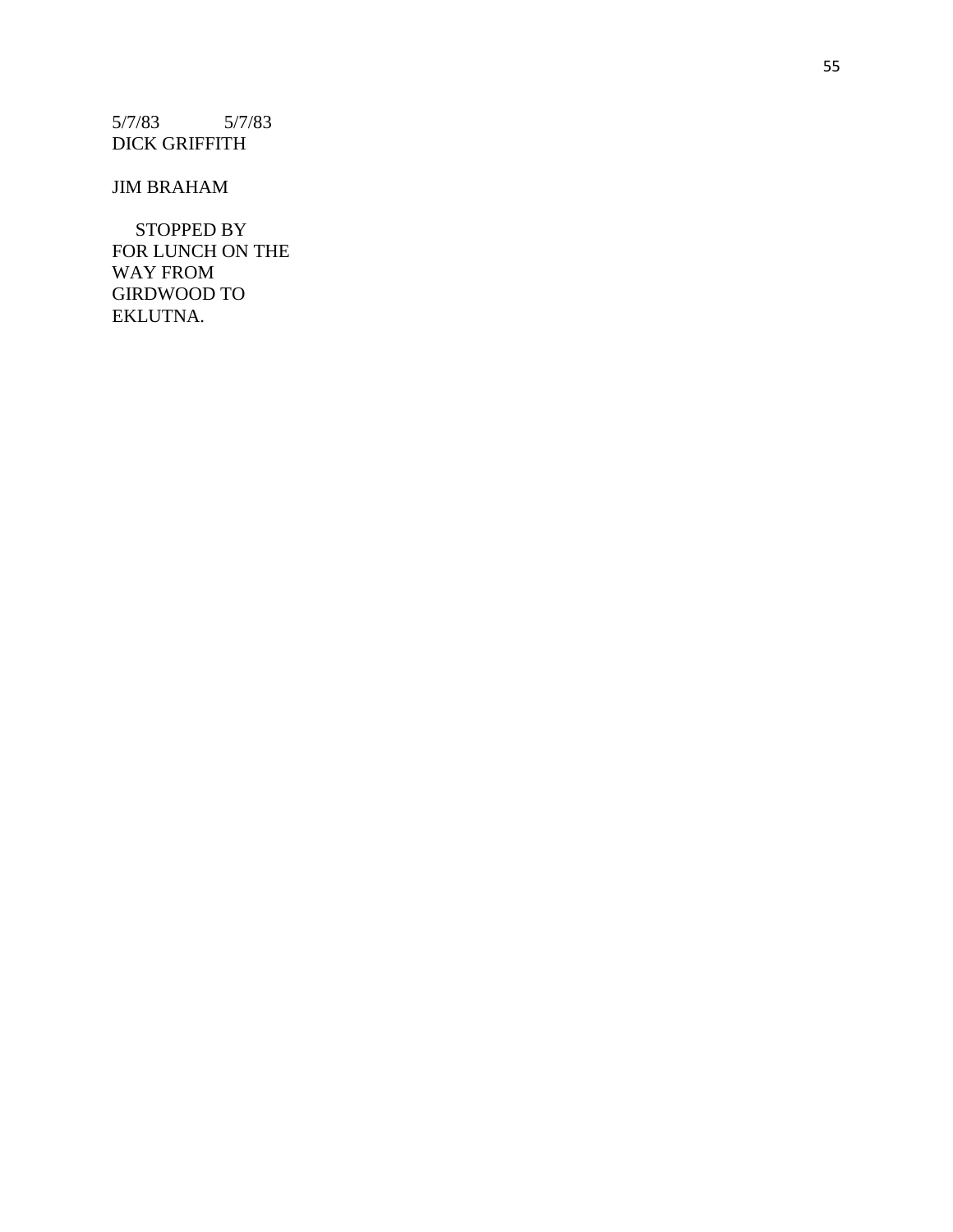5/7/83 5/7/83
DICK GRIFFITH

JIM BRAHAM

STOPPED BY
FOR LUNCH ON THE
WAY FROM
GIRDWOOD TO
EKLUTNA.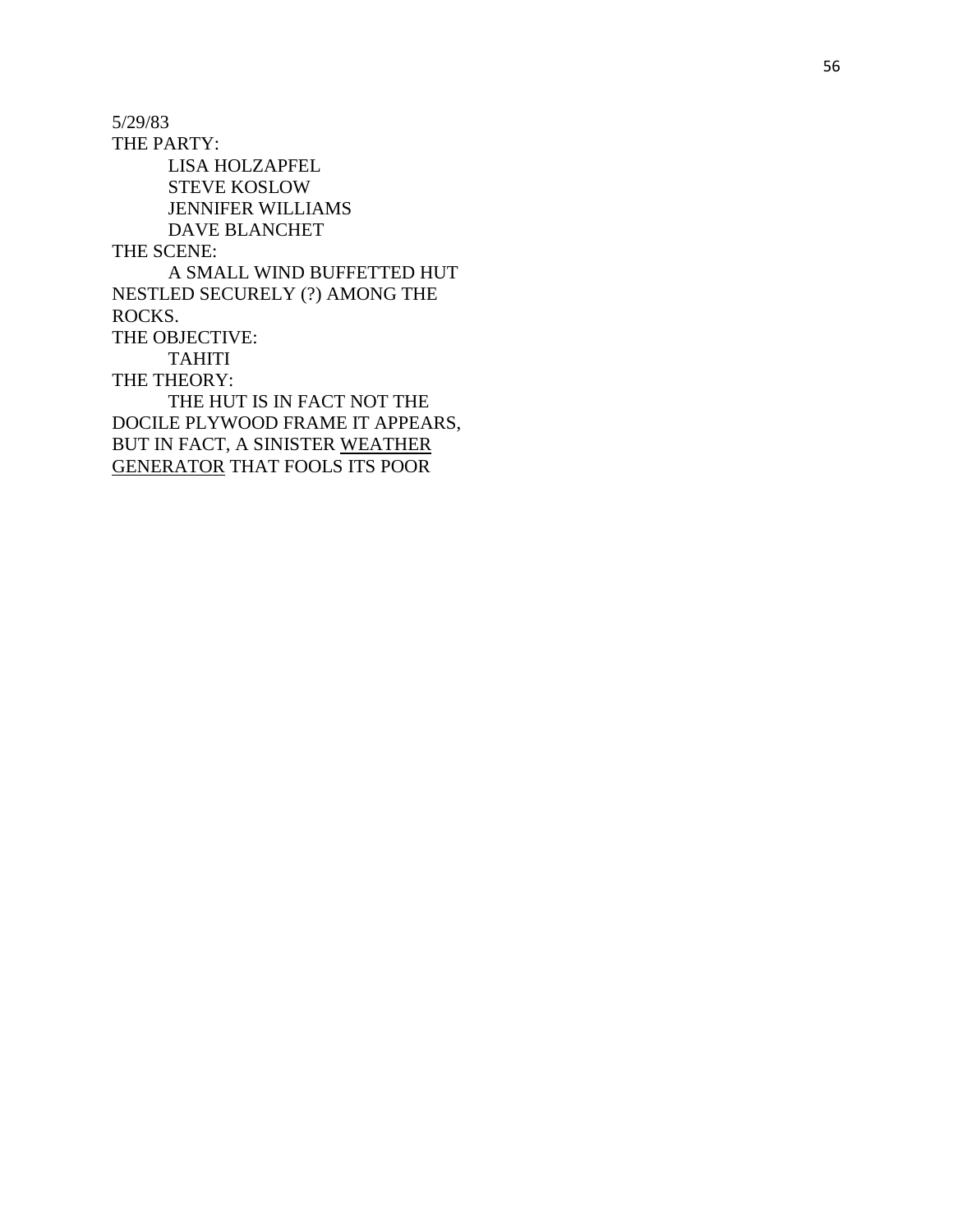5/29/83

THE PARTY:

LISA HOLZAPFEL
STEVE KOSLOW
JENNIFER WILLIAMS
DAVE BLANCHET

THE SCENE:

A SMALL WIND BUFFETTED HUT NESTLED SECURELY (?) AMONG THE ROCKS.

THE OBJECTIVE:

TAHITI

THE THEORY:

THE HUT IS IN FACT NOT THE DOCILE PLYWOOD FRAME IT APPEARS, BUT IN FACT, A SINISTER <u>WEATHER GENERATOR</u> THAT FOOLS ITS POOR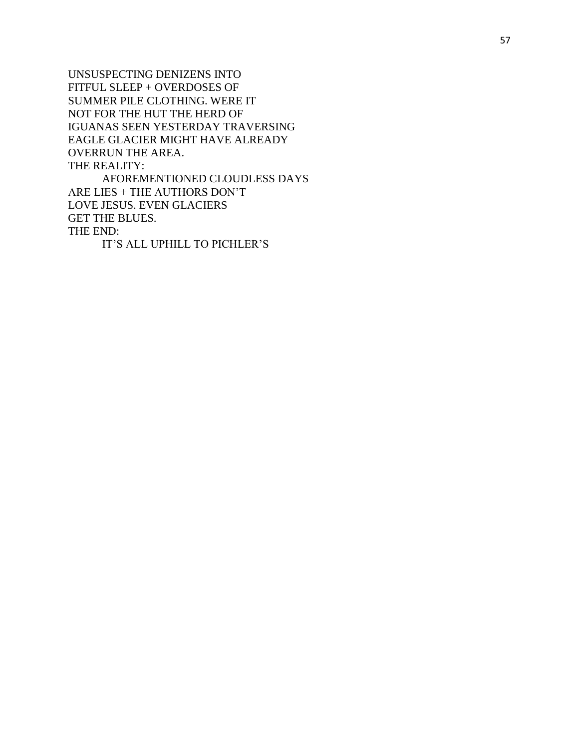UNSUSPECTING DENIZENS INTO
FITFUL SLEEP + OVERDOSES OF
SUMMER PILE CLOTHING. WERE IT
NOT FOR THE HUT THE HERD OF
IGUANAS SEEN YESTERDAY TRAVERSING
EAGLE GLACIER MIGHT HAVE ALREADY
OVERRUN THE AREA.
THE REALITY:
        AFOREMENTIONED CLOUDLESS DAYS
ARE LIES + THE AUTHORS DON'T
LOVE JESUS. EVEN GLACIERS
GET THE BLUES.
THE END:
        IT'S ALL UPHILL TO PICHLER'S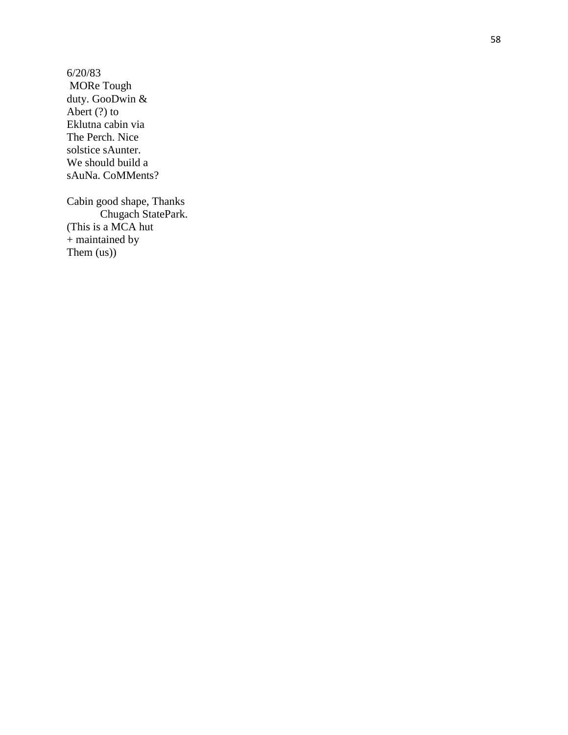6/20/83
 MORe Tough
duty. GooDwin &
Abert (?) to
Eklutna cabin via
The Perch. Nice
solstice sAunter.
We should build a
sAuNa. CoMMents?

Cabin good shape, Thanks
	Chugach StatePark.
(This is a MCA hut
+ maintained by
Them (us))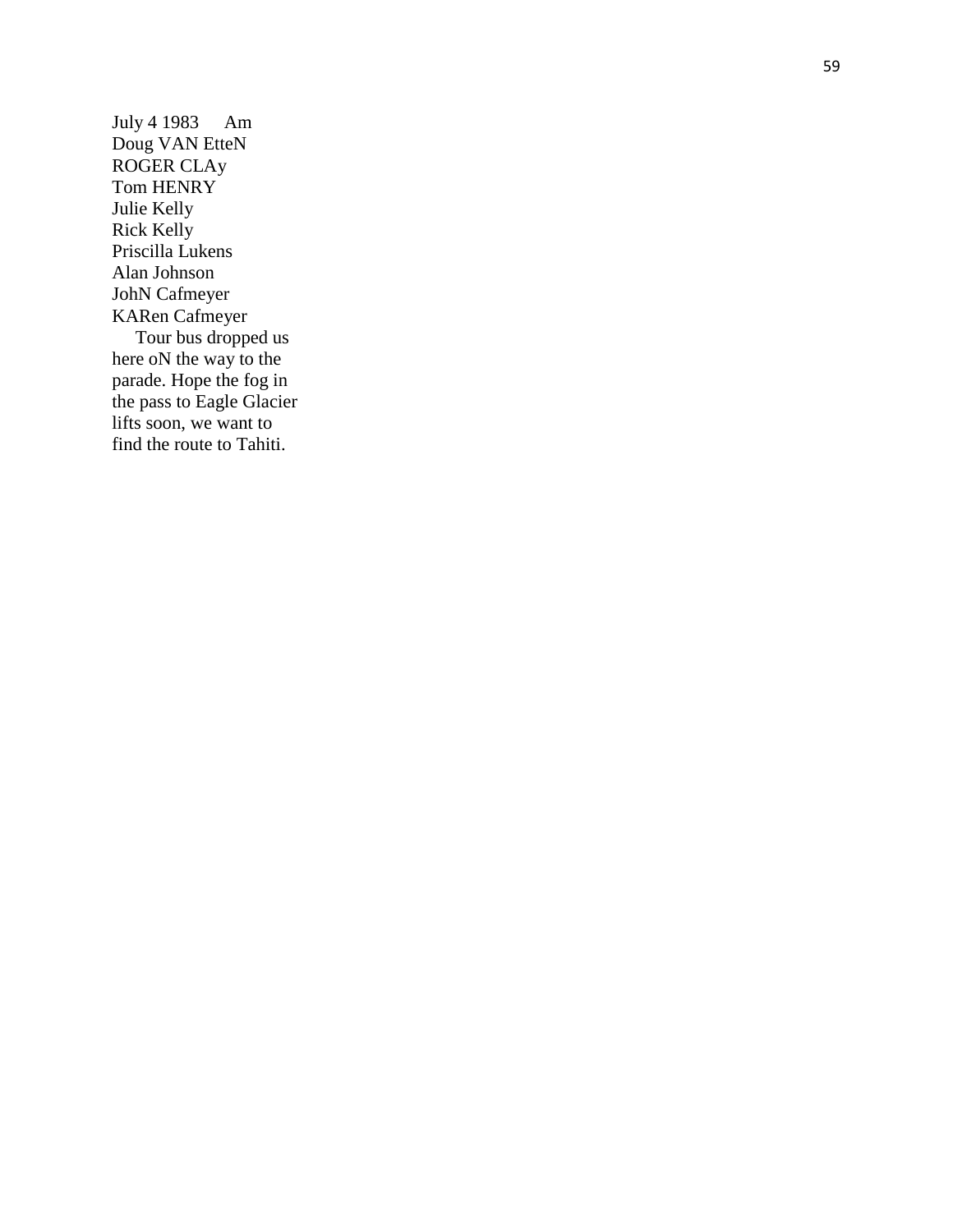July 4 1983 Am
Doug VAN EtteN
ROGER CLAy
Tom HENRY
Julie Kelly
Rick Kelly
Priscilla Lukens
Alan Johnson
JohN Cafmeyer
KARen Cafmeyer

Tour bus dropped us here oN the way to the parade. Hope the fog in the pass to Eagle Glacier lifts soon, we want to find the route to Tahiti.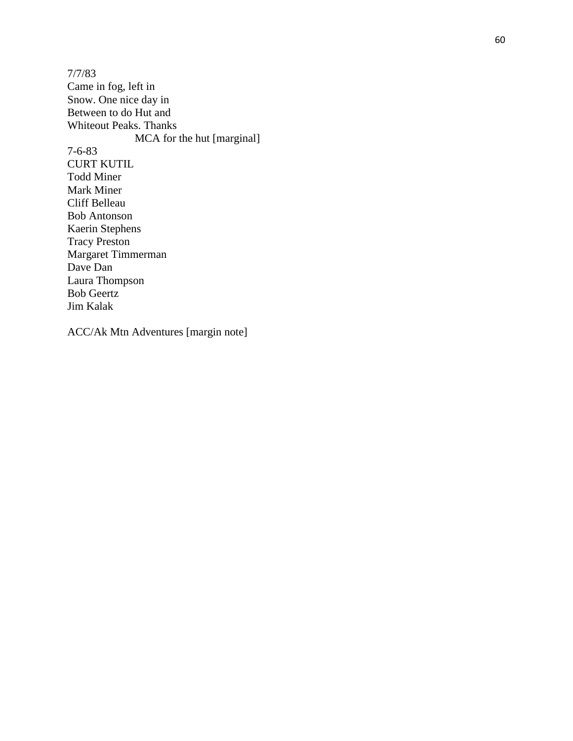7/7/83  
Came in fog, left in  
Snow. One nice day in  
Between to do Hut and  
Whiteout Peaks. Thanks  
MCA for the hut [marginal]

7-6-83  
CURT KUTIL  
Todd Miner  
Mark Miner  
Cliff Belleau  
Bob Antonson  
Kaerin Stephens  
Tracy Preston  
Margaret Timmerman  
Dave Dan  
Laura Thompson  
Bob Geertz  
Jim Kalak

ACC/Ak Mtn Adventures [margin note]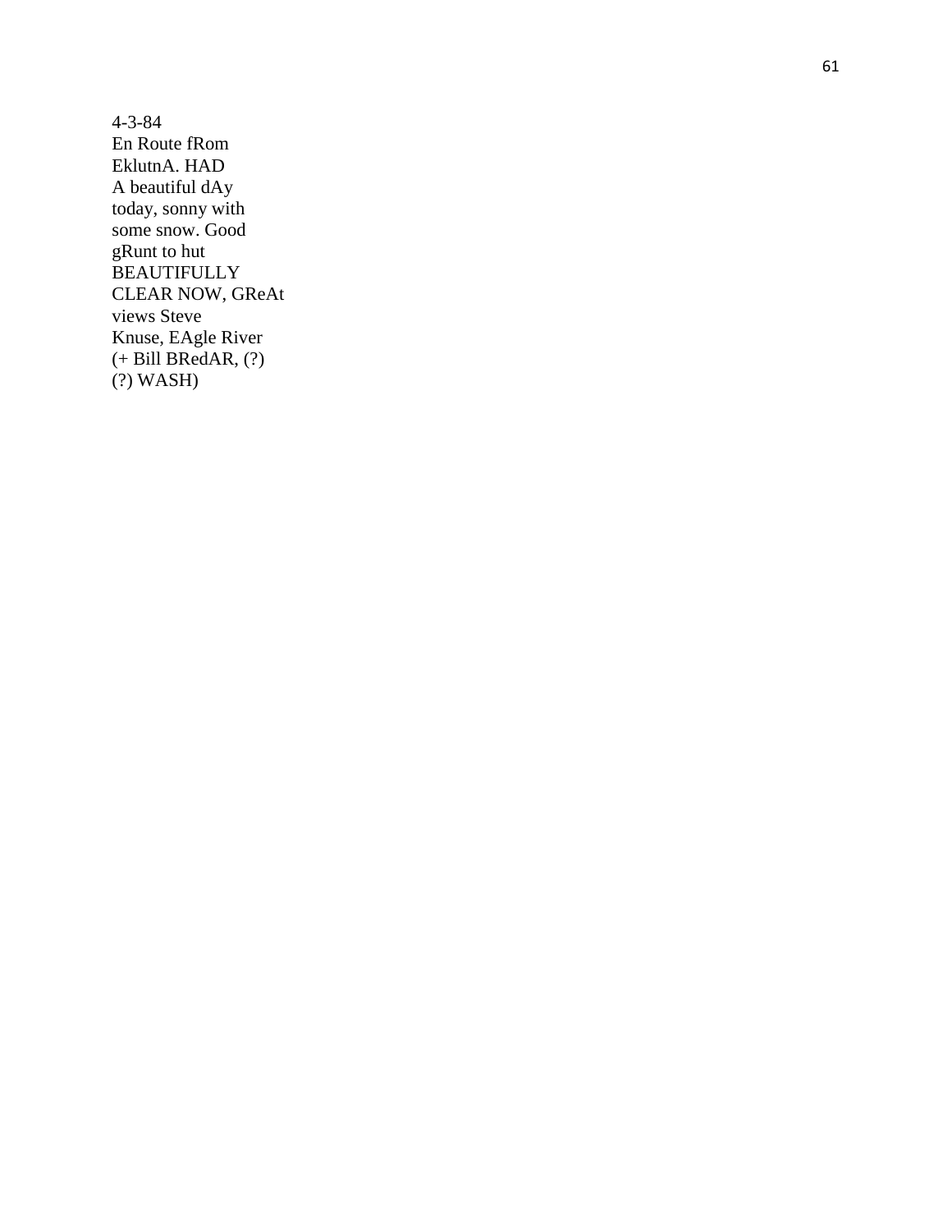4-3-84
En Route fRom
EklutnA. HAD
A beautiful dAy
today, sonny with
some snow. Good
gRunt to hut
BEAUTIFULLY
CLEAR NOW, GReAt
views Steve
Knuse, EAgle River
(+ Bill BRedAR, (?)
(?) WASH)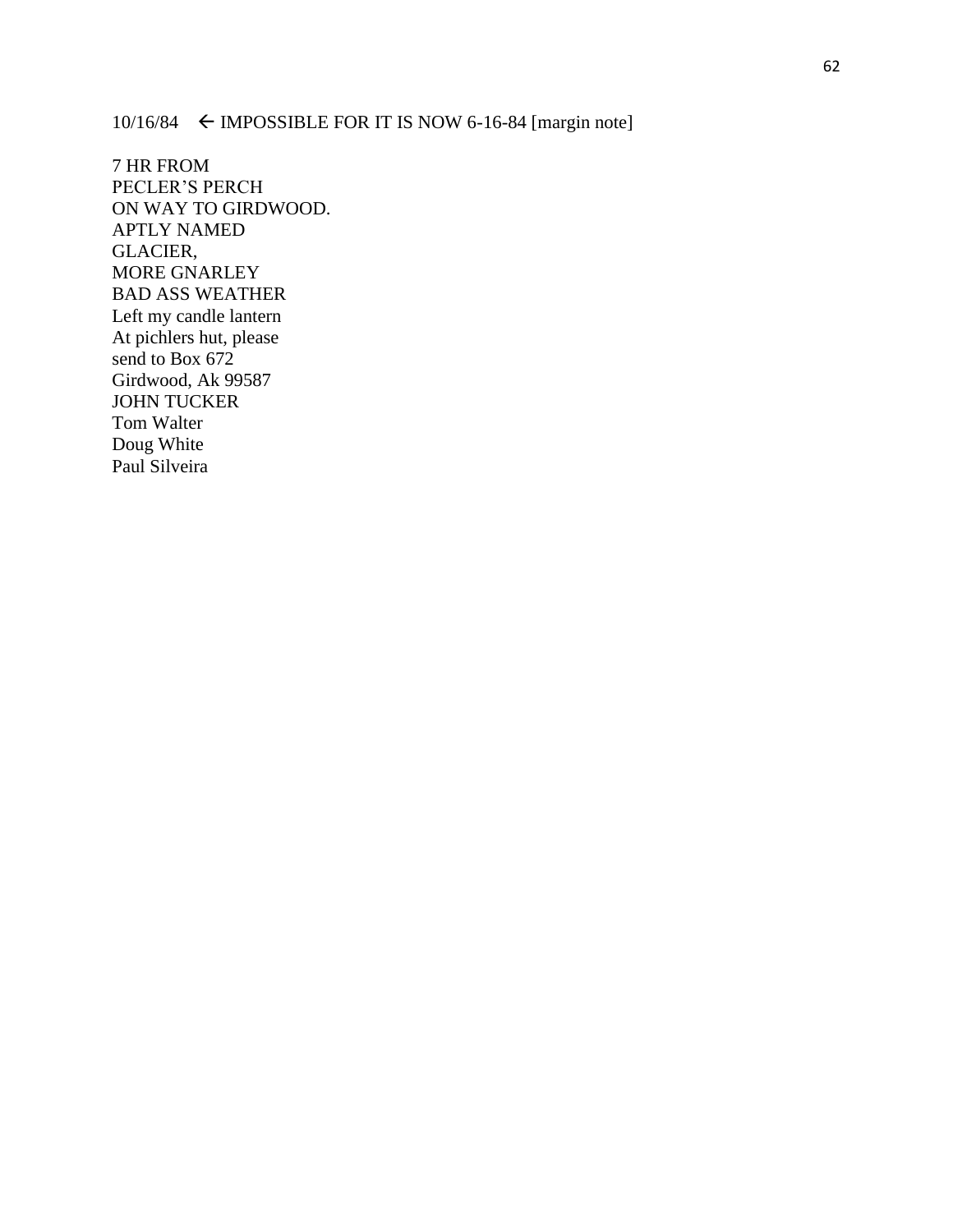10/16/84 ← IMPOSSIBLE FOR IT IS NOW 6-16-84 [margin note]

7 HR FROM
PECLER’S PERCH
ON WAY TO GIRDWOOD.
APTLY NAMED
GLACIER,
MORE GNARLEY
BAD ASS WEATHER
Left my candle lantern
At pichlers hut, please
send to Box 672
Girdwood, Ak 99587
JOHN TUCKER
Tom Walter
Doug White
Paul Silveira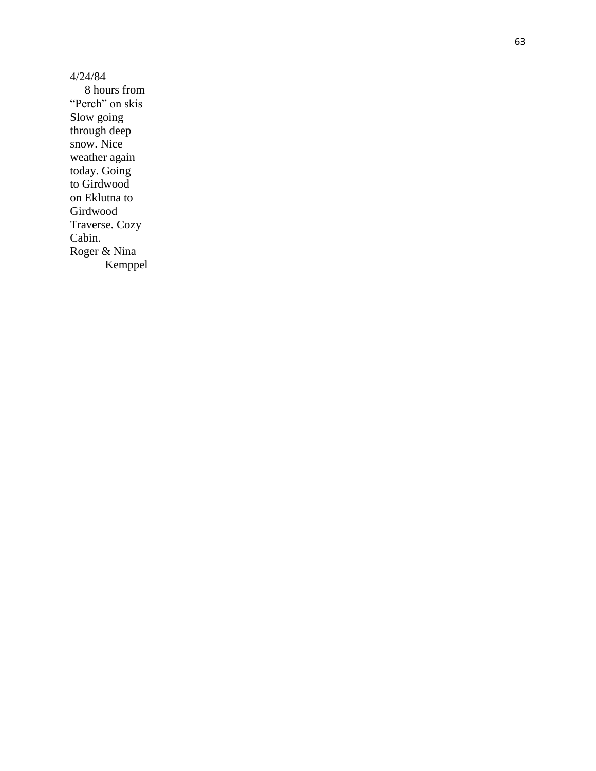4/24/84

8 hours from "Perch" on skis Slow going through deep snow. Nice weather again today. Going to Girdwood on Eklutna to Girdwood Traverse. Cozy Cabin.

Roger & Nina Kemppel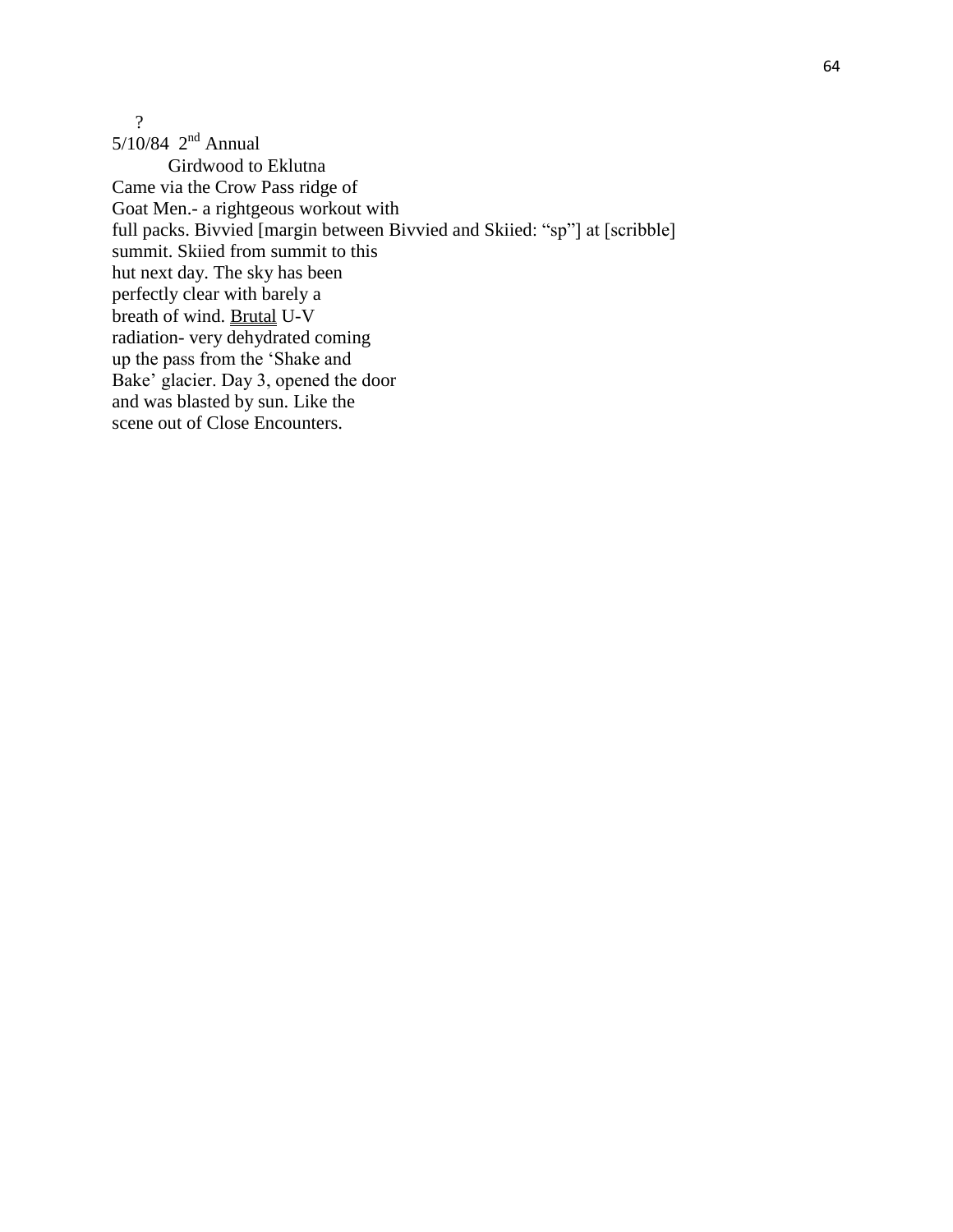?
5/10/84 2nd Annual
Girdwood to Eklutna
Came via the Crow Pass ridge of
Goat Men.- a rightgeous workout with
full packs. Bivvied [margin between Bivvied and Skiied: “sp”] at [scribble]
summit. Skiied from summit to this
hut next day. The sky has been
perfectly clear with barely a
breath of wind. <u>Brutal</u> U-V
radiation- very dehydrated coming
up the pass from the ‘Shake and
Bake’ glacier. Day 3, opened the door
and was blasted by sun. Like the
scene out of Close Encounters.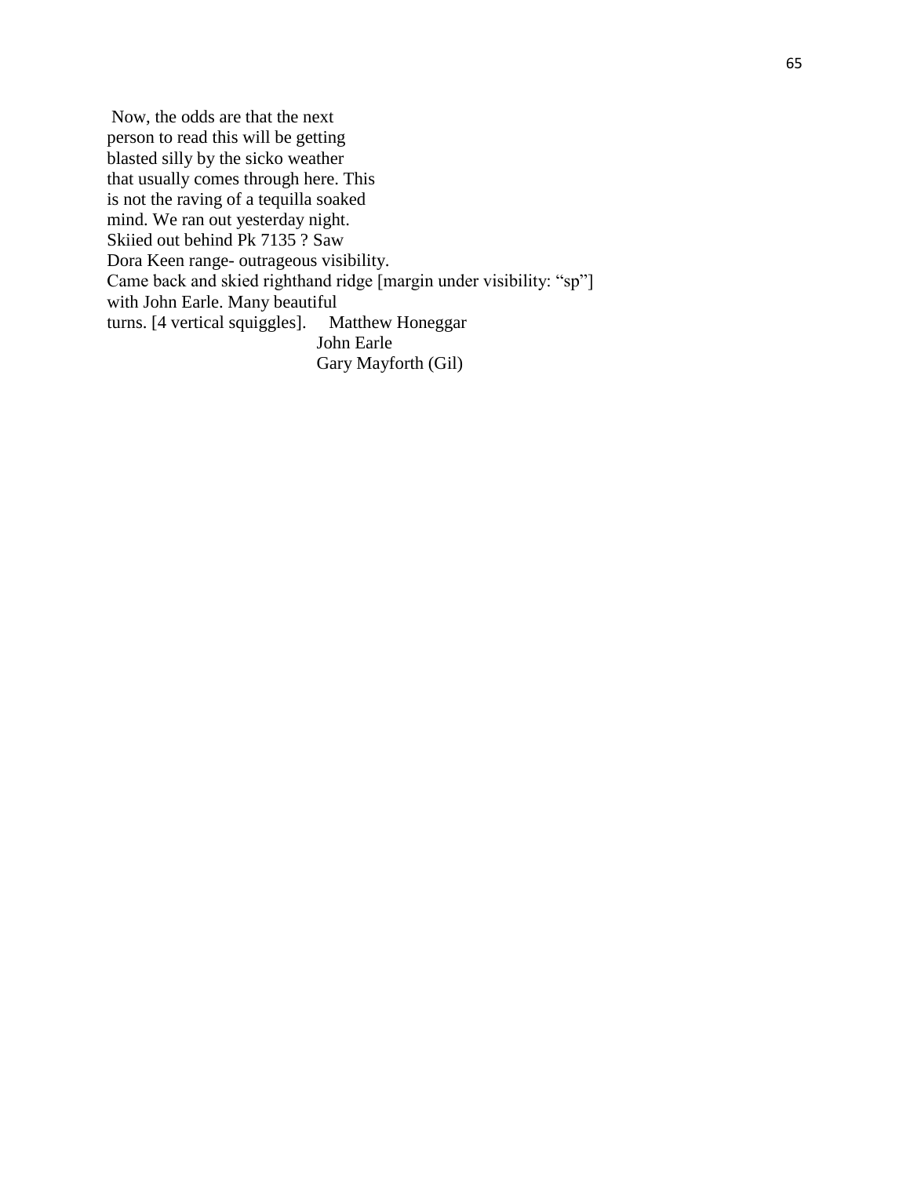Now, the odds are that the next
person to read this will be getting
blasted silly by the sicko weather
that usually comes through here. This
is not the raving of a tequilla soaked
mind. We ran out yesterday night.
Skiied out behind Pk 7135 ? Saw
Dora Keen range- outrageous visibility.
Came back and skied righthand ridge [margin under visibility: "sp"]
with John Earle. Many beautiful
turns. [4 vertical squiggles].     Matthew Honeggar
John Earle
Gary Mayforth (Gil)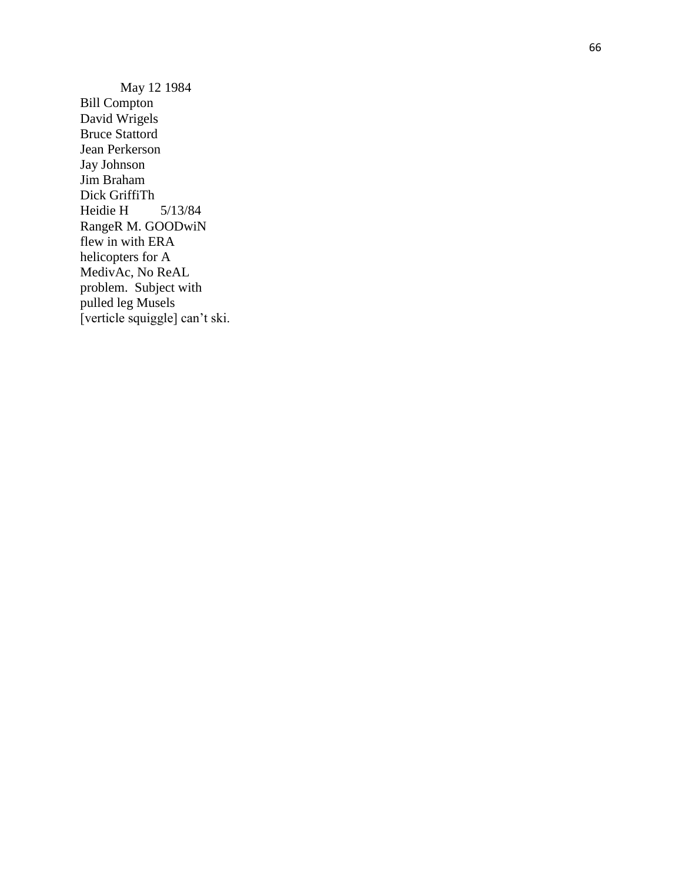May 12 1984
Bill Compton
David Wrigels
Bruce Stattord
Jean Perkerson
Jay Johnson
Jim Braham
Dick GriffiTh
Heidie H 5/13/84
RangeR M. GOODwiN
flew in with ERA
helicopters for A
MedivAc, No ReAL
problem. Subject with
pulled leg Musels
[verticle squiggle] can’t ski.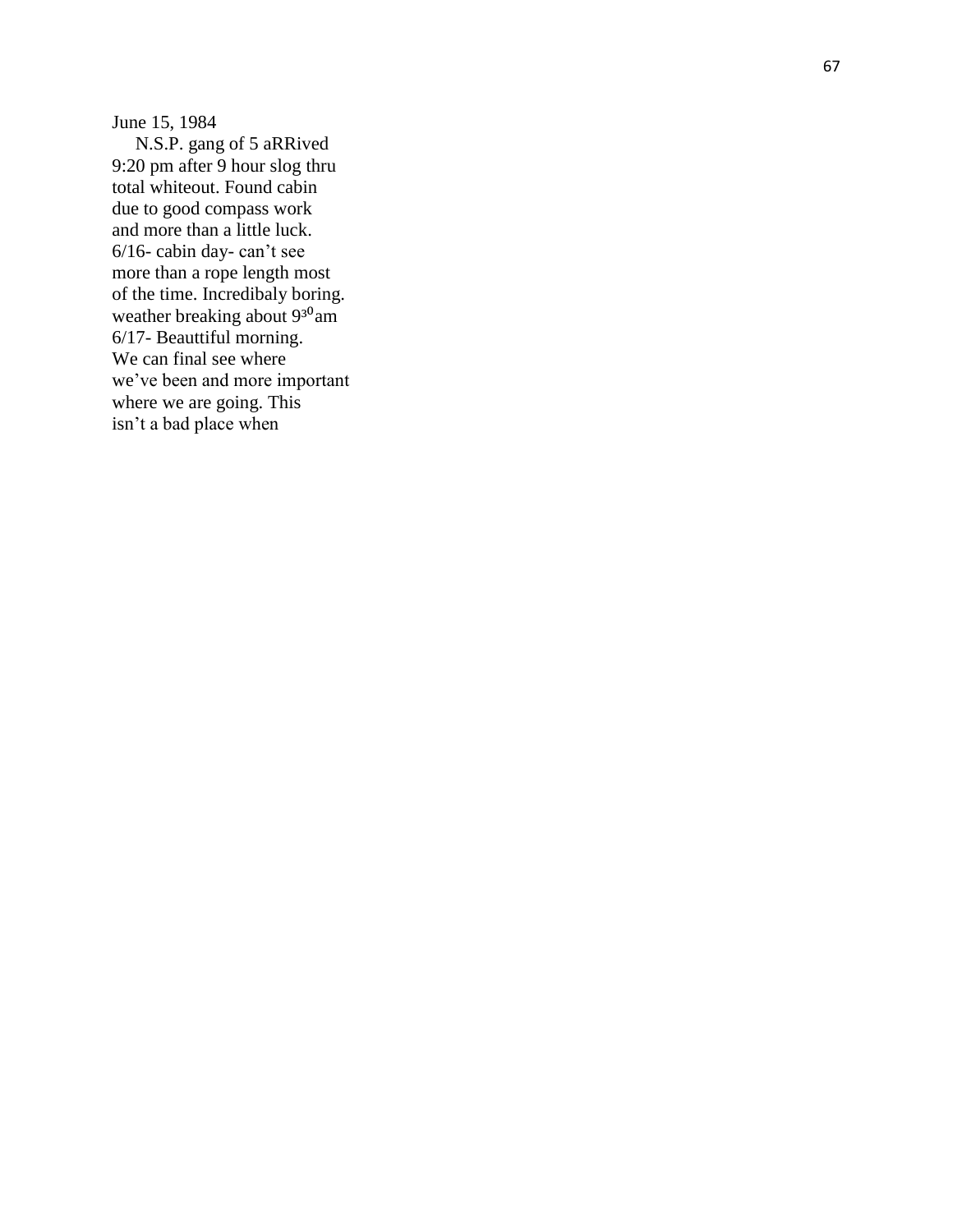June 15, 1984

N.S.P. gang of 5 aRRived
9:20 pm after 9 hour slog thru
total whiteout. Found cabin
due to good compass work
and more than a little luck.
6/16- cabin day- can't see
more than a rope length most
of the time. Incredibaly boring.
weather breaking about $9^{30}$am
6/17- Beauttiful morning.
We can final see where
we've been and more important
where we are going. This
isn't a bad place when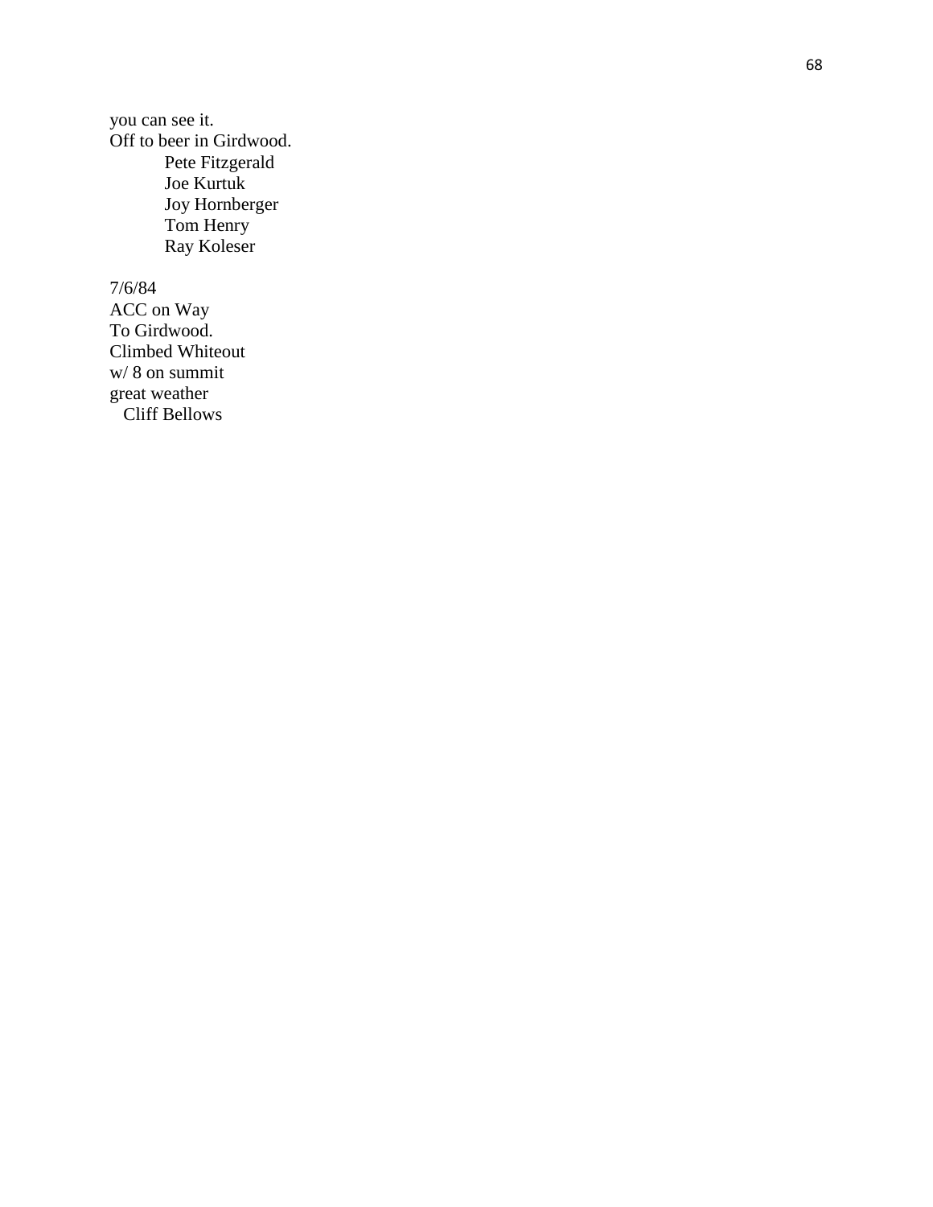you can see it.
Off to beer in Girdwood.

Pete Fitzgerald
Joe Kurtuk
Joy Hornberger
Tom Henry
Ray Koleser

7/6/84
ACC on Way
To Girdwood.
Climbed Whiteout
w/ 8 on summit
great weather
Cliff Bellows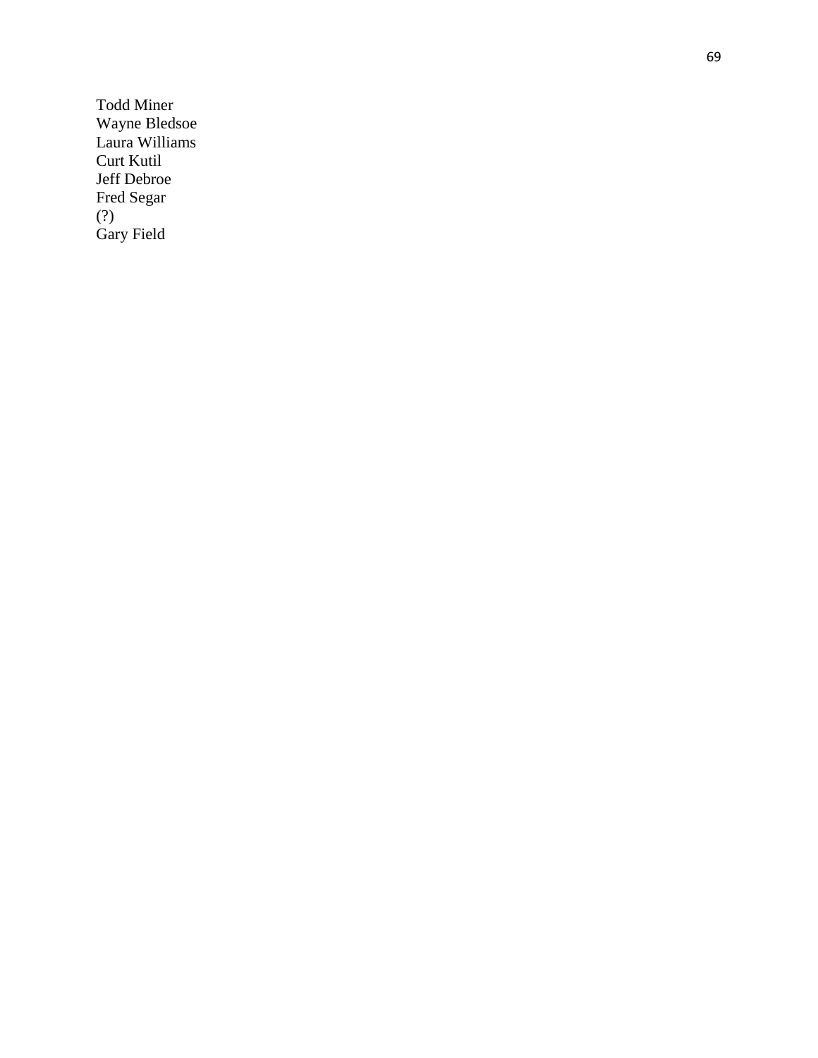Todd Miner
Wayne Bledsoe
Laura Williams
Curt Kutil
Jeff Debroe
Fred Segar
(?)
Gary Field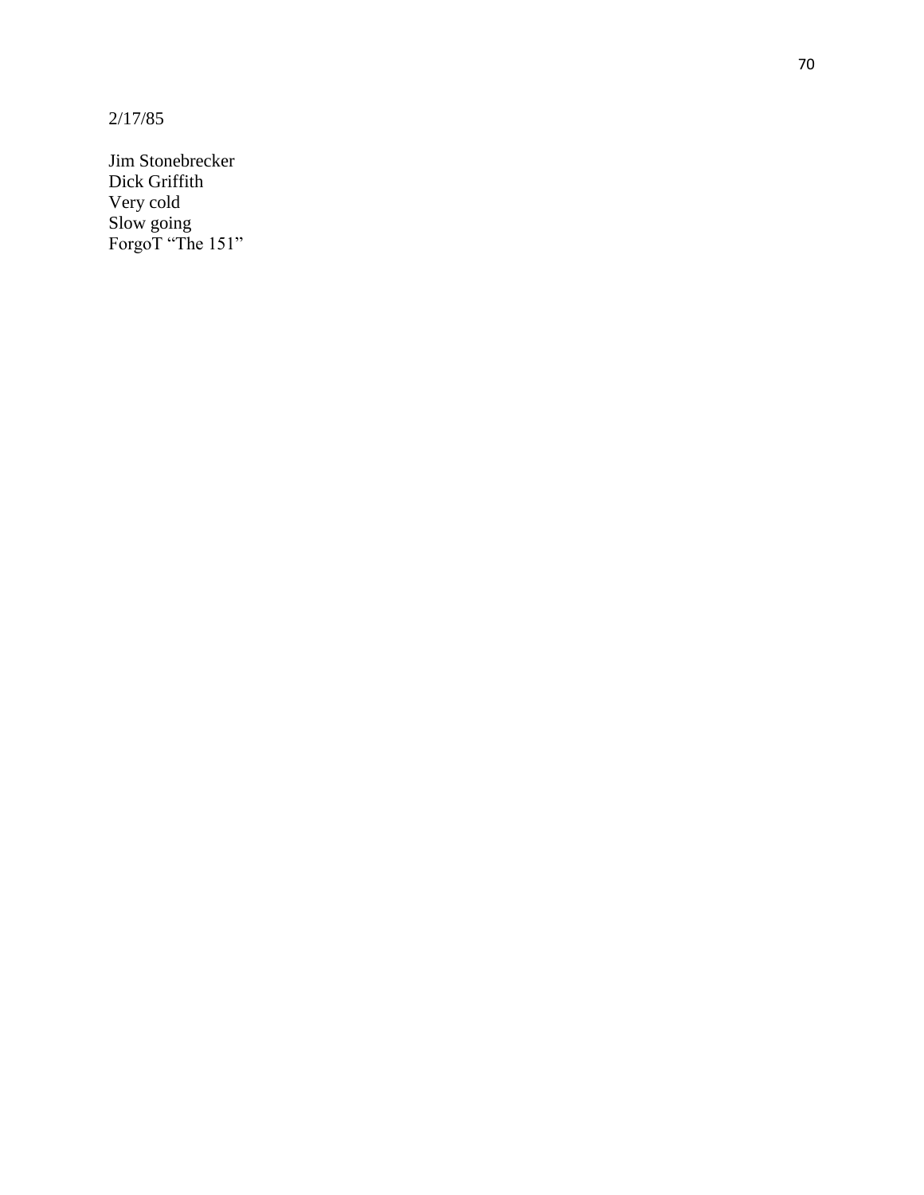2/17/85

Jim Stonebrecker
Dick Griffith
Very cold
Slow going
ForgoT "The 151"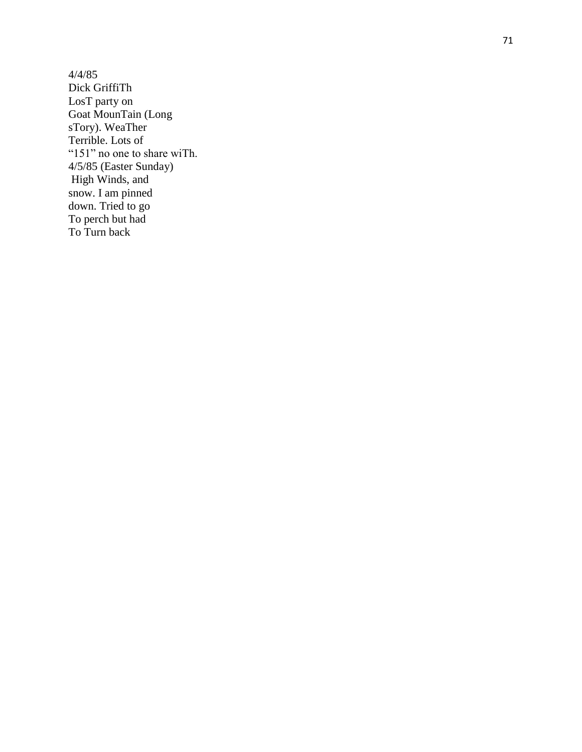4/4/85
Dick GriffiTh
LosT party on
Goat MounTain (Long
sTory). WeaTher
Terrible. Lots of
"151" no one to share wiTh.
4/5/85 (Easter Sunday)
High Winds, and
snow. I am pinned
down. Tried to go
To perch but had
To Turn back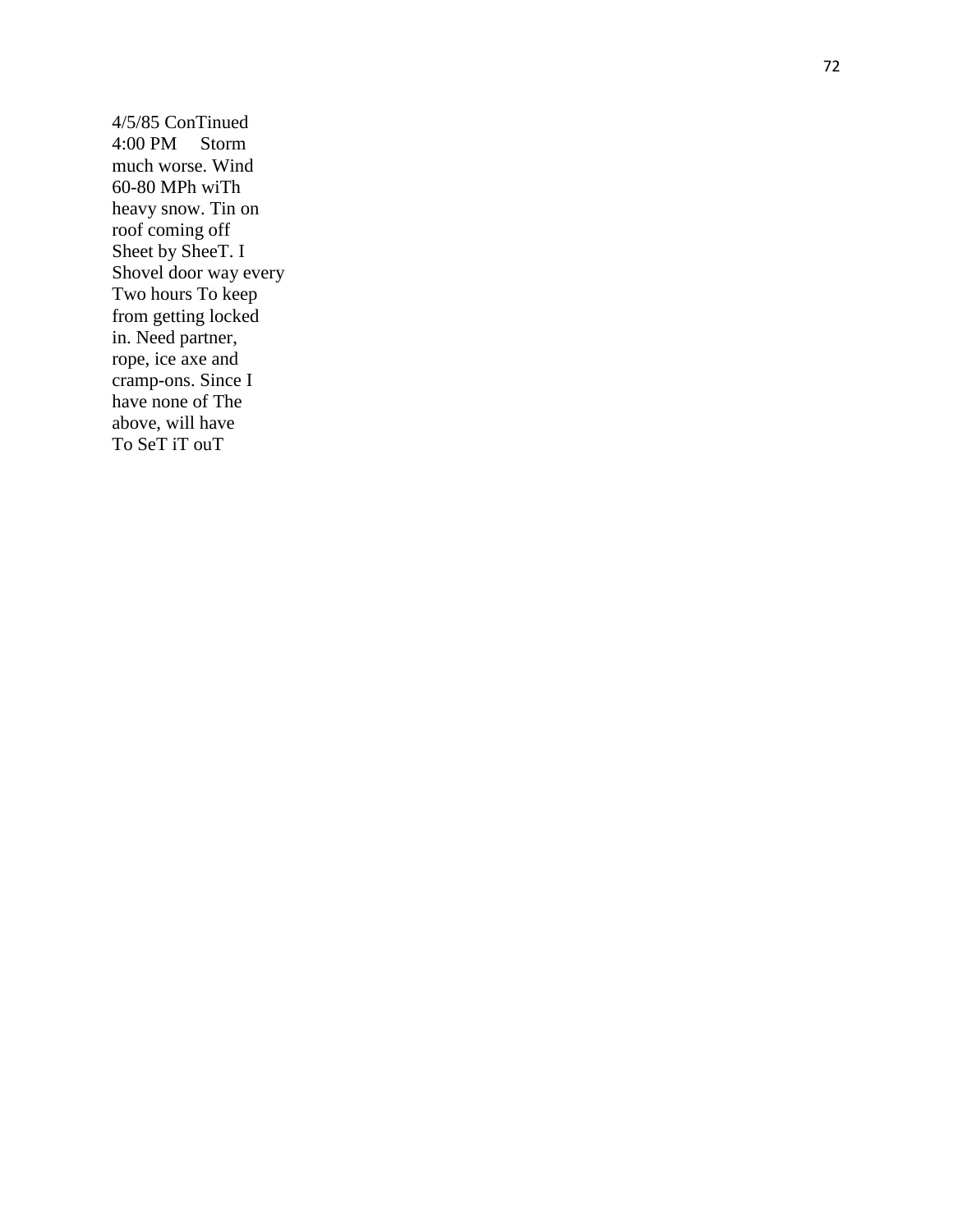4/5/85 ConTinued
4:00 PM     Storm
much worse. Wind
60-80 MPh wiTh
heavy snow. Tin on
roof coming off
Sheet by SheeT. I
Shovel door way every
Two hours To keep
from getting locked
in. Need partner,
rope, ice axe and
cramp-ons. Since I
have none of The
above, will have
To SeT iT ouT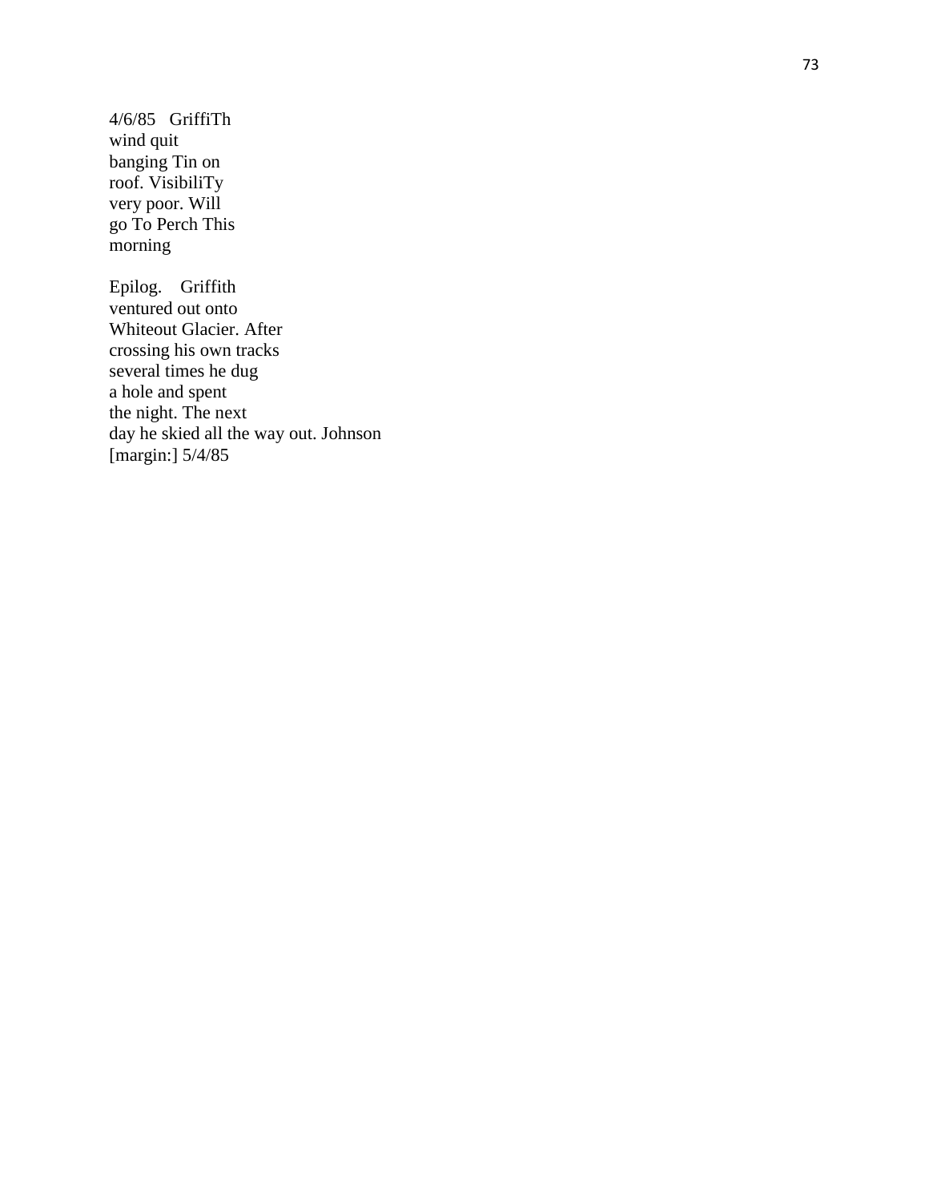4/6/85   GriffiTh
wind quit
banging Tin on
roof. VisibiliTy
very poor. Will
go To Perch This
morning

Epilog.    Griffith
ventured out onto
Whiteout Glacier. After
crossing his own tracks
several times he dug
a hole and spent
the night. The next
day he skied all the way out. Johnson
[margin:] 5/4/85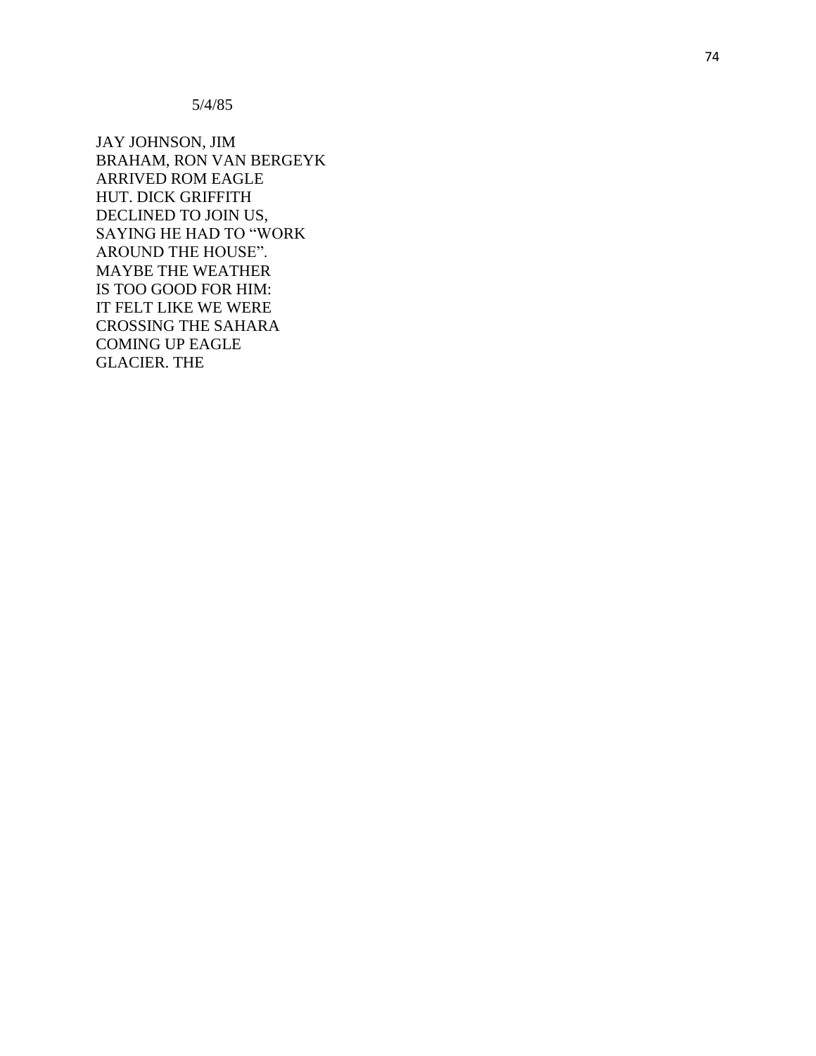5/4/85

JAY JOHNSON, JIM
BRAHAM, RON VAN BERGEYK
ARRIVED ROM EAGLE
HUT. DICK GRIFFITH
DECLINED TO JOIN US,
SAYING HE HAD TO “WORK
AROUND THE HOUSE”.
MAYBE THE WEATHER
IS TOO GOOD FOR HIM:
IT FELT LIKE WE WERE
CROSSING THE SAHARA
COMING UP EAGLE
GLACIER. THE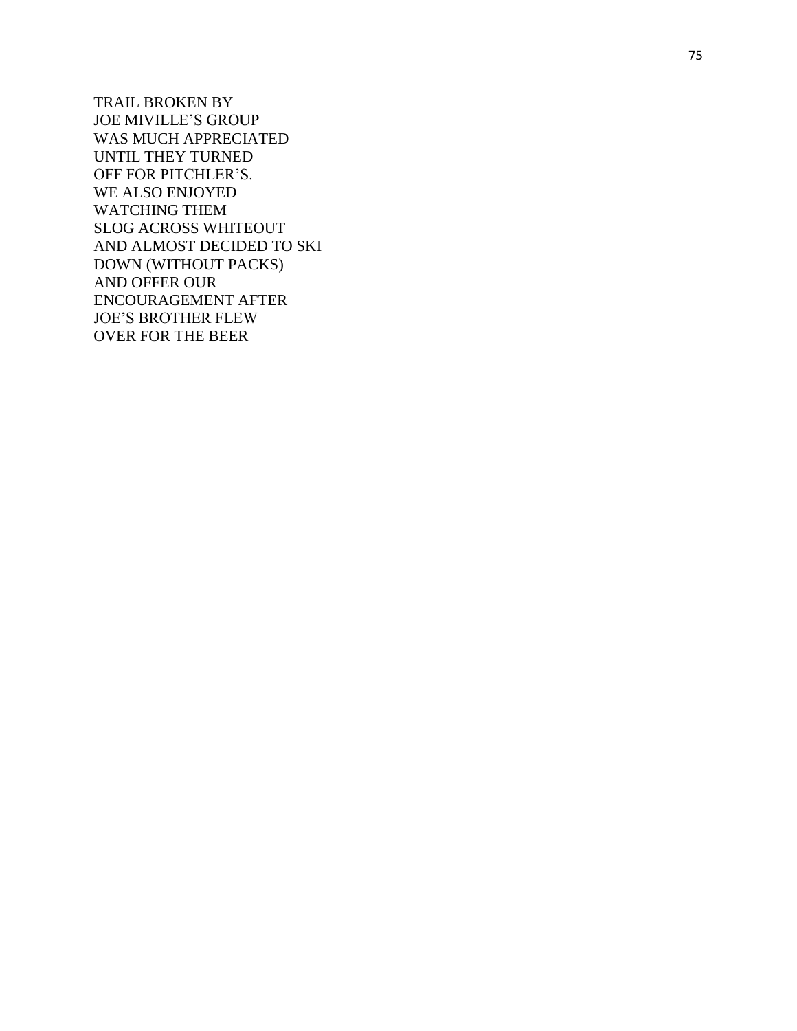TRAIL BROKEN BY
JOE MIVILLE'S GROUP
WAS MUCH APPRECIATED
UNTIL THEY TURNED
OFF FOR PITCHLER'S.
WE ALSO ENJOYED
WATCHING THEM
SLOG ACROSS WHITEOUT
AND ALMOST DECIDED TO SKI
DOWN (WITHOUT PACKS)
AND OFFER OUR
ENCOURAGEMENT AFTER
JOE'S BROTHER FLEW
OVER FOR THE BEER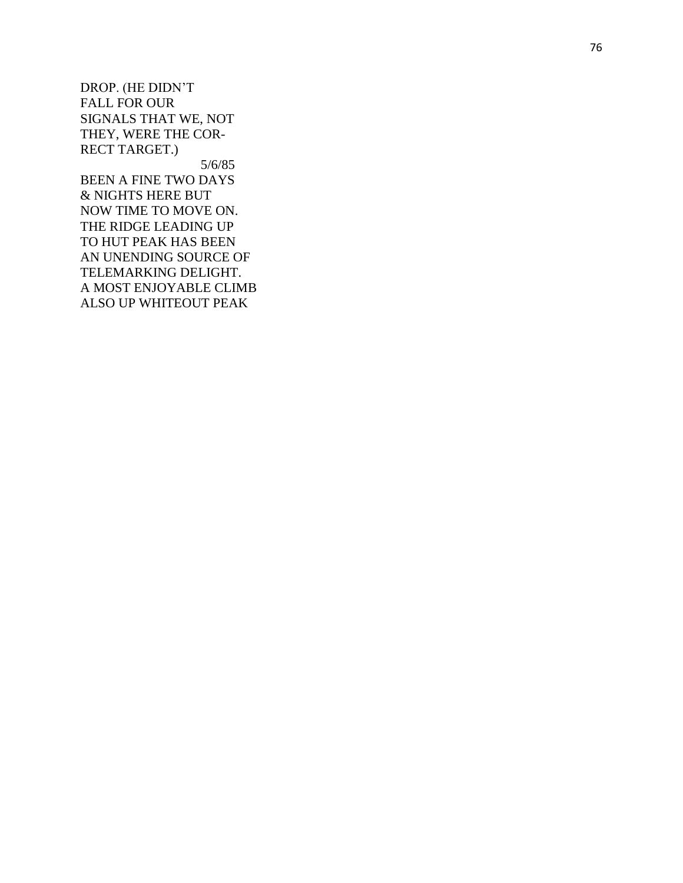DROP. (HE DIDN'T
FALL FOR OUR
SIGNALS THAT WE, NOT
THEY, WERE THE COR-
RECT TARGET.)

5/6/85

BEEN A FINE TWO DAYS
& NIGHTS HERE BUT
NOW TIME TO MOVE ON.
THE RIDGE LEADING UP
TO HUT PEAK HAS BEEN
AN UNENDING SOURCE OF
TELEMARKING DELIGHT.
A MOST ENJOYABLE CLIMB
ALSO UP WHITEOUT PEAK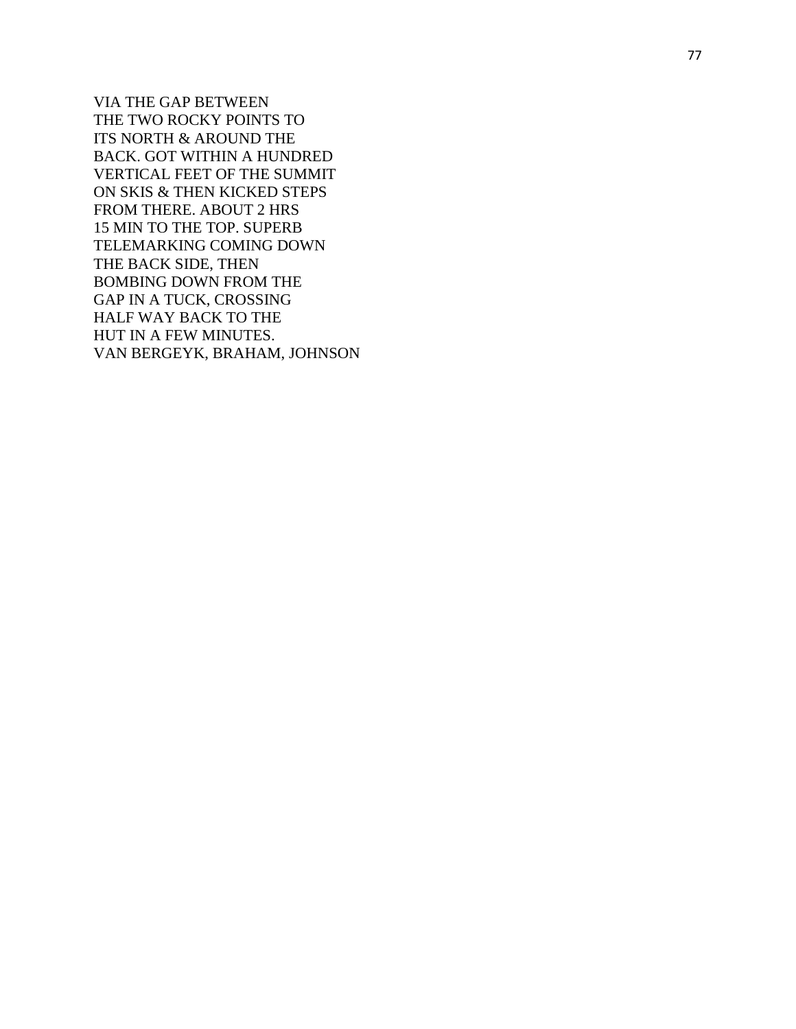VIA THE GAP BETWEEN
THE TWO ROCKY POINTS TO
ITS NORTH & AROUND THE
BACK. GOT WITHIN A HUNDRED
VERTICAL FEET OF THE SUMMIT
ON SKIS & THEN KICKED STEPS
FROM THERE. ABOUT 2 HRS
15 MIN TO THE TOP. SUPERB
TELEMARKING COMING DOWN
THE BACK SIDE, THEN
BOMBING DOWN FROM THE
GAP IN A TUCK, CROSSING
HALF WAY BACK TO THE
HUT IN A FEW MINUTES.
VAN BERGEYK, BRAHAM, JOHNSON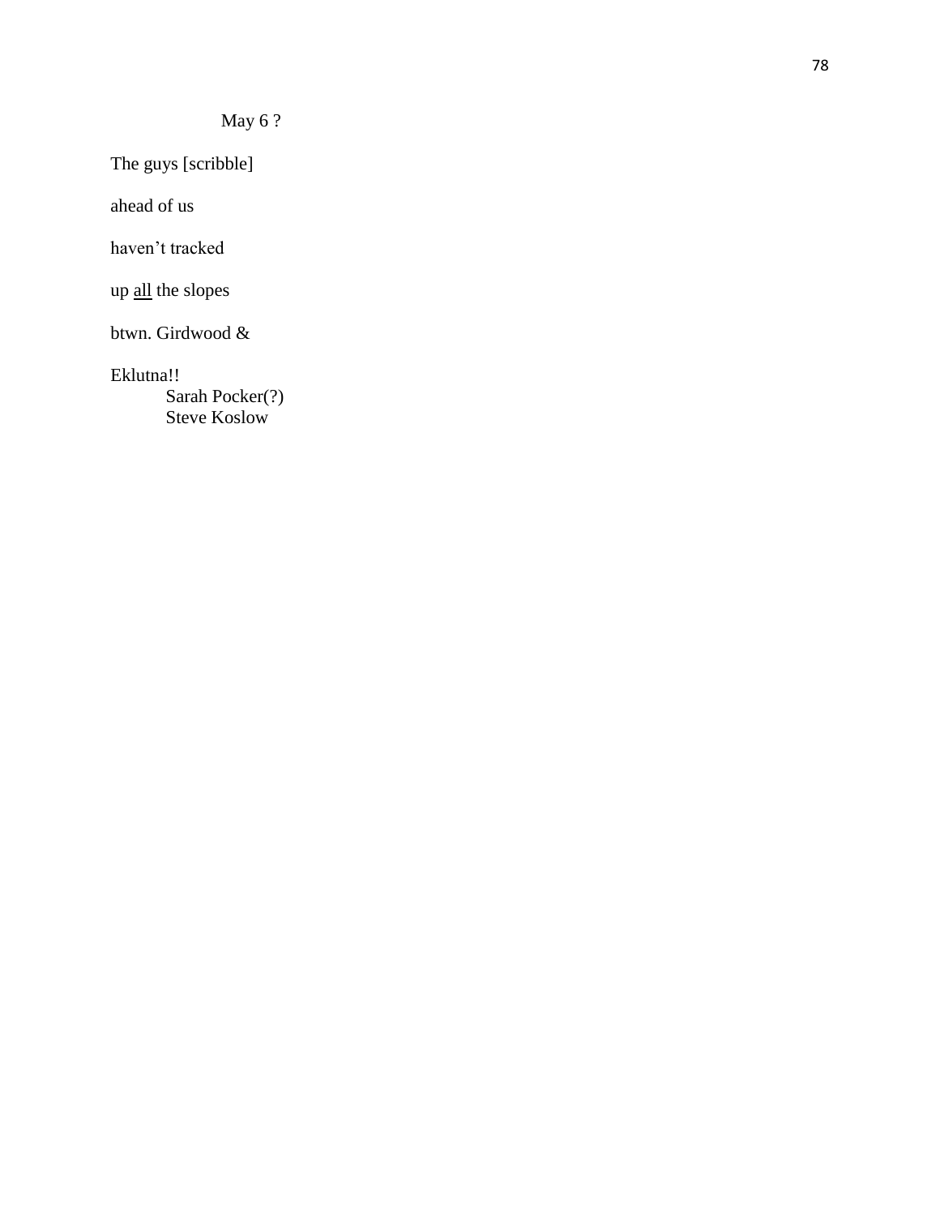May 6 ?

The guys [scribble]

ahead of us

haven't tracked

up <u>all</u> the slopes

btwn. Girdwood &

Eklutna!!

Sarah Pocker(?)
Steve Koslow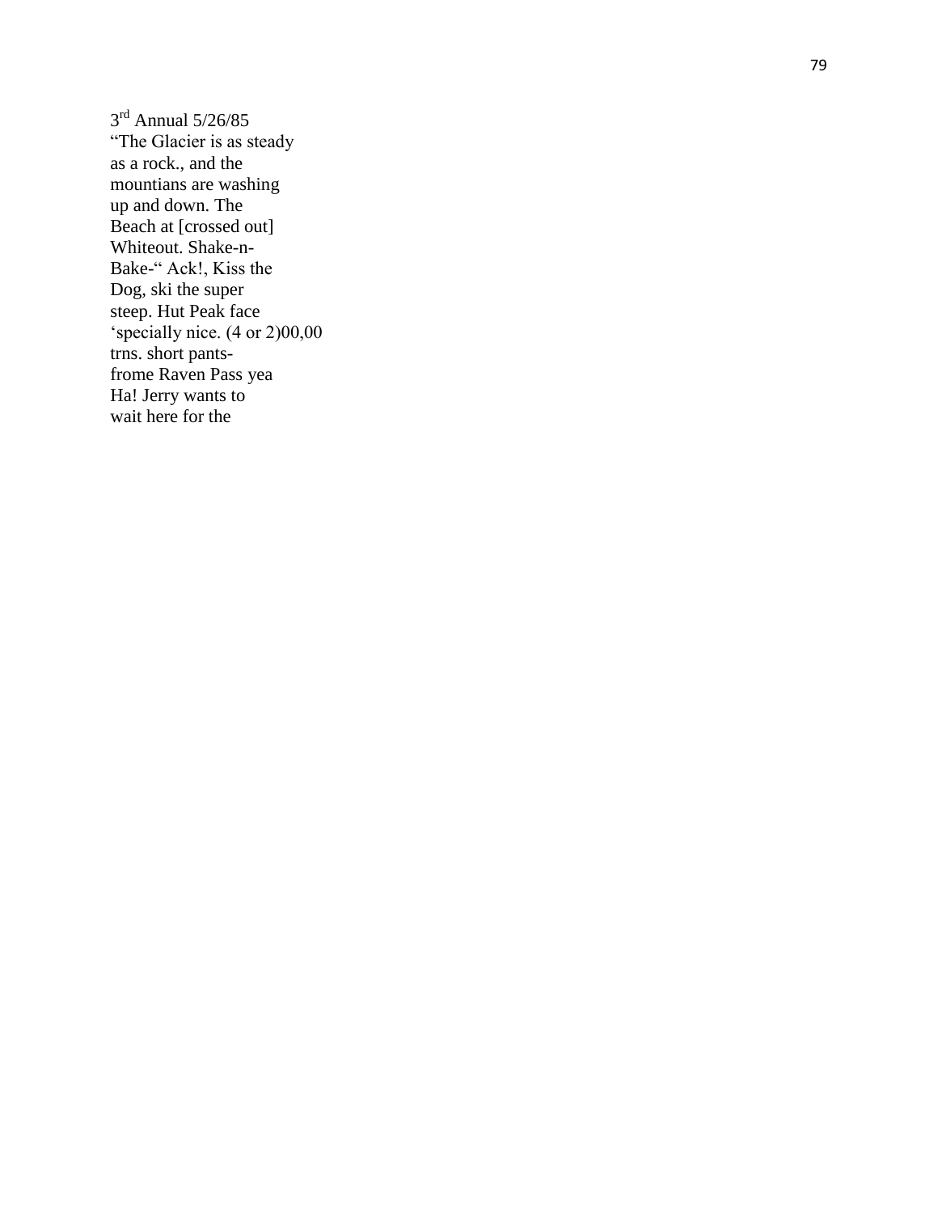3rd Annual 5/26/85
"The Glacier is as steady
as a rock., and the
mountians are washing
up and down. The
Beach at [crossed out]
Whiteout. Shake-n-
Bake-" Ack!, Kiss the
Dog, ski the super
steep. Hut Peak face
'specially nice. (4 or 2)00,00
trns. short pants-
frome Raven Pass yea
Ha! Jerry wants to
wait here for the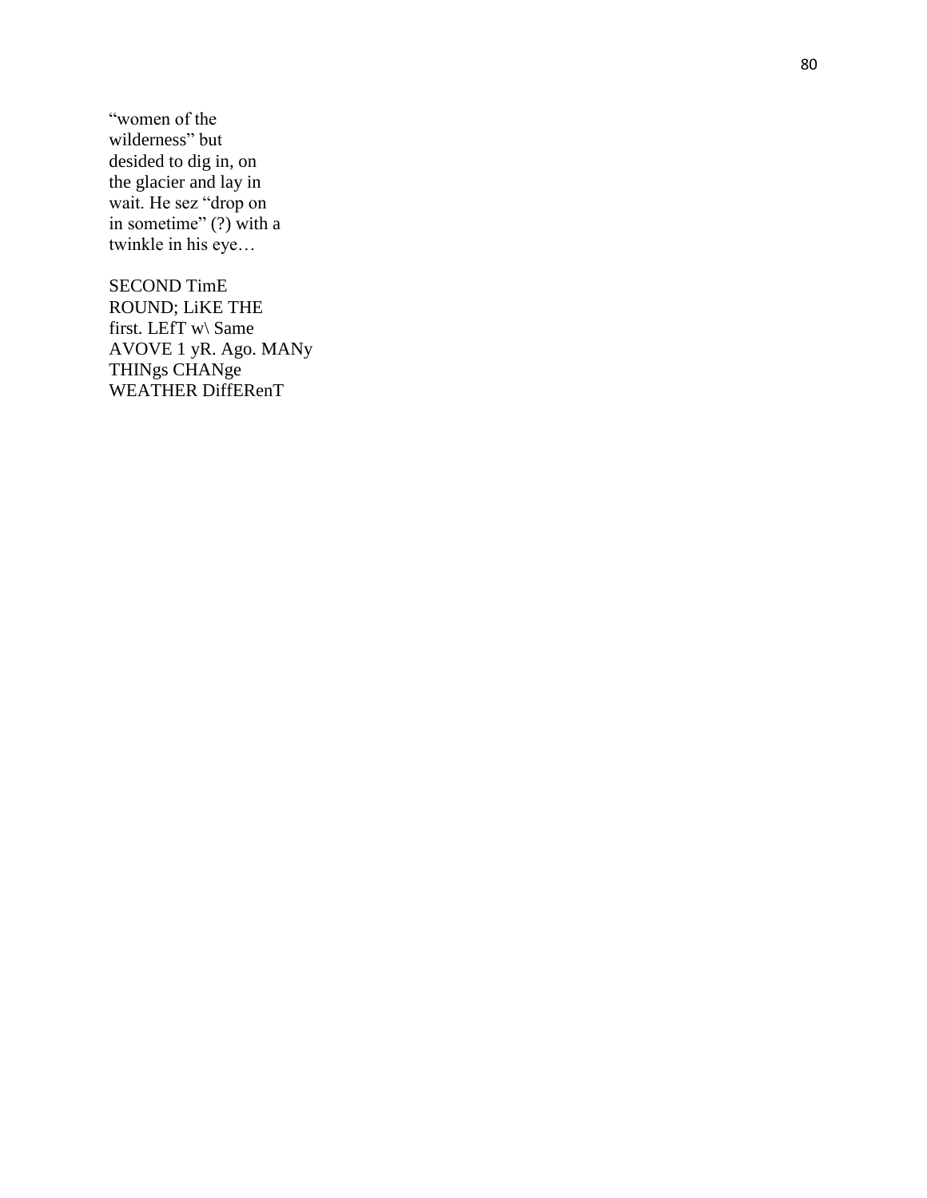"women of the
wilderness" but
desided to dig in, on
the glacier and lay in
wait. He sez "drop on
in sometime" (?) with a
twinkle in his eye…

SECOND TimE
ROUND; LiKE THE
first. LEfT w\ Same
AVOVE 1 yR. Ago. MANy
THINgs CHANge
WEATHER DiffERenT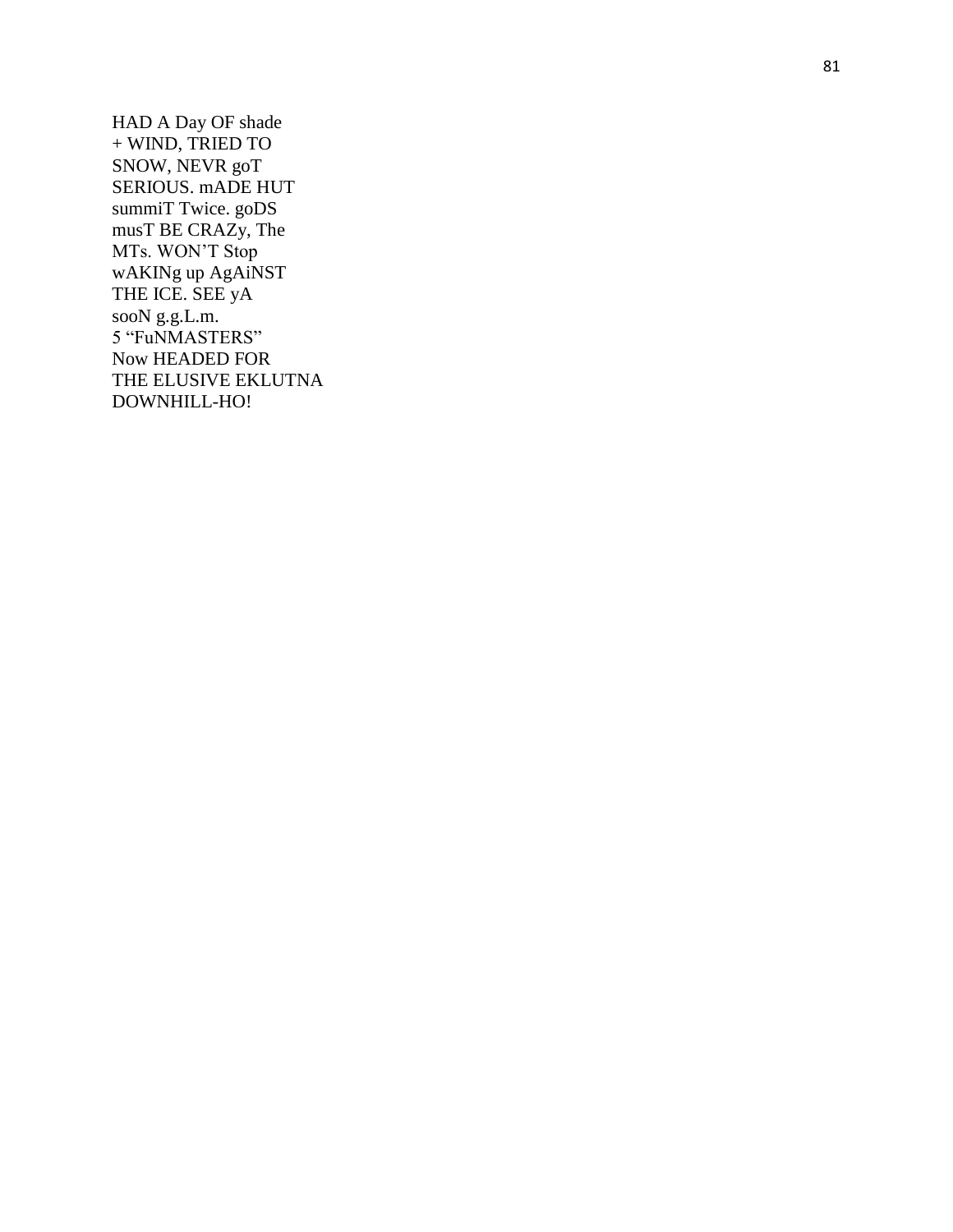HAD A Day OF shade
+ WIND, TRIED TO
SNOW, NEVR goT
SERIOUS. mADE HUT
summiT Twice. goDS
musT BE CRAZy, The
MTs. WON'T Stop
wAKINg up AgAiNST
THE ICE. SEE yA
sooN g.g.L.m.
5 "FuNMASTERS"
Now HEADED FOR
THE ELUSIVE EKLUTNA
DOWNHILL-HO!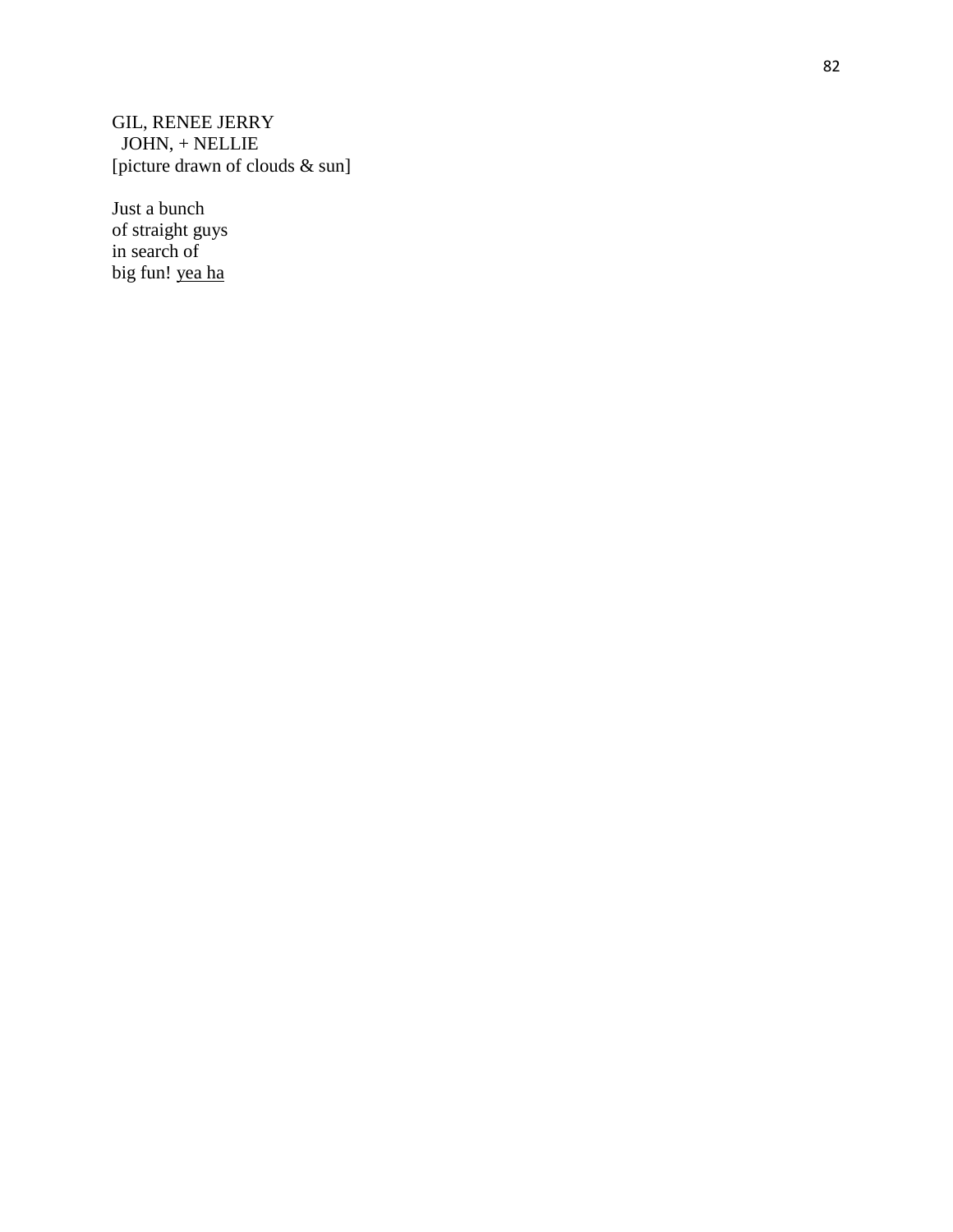GIL, RENEE JERRY
JOHN, + NELLIE
[picture drawn of clouds & sun]

Just a bunch
of straight guys
in search of
big fun! <u>yea ha</u>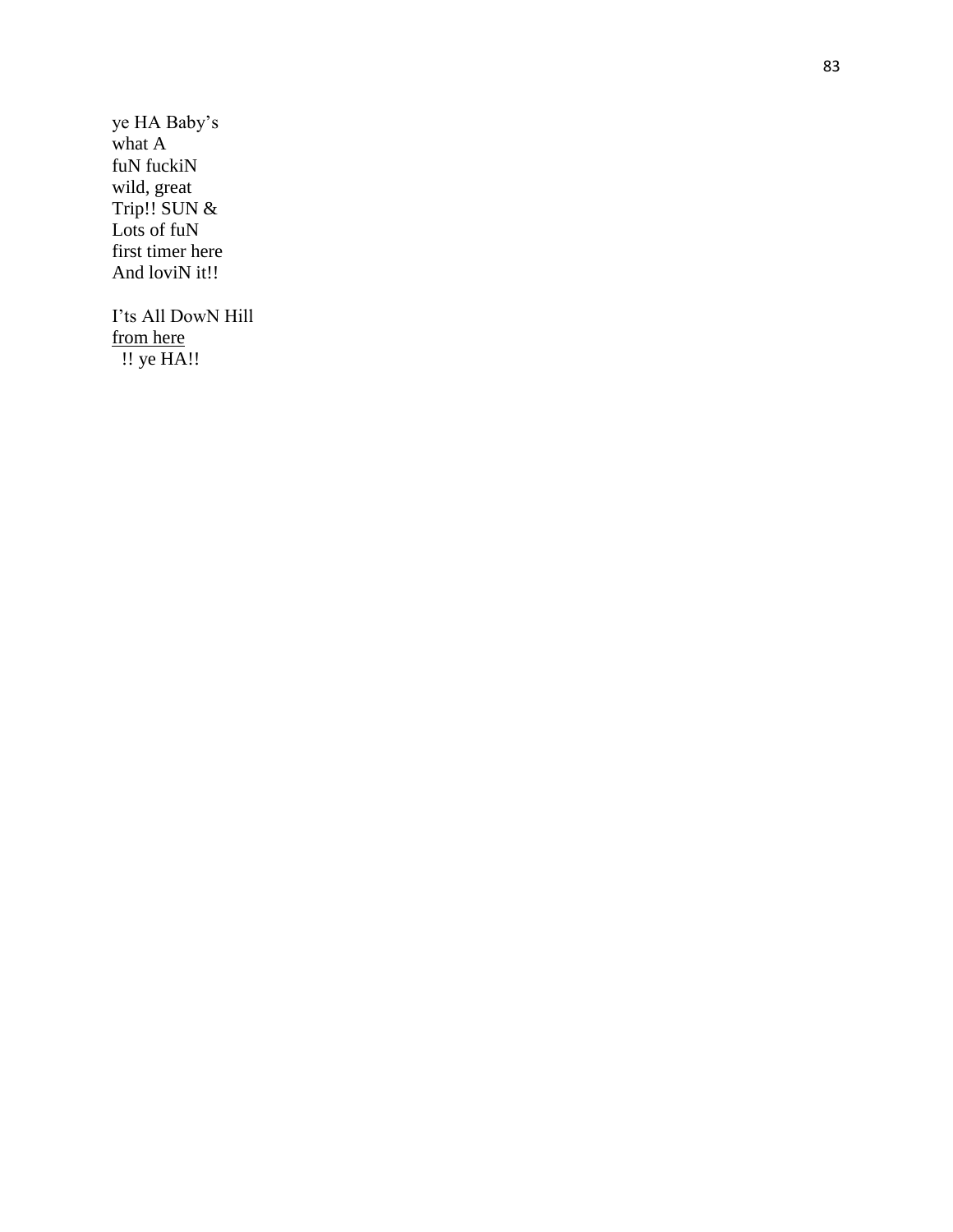ye HA Baby's  
what A  
fuN fuckiN  
wild, great  
Trip!! SUN &  
Lots of fuN  
first timer here  
And loviN it!!

I'ts All DowN Hill  
<u>from here</u>  
!! ye HA!!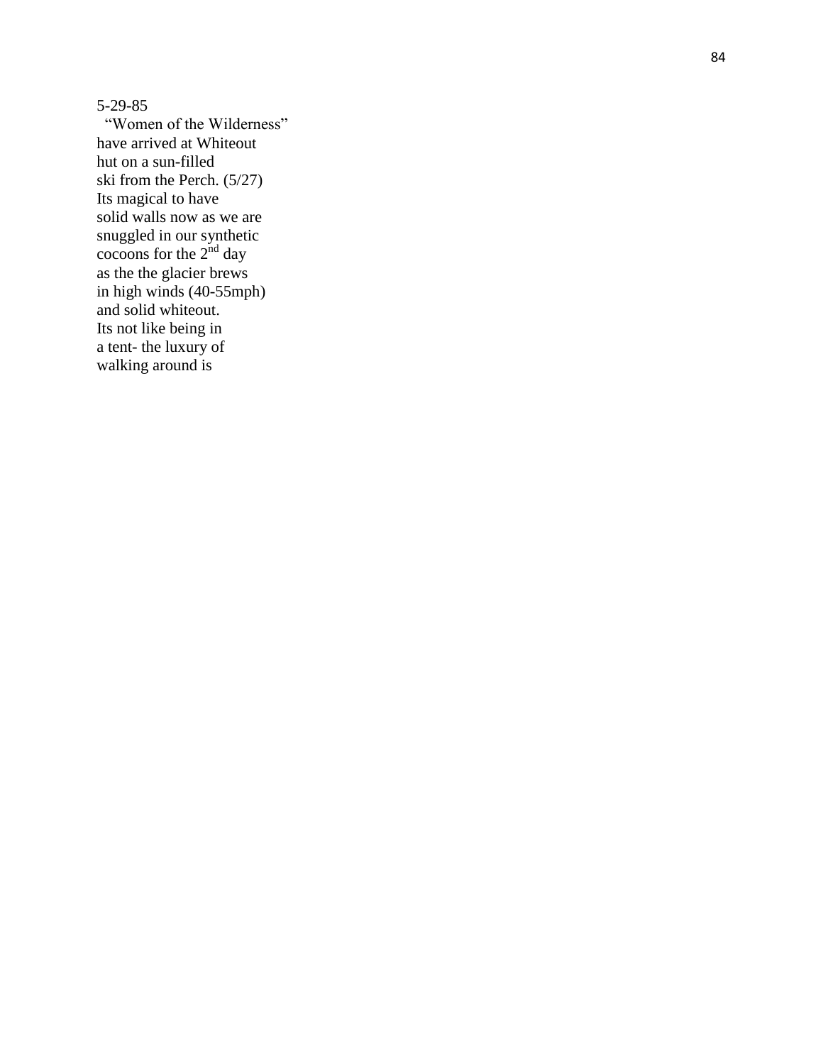5-29-85
"Women of the Wilderness"
have arrived at Whiteout
hut on a sun-filled
ski from the Perch. (5/27)
Its magical to have
solid walls now as we are
snuggled in our synthetic
cocoons for the 2nd day
as the the glacier brews
in high winds (40-55mph)
and solid whiteout.
Its not like being in
a tent- the luxury of
walking around is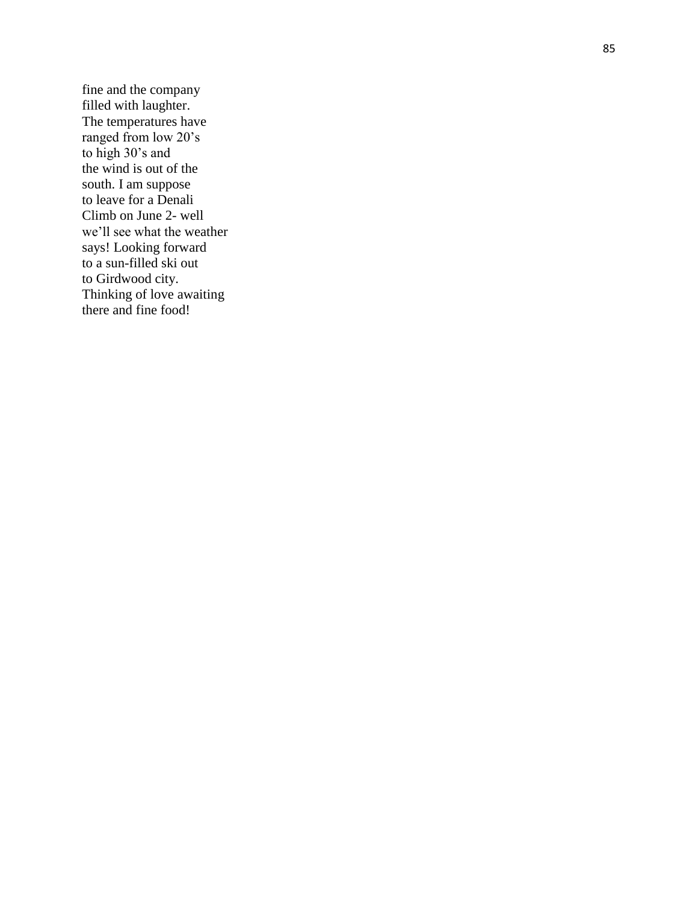fine and the company
filled with laughter.
The temperatures have
ranged from low 20’s
to high 30’s and
the wind is out of the
south. I am suppose
to leave for a Denali
Climb on June 2- well
we’ll see what the weather
says! Looking forward
to a sun-filled ski out
to Girdwood city.
Thinking of love awaiting
there and fine food!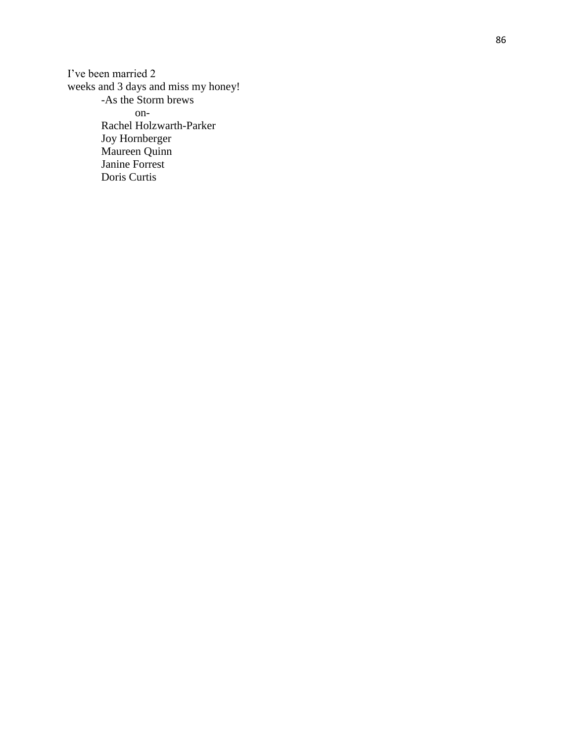I've been married 2
weeks and 3 days and miss my honey!

-As the Storm brews
on-

Rachel Holzwarth-Parker
Joy Hornberger
Maureen Quinn
Janine Forrest
Doris Curtis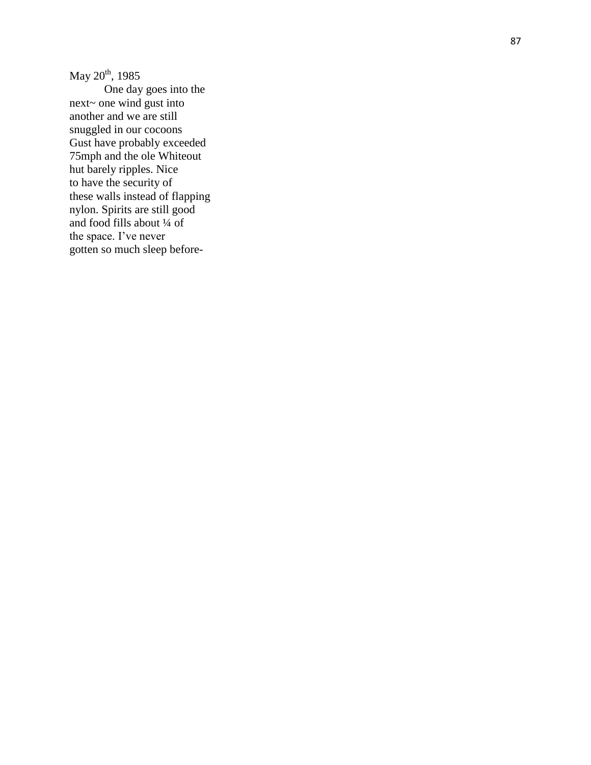May 20th, 1985

One day goes into the next~ one wind gust into another and we are still snuggled in our cocoons Gust have probably exceeded 75mph and the ole Whiteout hut barely ripples. Nice to have the security of these walls instead of flapping nylon. Spirits are still good and food fills about ¼ of the space. I’ve never gotten so much sleep before-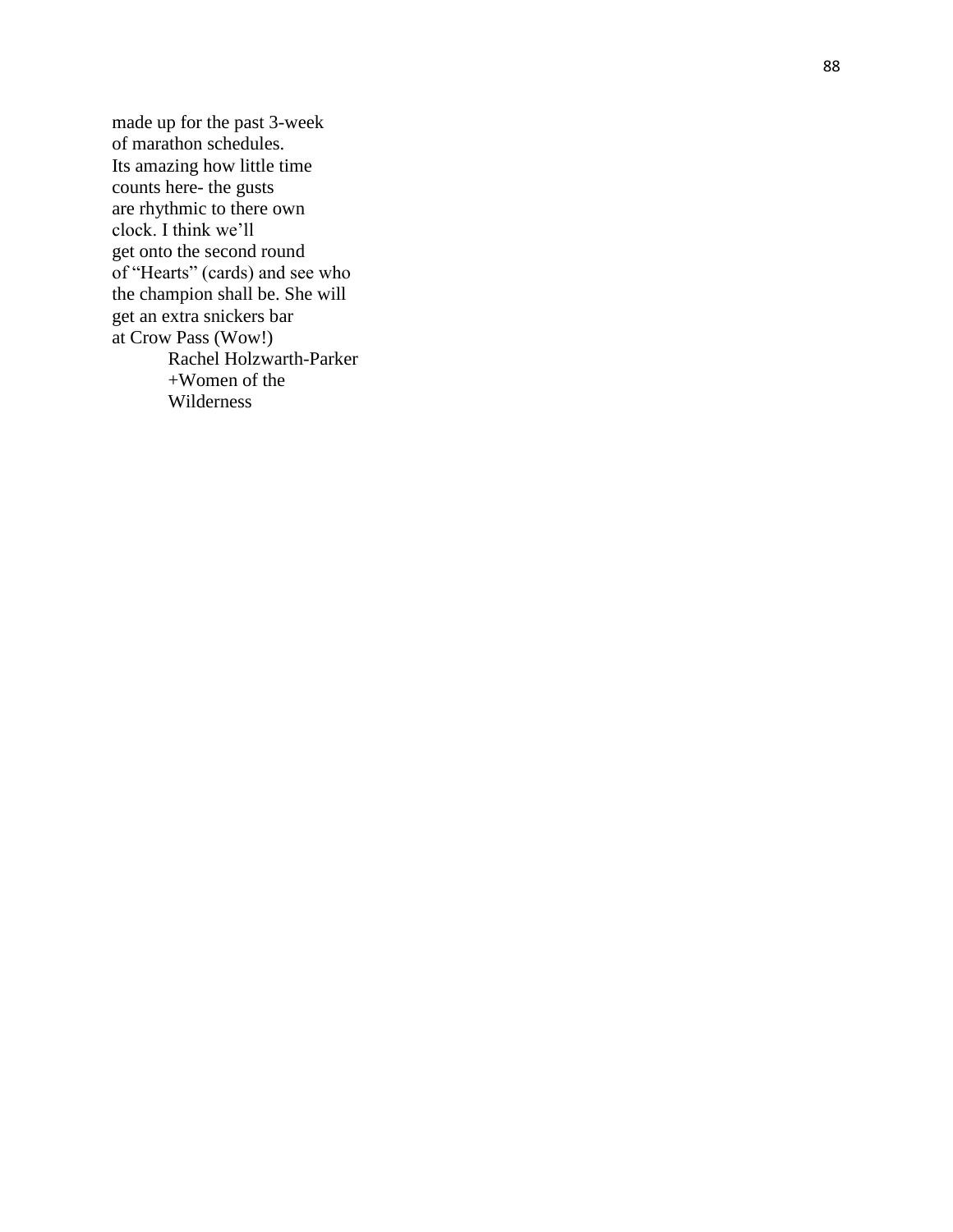made up for the past 3-week
of marathon schedules.
Its amazing how little time
counts here- the gusts
are rhythmic to there own
clock. I think we'll
get onto the second round
of "Hearts" (cards) and see who
the champion shall be. She will
get an extra snickers bar
at Crow Pass (Wow!)

Rachel Holzwarth-Parker
+Women of the
Wilderness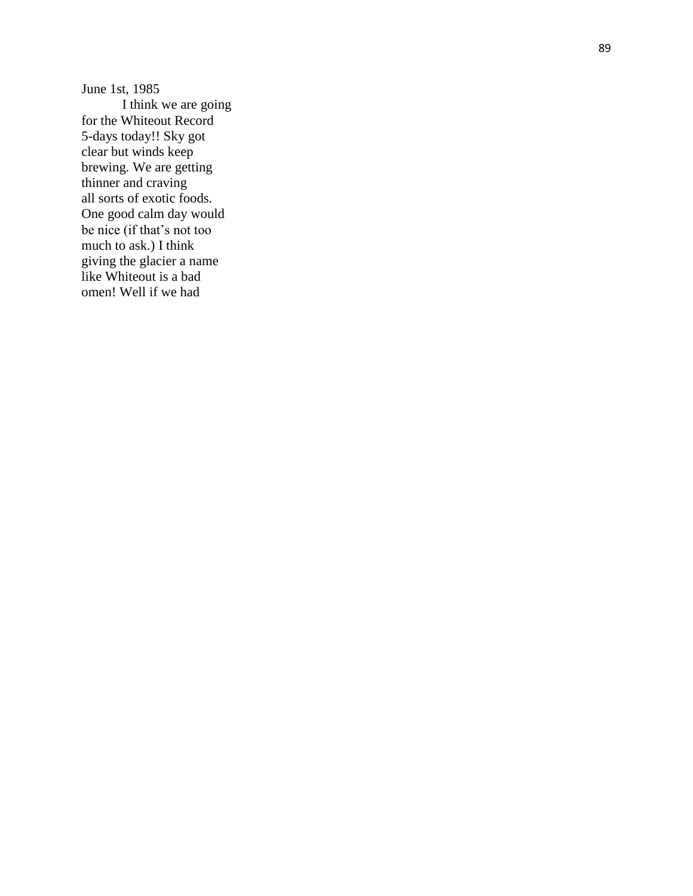June 1st, 1985

I think we are going for the Whiteout Record 5-days today!! Sky got clear but winds keep brewing. We are getting thinner and craving all sorts of exotic foods. One good calm day would be nice (if that's not too much to ask.) I think giving the glacier a name like Whiteout is a bad omen! Well if we had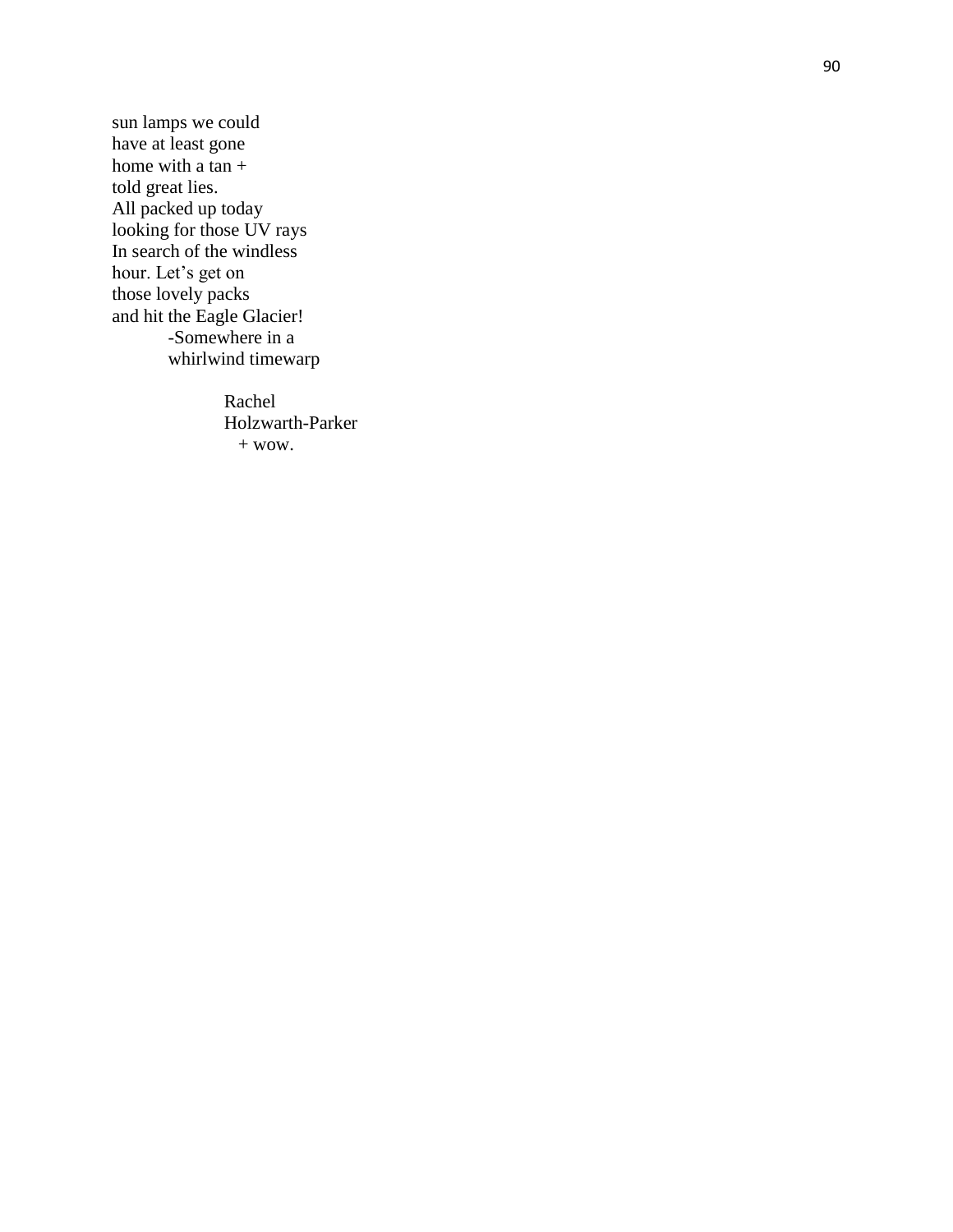sun lamps we could  
have at least gone  
home with a tan +  
told great lies.  
All packed up today  
looking for those UV rays  
In search of the windless  
hour. Let's get on  
those lovely packs  
and hit the Eagle Glacier!  
    -Somewhere in a  
    whirlwind timewarp

        Rachel  
        Holzwarth-Parker  
          + wow.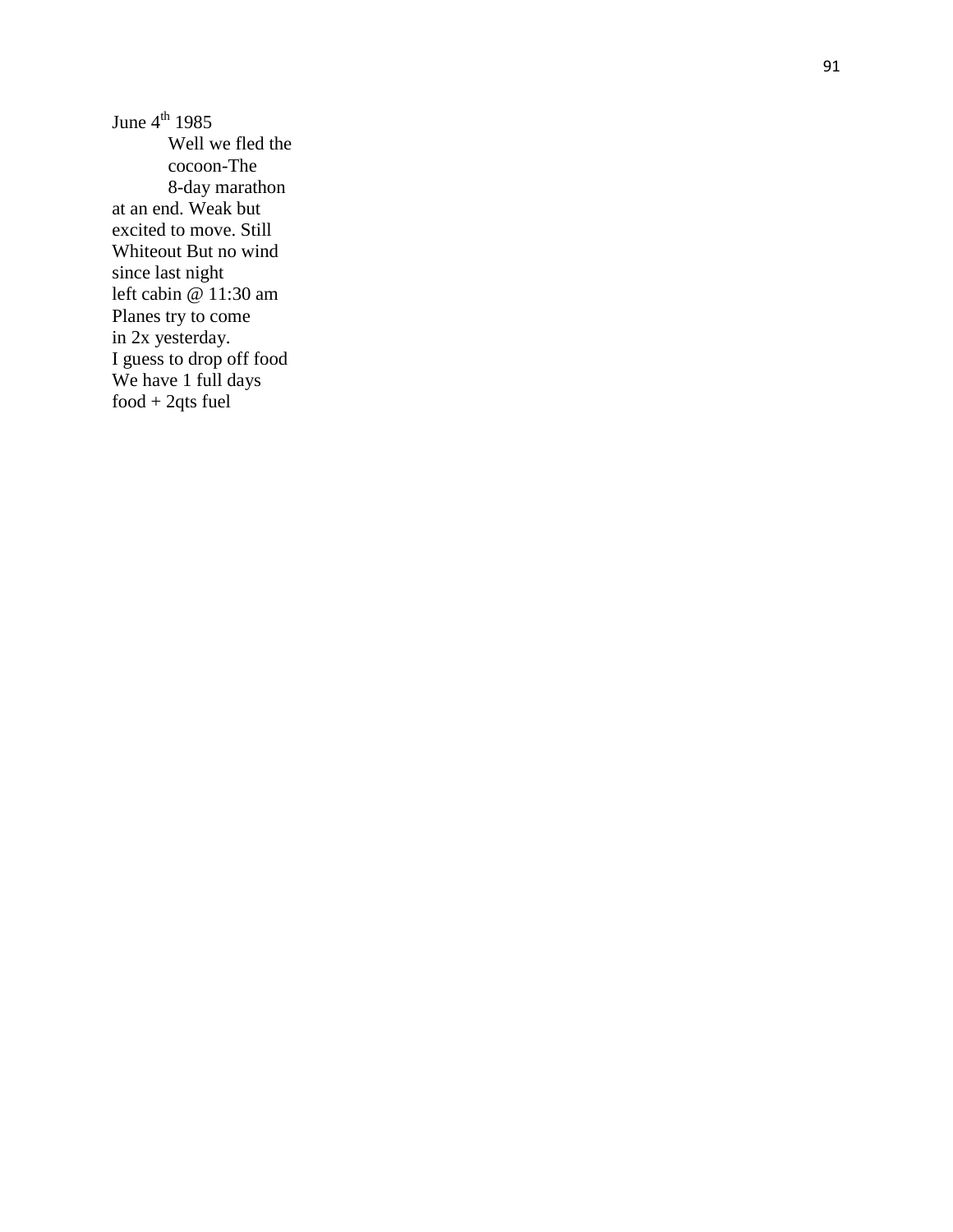June 4th 1985

Well we fled the
cocoon-The
8-day marathon
at an end. Weak but
excited to move. Still
Whiteout But no wind
since last night
left cabin @ 11:30 am
Planes try to come
in 2x yesterday.
I guess to drop off food
We have 1 full days
food + 2qts fuel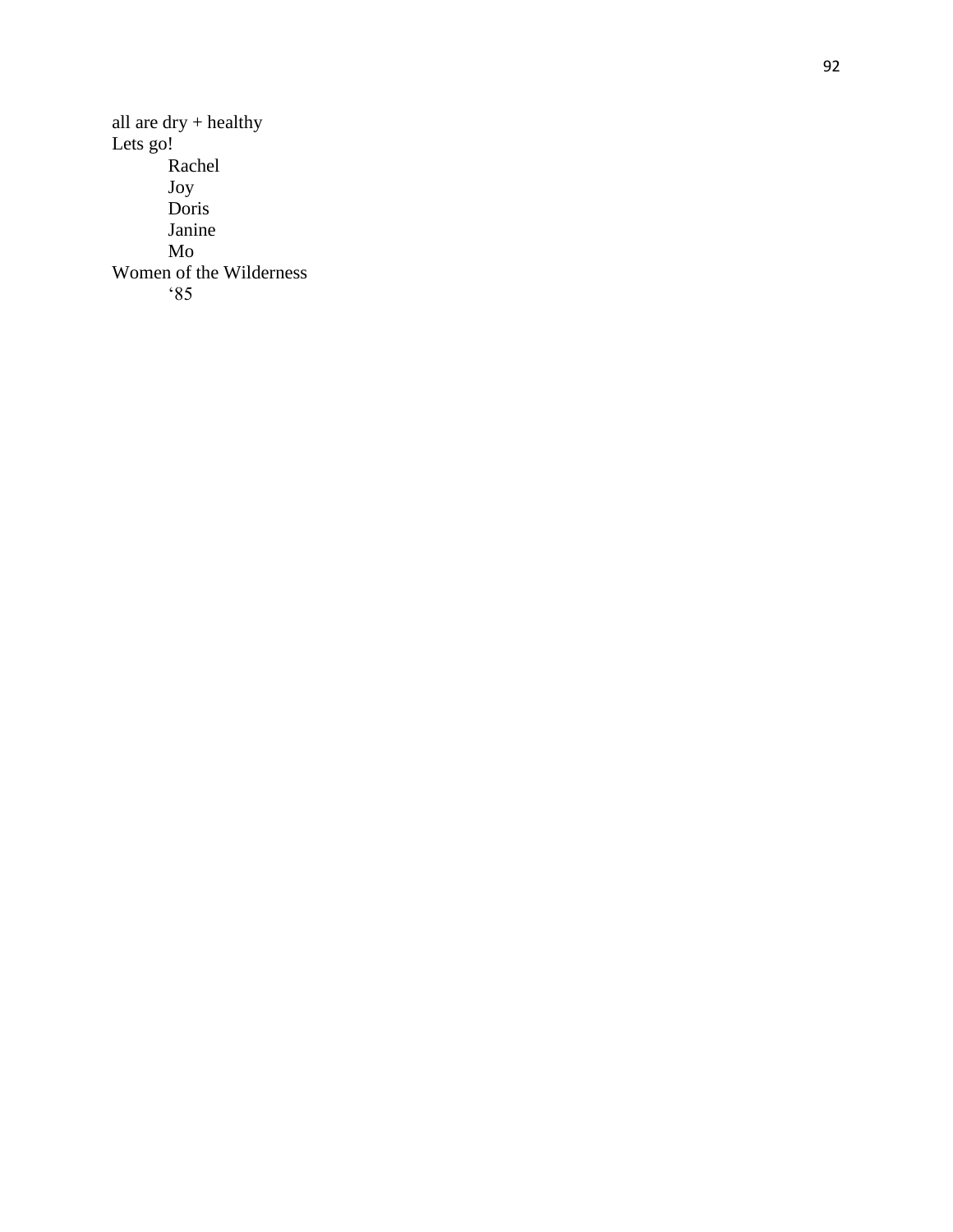all are dry + healthy
Lets go!

Rachel
Joy
Doris
Janine
Mo

Women of the Wilderness
‘85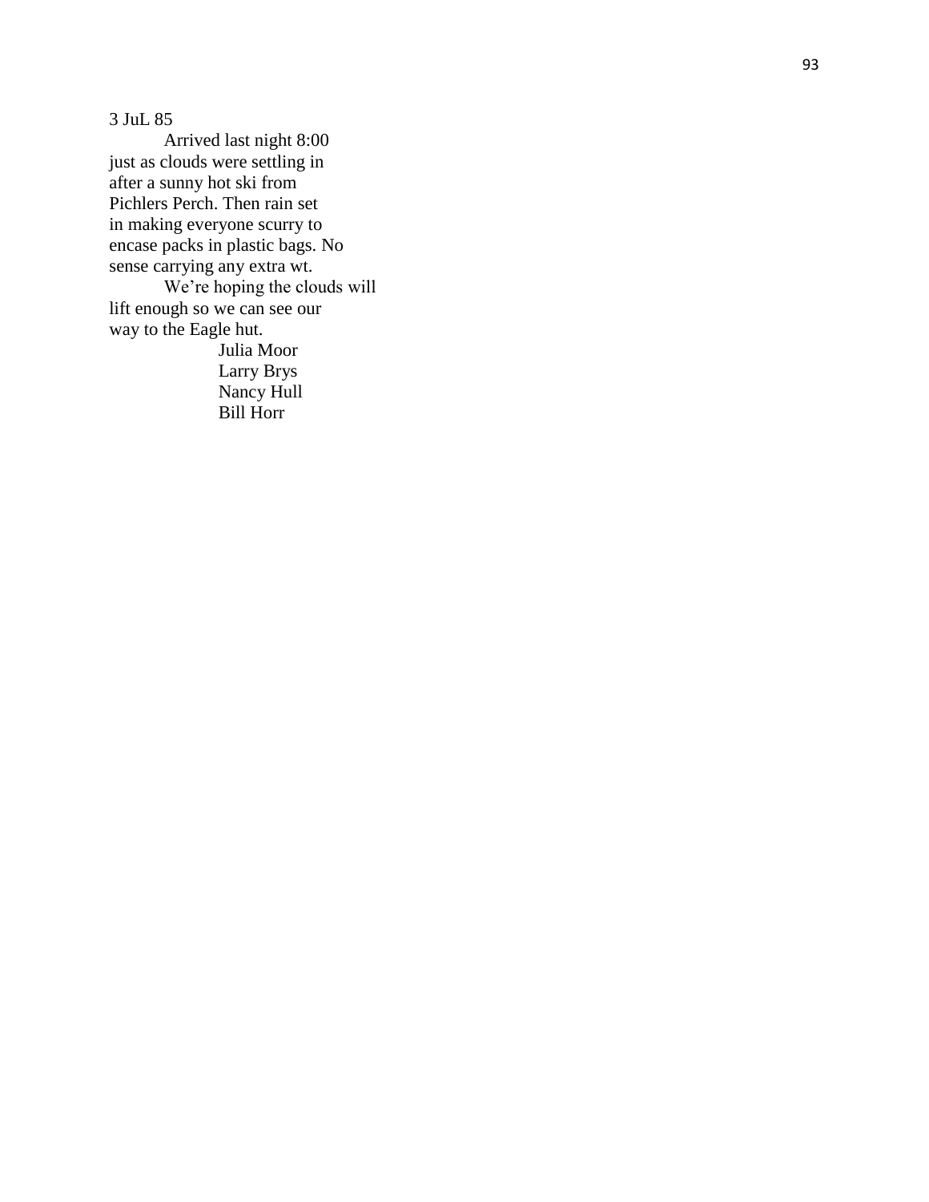3 JuL 85

Arrived last night 8:00 just as clouds were settling in after a sunny hot ski from Pichlers Perch. Then rain set in making everyone scurry to encase packs in plastic bags. No sense carrying any extra wt.

We're hoping the clouds will lift enough so we can see our way to the Eagle hut.

Julia Moor  
Larry Brys  
Nancy Hull  
Bill Horr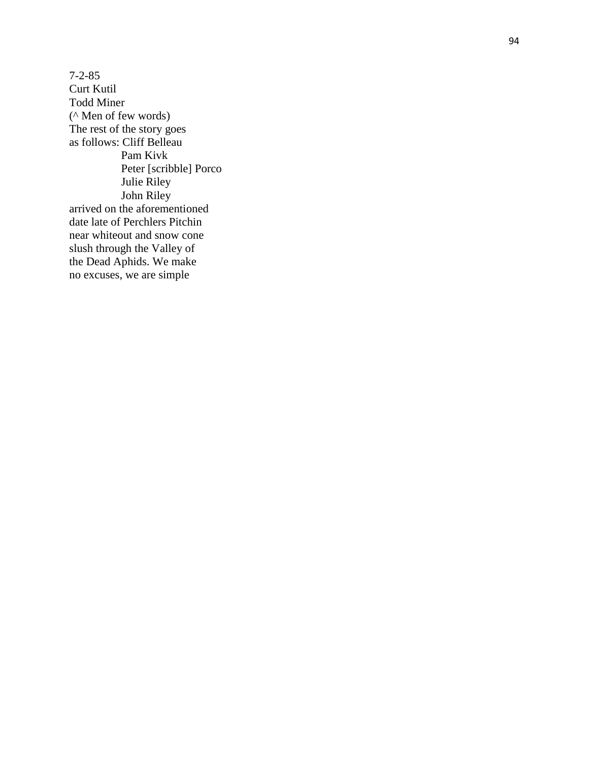7-2-85
Curt Kutil
Todd Miner
(^ Men of few words)
The rest of the story goes
as follows: Cliff Belleau
Pam Kivk
Peter [scribble] Porco
Julie Riley
John Riley
arrived on the aforementioned
date late of Perchlers Pitchin
near whiteout and snow cone
slush through the Valley of
the Dead Aphids. We make
no excuses, we are simple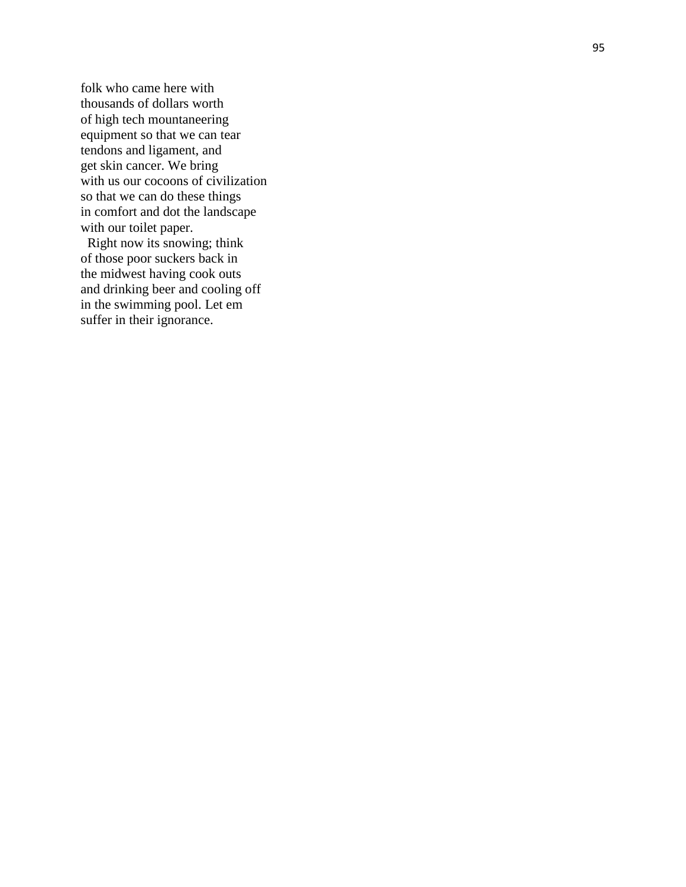folk who came here with
thousands of dollars worth
of high tech mountaneering
equipment so that we can tear
tendons and ligament, and
get skin cancer. We bring
with us our cocoons of civilization
so that we can do these things
in comfort and dot the landscape
with our toilet paper.

Right now its snowing; think
of those poor suckers back in
the midwest having cook outs
and drinking beer and cooling off
in the swimming pool. Let em
suffer in their ignorance.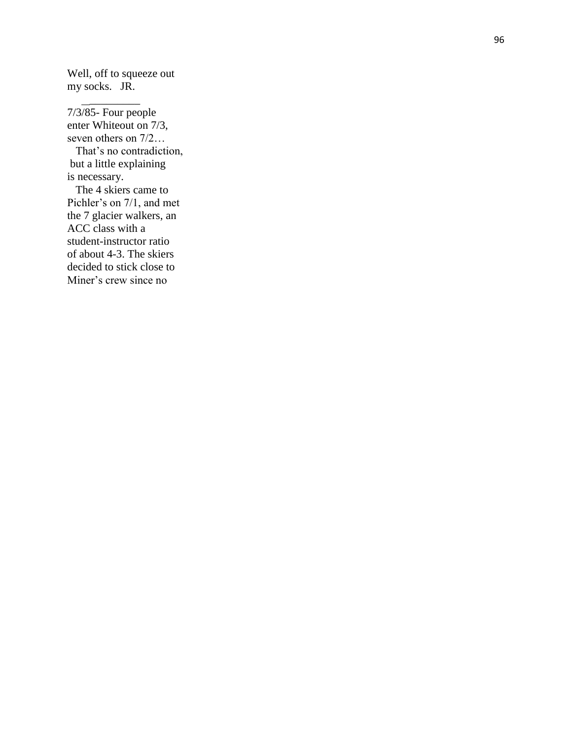Well, off to squeeze out
my socks. JR.

__________

7/3/85- Four people
enter Whiteout on 7/3,
seven others on 7/2…
That's no contradiction,
but a little explaining
is necessary.
The 4 skiers came to
Pichler's on 7/1, and met
the 7 glacier walkers, an
ACC class with a
student-instructor ratio
of about 4-3. The skiers
decided to stick close to
Miner's crew since no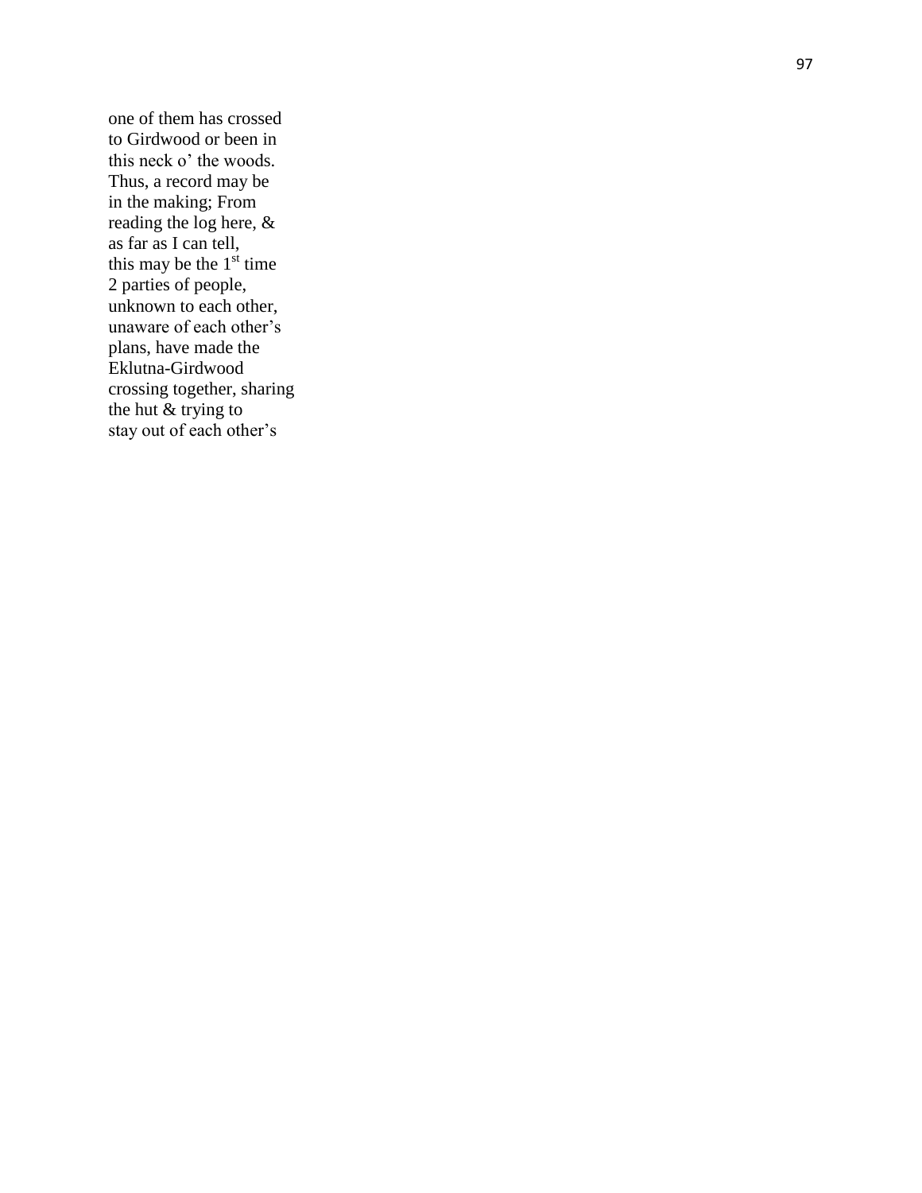one of them has crossed
to Girdwood or been in
this neck o' the woods.
Thus, a record may be
in the making; From
reading the log here, &
as far as I can tell,
this may be the 1st time
2 parties of people,
unknown to each other,
unaware of each other's
plans, have made the
Eklutna-Girdwood
crossing together, sharing
the hut & trying to
stay out of each other's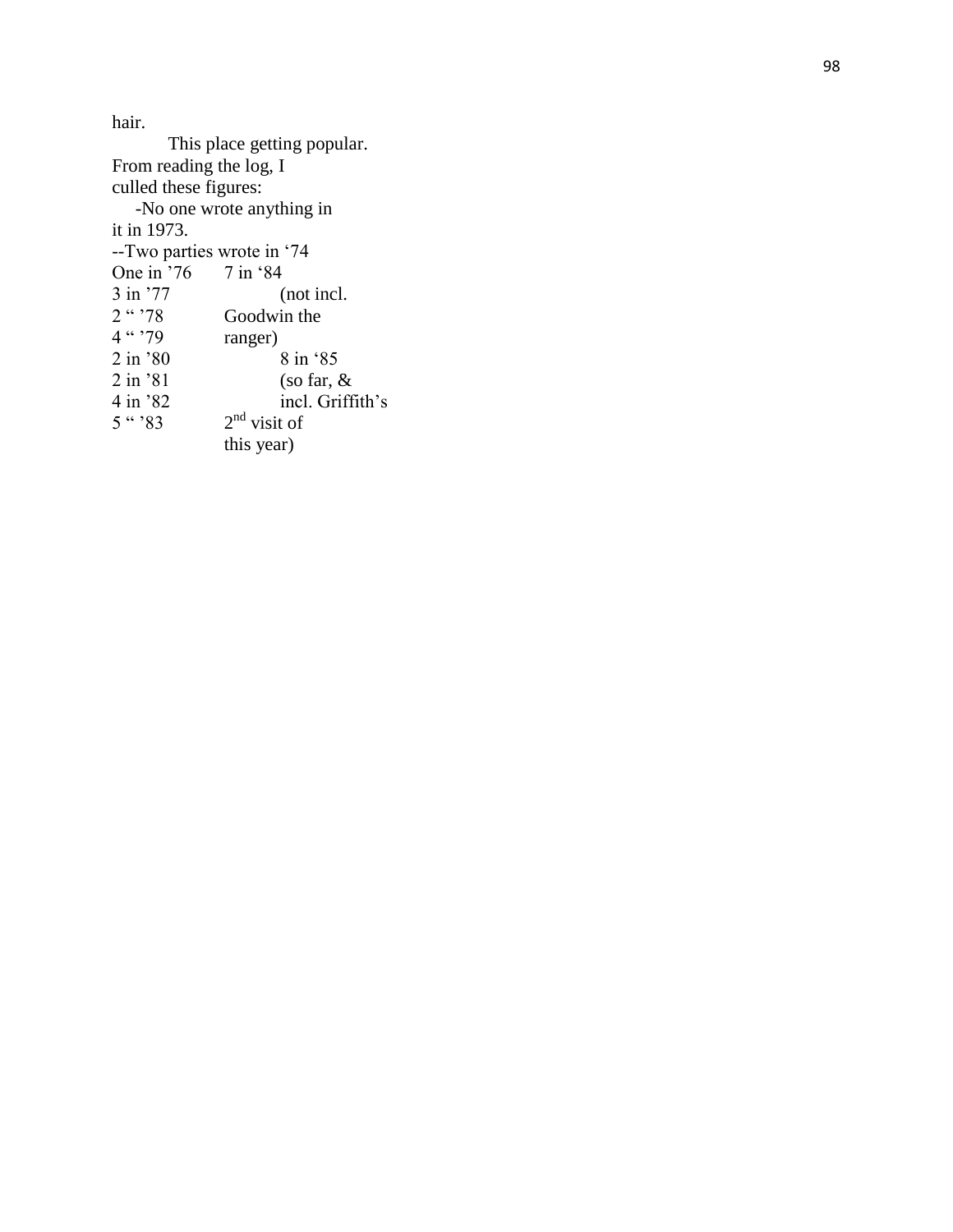hair.

This place getting popular. From reading the log, I culled these figures:

-No one wrote anything in it in 1973.

--Two parties wrote in ‘74

| | |
|---|---|
| One in ’76 | 7 in ‘84 |
| 3 in ’77 | (not incl. |
| 2 “ ’78 | Goodwin the |
| 4 “ ’79 | ranger) |
| 2 in ’80 | 8 in ‘85 |
| 2 in ’81 | (so far, & |
| 4 in ’82 | incl. Griffith’s |
| 5 “ ’83 | 2nd visit of |
| | this year) |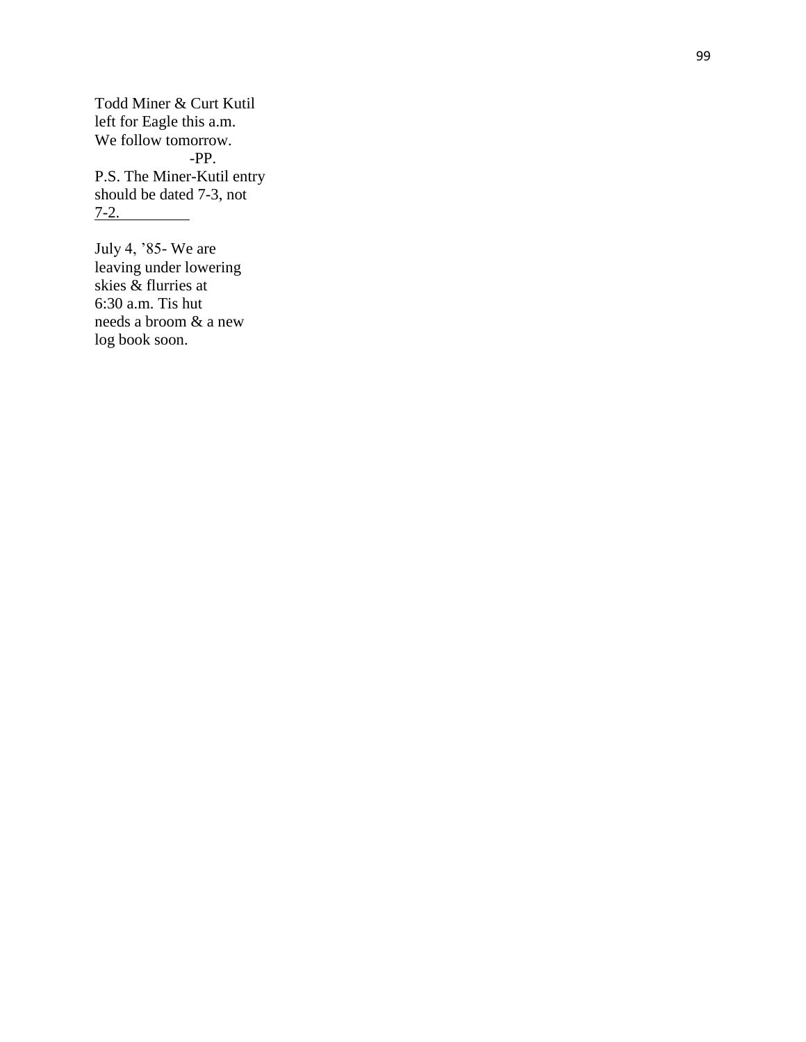Todd Miner & Curt Kutil
left for Eagle this a.m.
We follow tomorrow.
-PP.
P.S. The Miner-Kutil entry
should be dated 7-3, not
7-2.

July 4, '85- We are
leaving under lowering
skies & flurries at
6:30 a.m. Tis hut
needs a broom & a new
log book soon.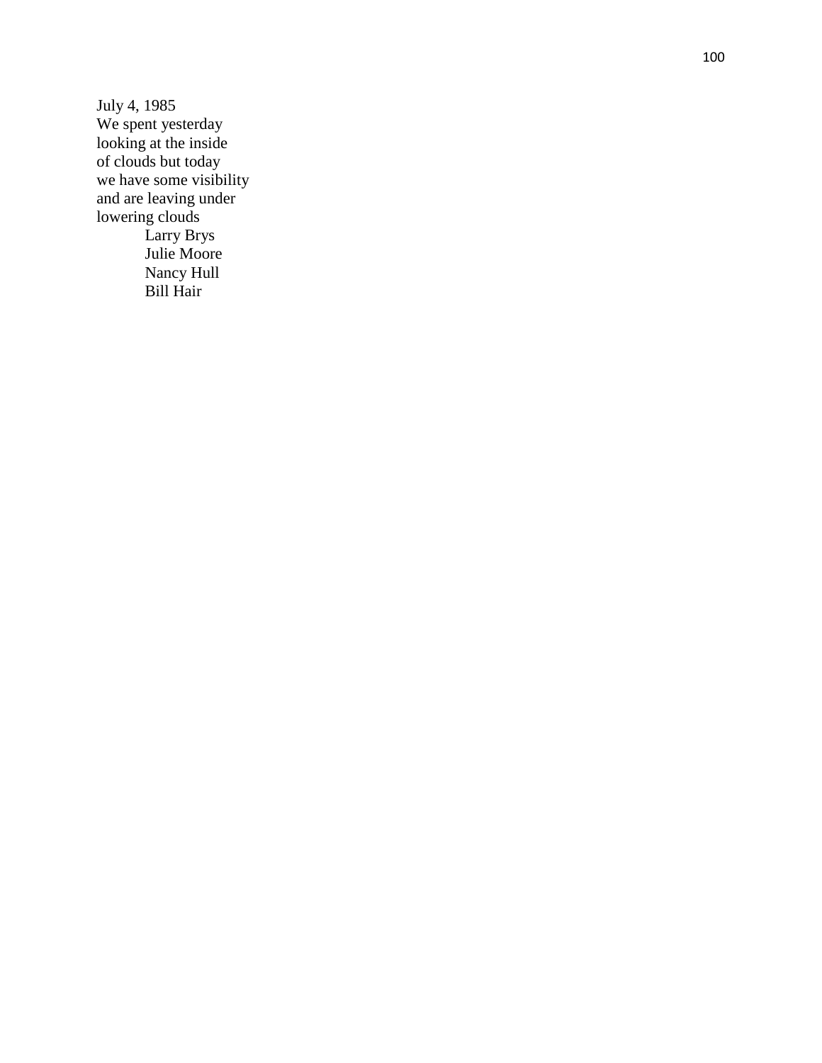July 4, 1985
We spent yesterday
looking at the inside
of clouds but today
we have some visibility
and are leaving under
lowering clouds

Larry Brys
Julie Moore
Nancy Hull
Bill Hair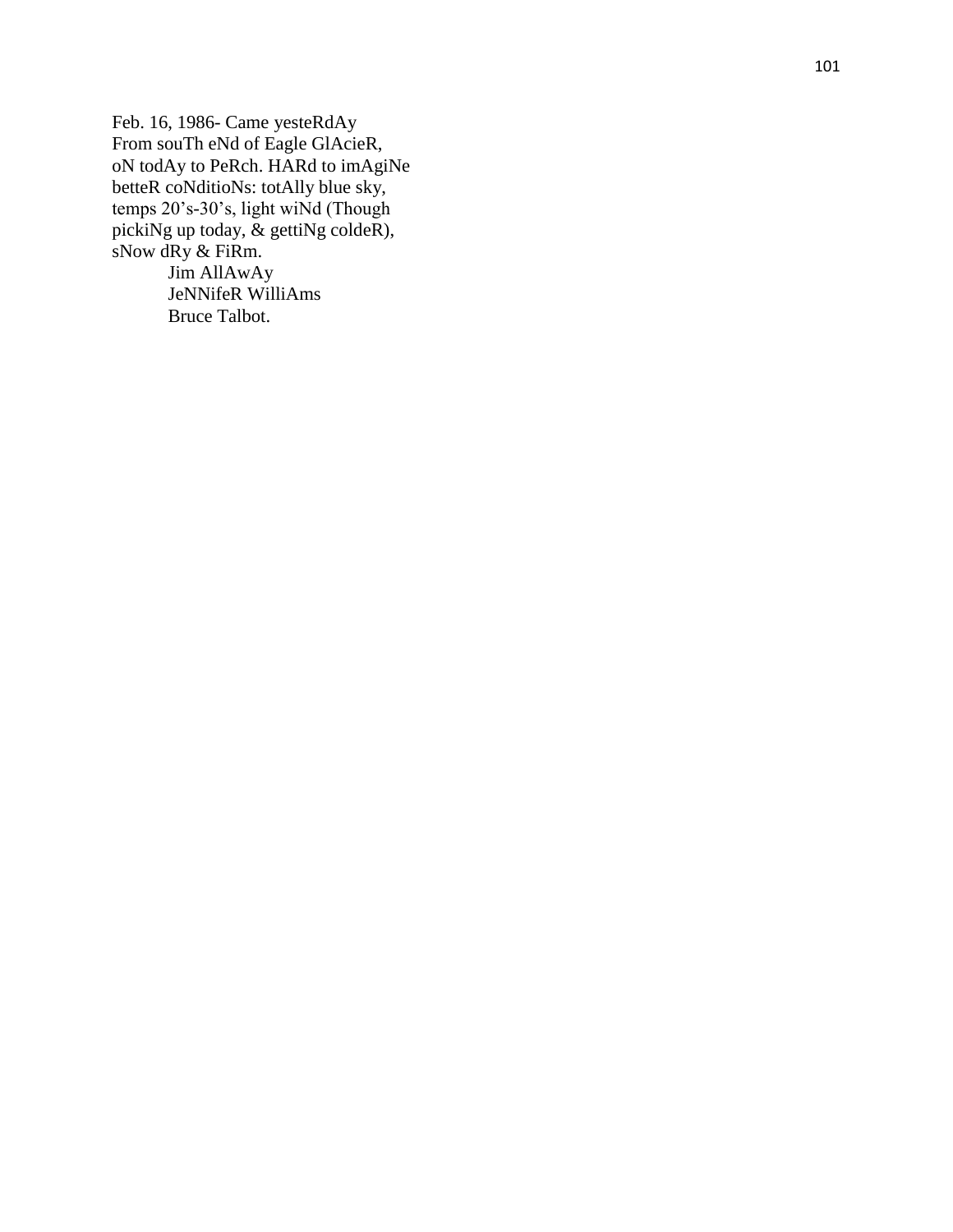Feb. 16, 1986- Came yesteRdAy
From souTh eNd of Eagle GlAcieR,
oN todAy to PeRch. HARd to imAgiNe
betteR coNditioNs: totAlly blue sky,
temps 20’s-30’s, light wiNd (Though
pickiNg up today, & gettiNg coldeR),
sNow dRy & FiRm.

Jim AllAwAy
JeNNifeR WilliAms
Bruce Talbot.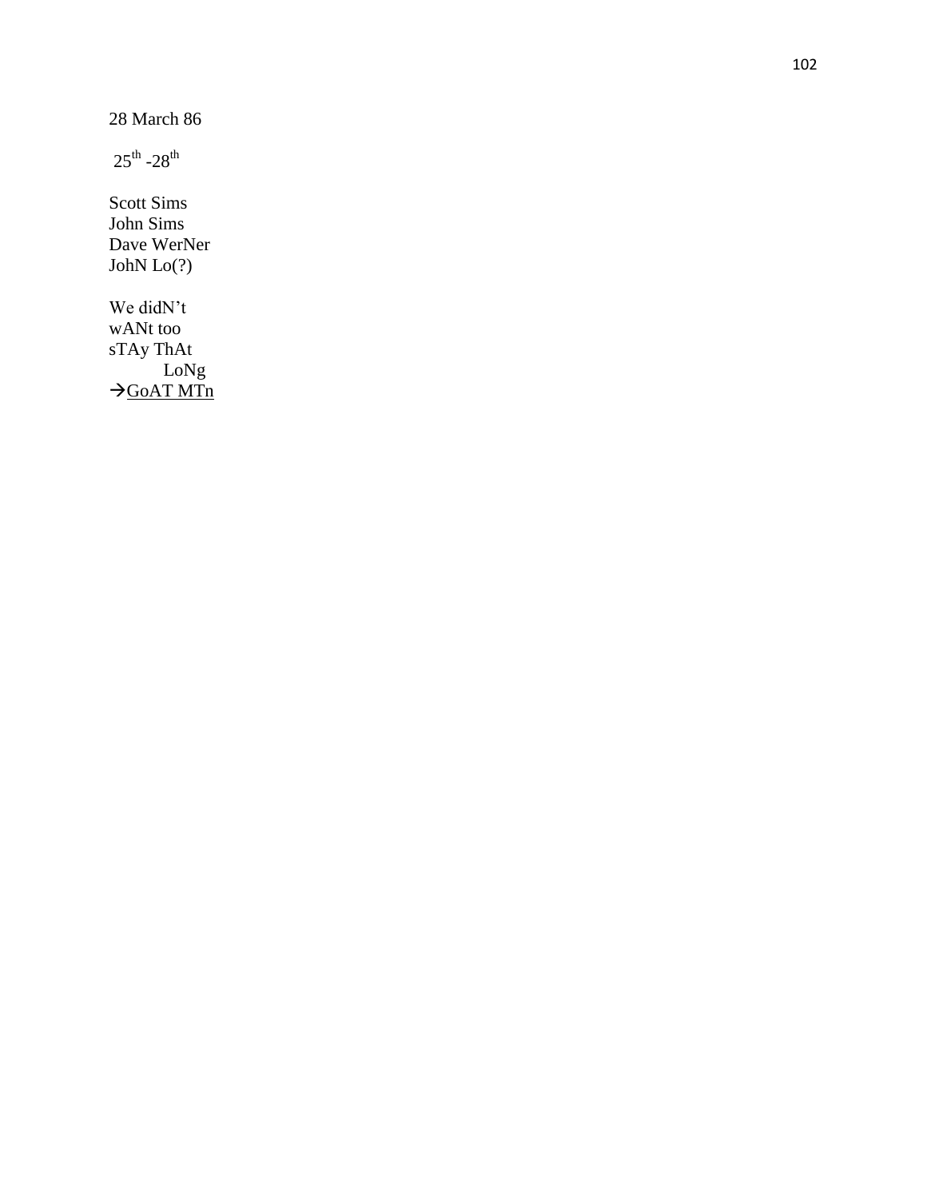28 March 86

25th -28th

Scott Sims  
John Sims  
Dave WerNer  
JohN Lo(?)

We didN't  
wANt too  
sTAy ThAt  
        LoNg  
→GoAT MTn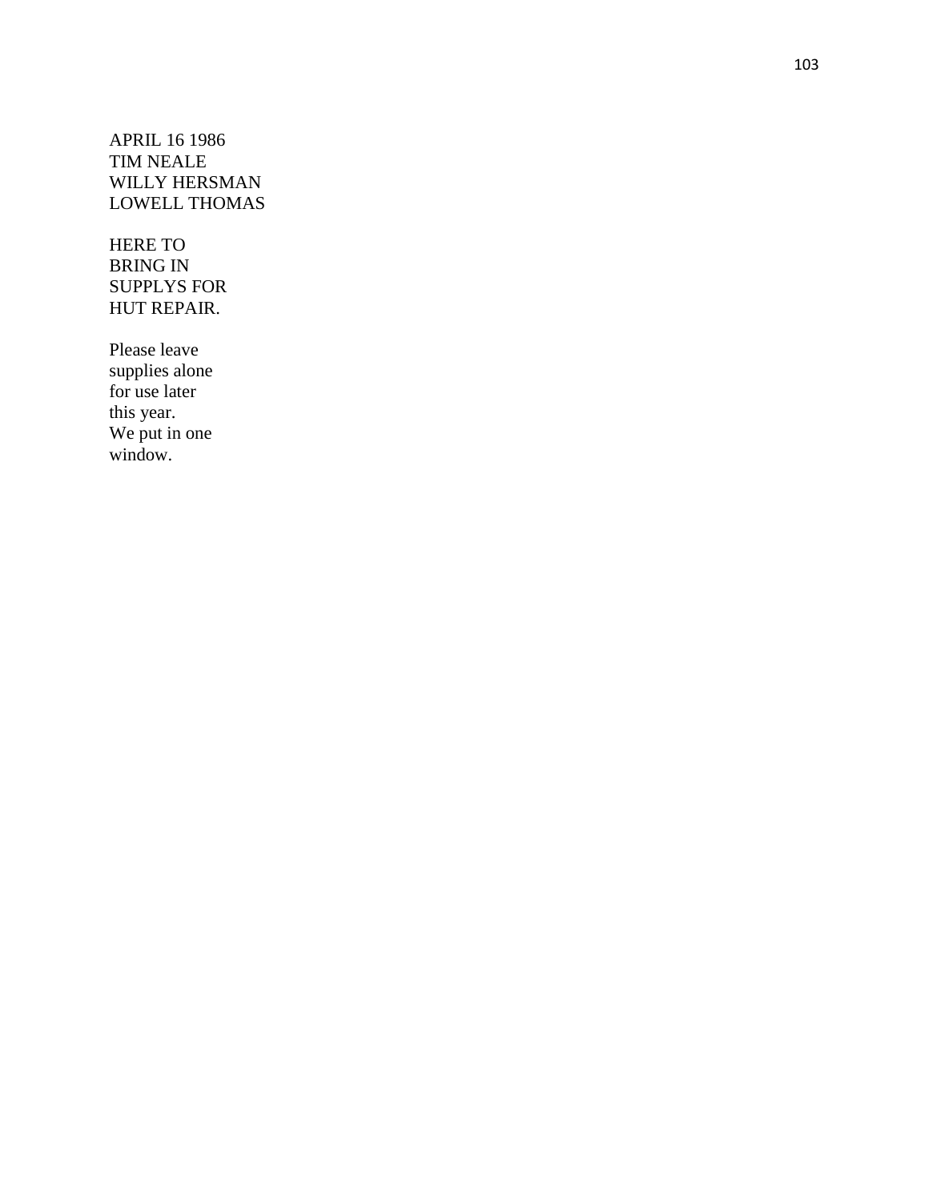APRIL 16 1986
TIM NEALE
WILLY HERSMAN
LOWELL THOMAS

HERE TO
BRING IN
SUPPLYS FOR
HUT REPAIR.

Please leave
supplies alone
for use later
this year.
We put in one
window.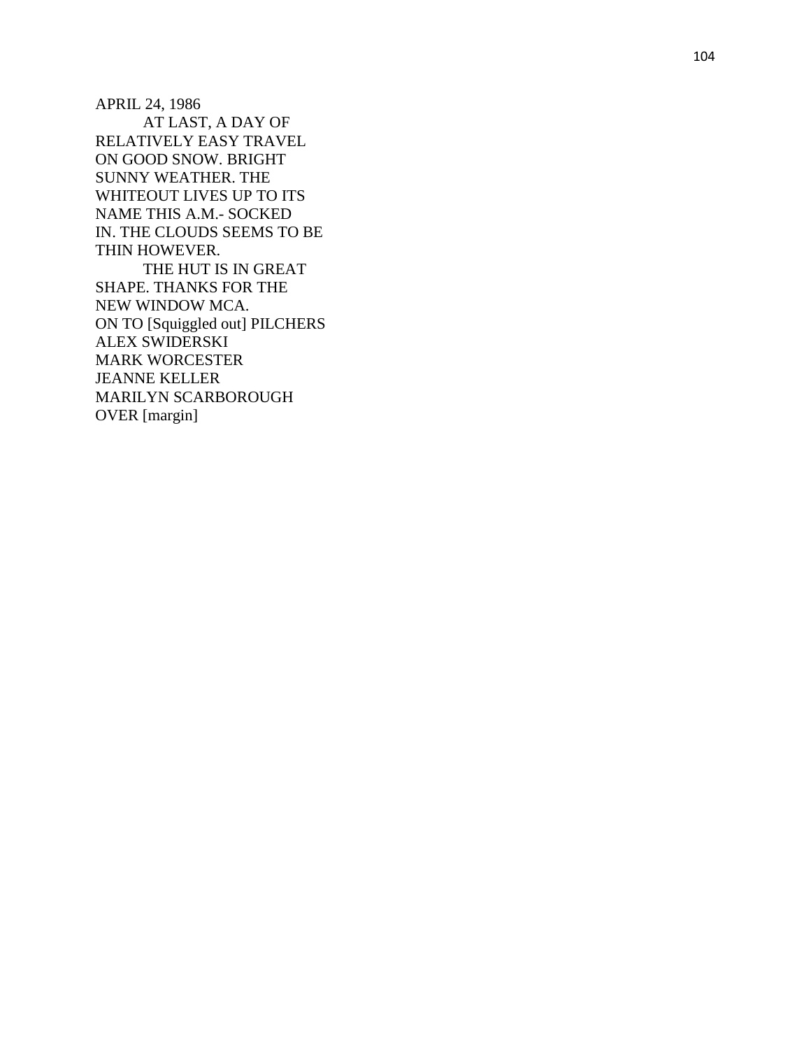APRIL 24, 1986

AT LAST, A DAY OF RELATIVELY EASY TRAVEL ON GOOD SNOW. BRIGHT SUNNY WEATHER. THE WHITEOUT LIVES UP TO ITS NAME THIS A.M.- SOCKED IN. THE CLOUDS SEEMS TO BE THIN HOWEVER.

THE HUT IS IN GREAT SHAPE. THANKS FOR THE NEW WINDOW MCA.

ON TO [Squiggled out] PILCHERS

ALEX SWIDERSKI

MARK WORCESTER

JEANNE KELLER

MARILYN SCARBOROUGH

OVER [margin]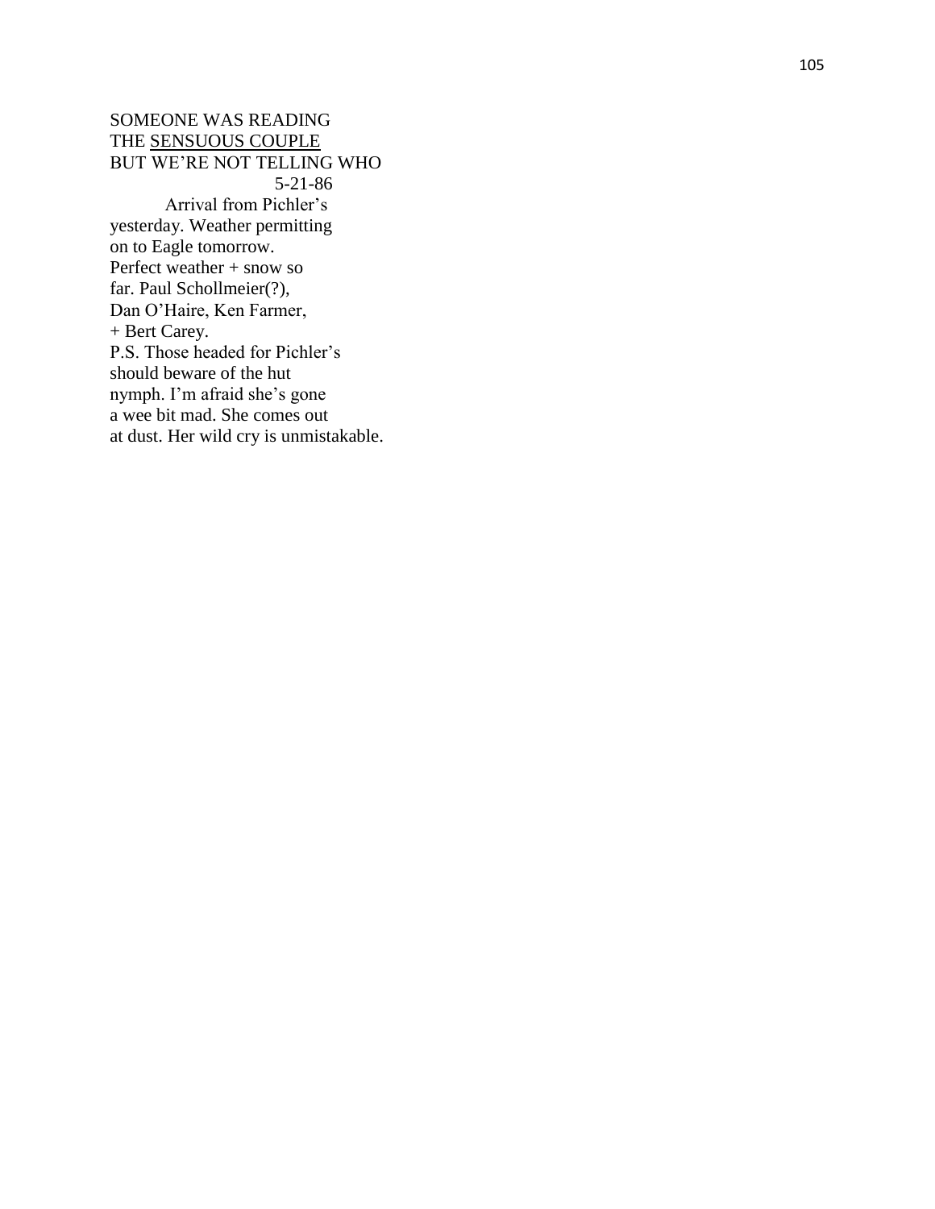SOMEONE WAS READING
THE <u>SENSUOUS COUPLE</u>
BUT WE'RE NOT TELLING WHO

5-21-86

Arrival from Pichler's yesterday. Weather permitting on to Eagle tomorrow. Perfect weather + snow so far. Paul Schollmeier(?), Dan O'Haire, Ken Farmer, + Bert Carey.

P.S. Those headed for Pichler's should beware of the hut nymph. I'm afraid she's gone a wee bit mad. She comes out at dust. Her wild cry is unmistakable.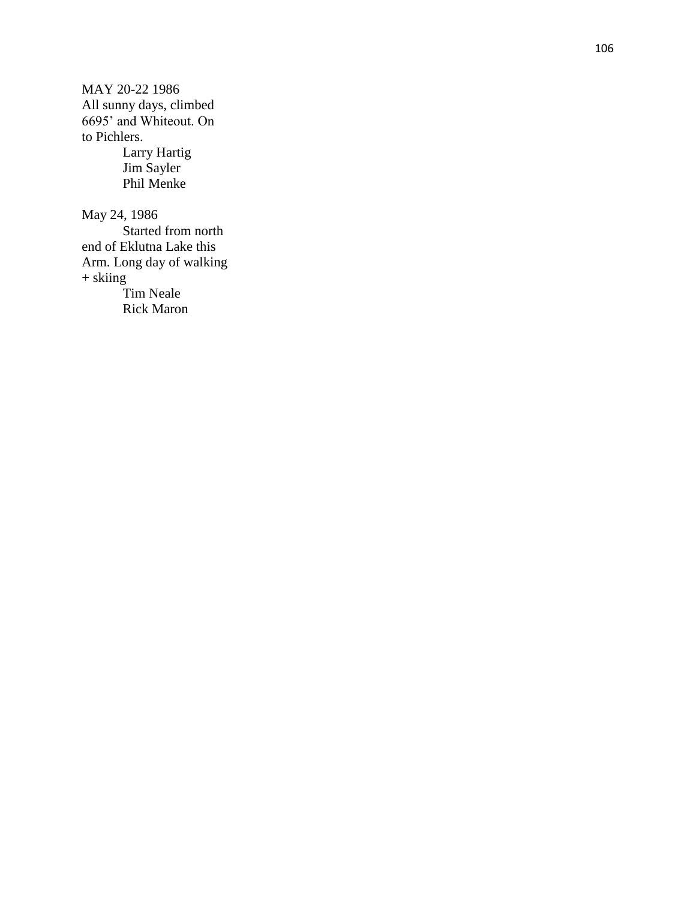MAY 20-22 1986
All sunny days, climbed
6695' and Whiteout. On
to Pichlers.

Larry Hartig
Jim Sayler
Phil Menke

May 24, 1986

Started from north
end of Eklutna Lake this
Arm. Long day of walking
+ skiing

Tim Neale
Rick Maron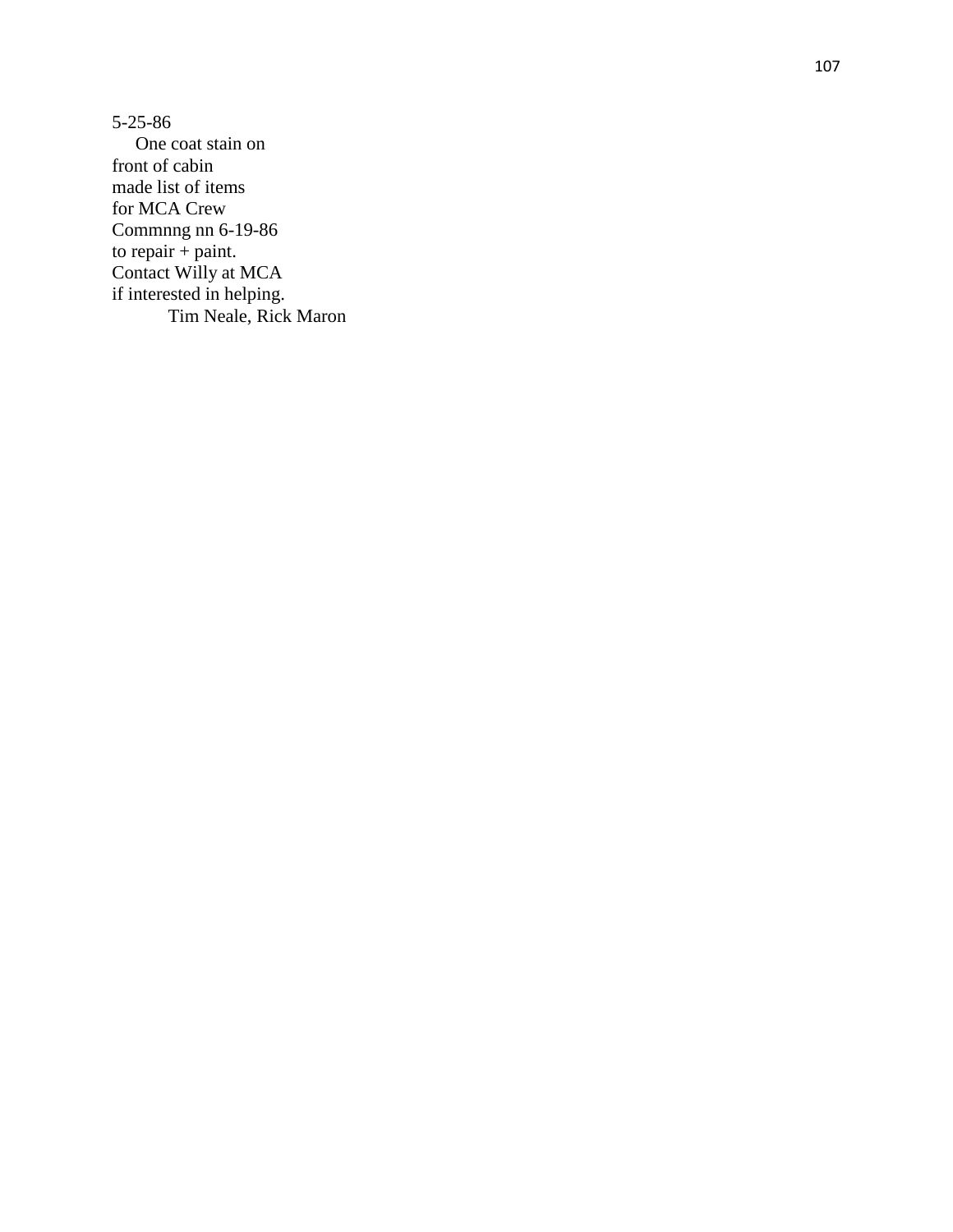5-25-86

One coat stain on
front of cabin
made list of items
for MCA Crew
Commnng nn 6-19-86
to repair + paint.
Contact Willy at MCA
if interested in helping.

Tim Neale, Rick Maron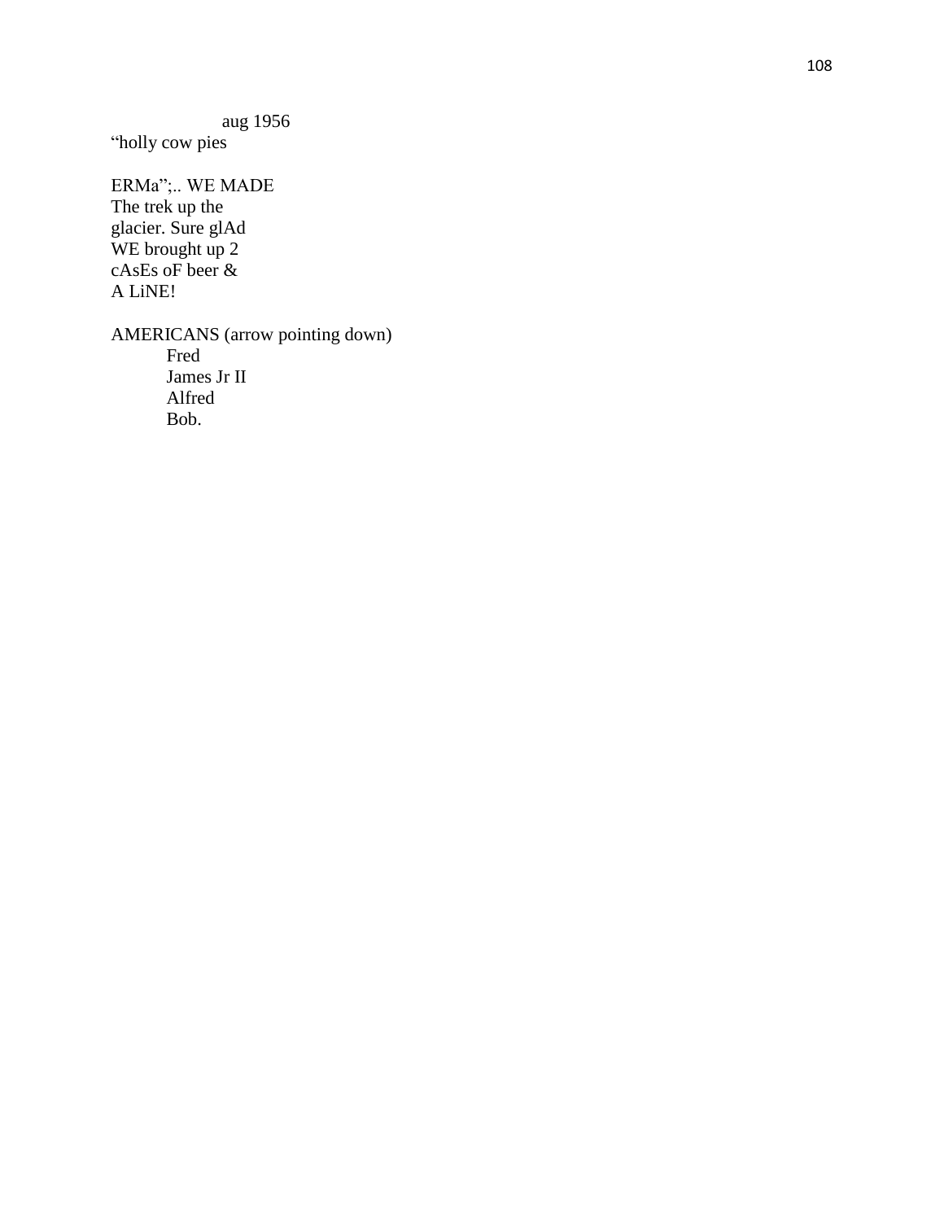aug 1956

“holly cow pies

ERMa”;.. WE MADE
The trek up the
glacier. Sure glAd
WE brought up 2
cAsEs oF beer &
A LiNE!

AMERICANS (arrow pointing down)

Fred
James Jr II
Alfred
Bob.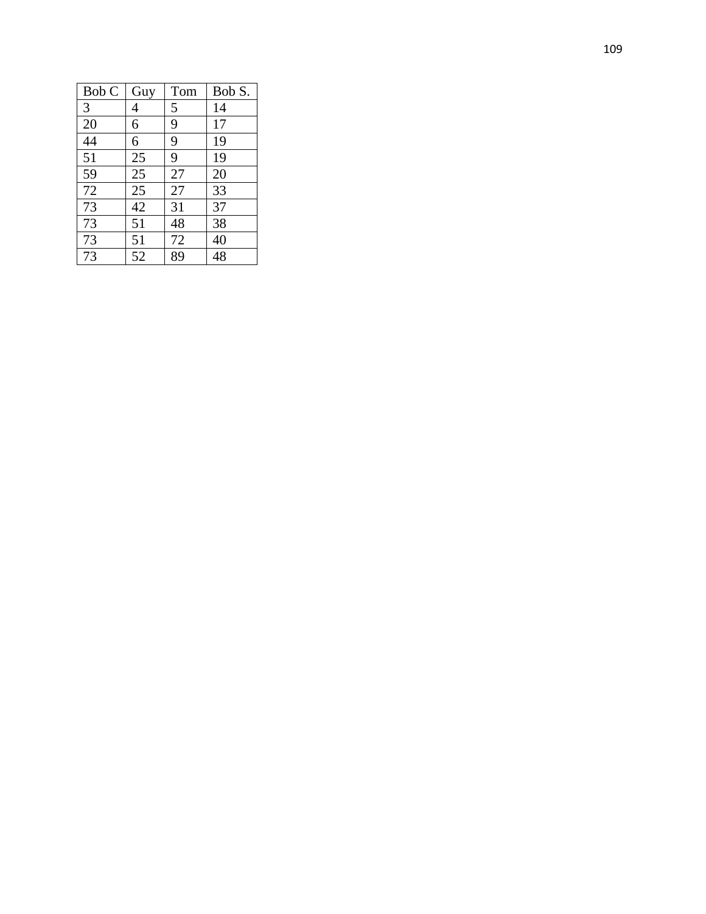| Bob C | Guy | Tom | Bob S. |
| --- | --- | --- | --- |
| 3 | 4 | 5 | 14 |
| 20 | 6 | 9 | 17 |
| 44 | 6 | 9 | 19 |
| 51 | 25 | 9 | 19 |
| 59 | 25 | 27 | 20 |
| 72 | 25 | 27 | 33 |
| 73 | 42 | 31 | 37 |
| 73 | 51 | 48 | 38 |
| 73 | 51 | 72 | 40 |
| 73 | 52 | 89 | 48 |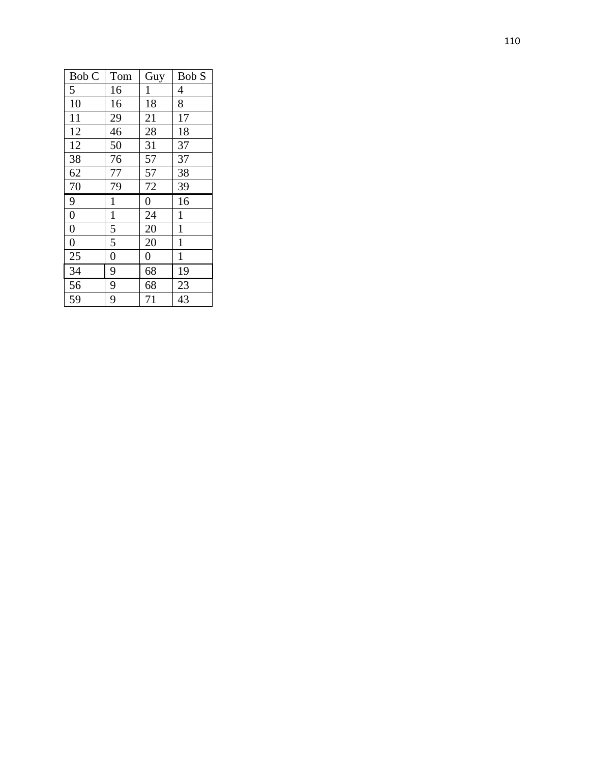| Bob C | Tom | Guy | Bob S |
| --- | --- | --- | --- |
| 5 | 16 | 1 | 4 |
| 10 | 16 | 18 | 8 |
| 11 | 29 | 21 | 17 |
| 12 | 46 | 28 | 18 |
| 12 | 50 | 31 | 37 |
| 38 | 76 | 57 | 37 |
| 62 | 77 | 57 | 38 |
| 70 | 79 | 72 | 39 |
| 9 | 1 | 0 | 16 |
| 0 | 1 | 24 | 1 |
| 0 | 5 | 20 | 1 |
| 0 | 5 | 20 | 1 |
| 25 | 0 | 0 | 1 |
| 34 | 9 | 68 | 19 |
| 56 | 9 | 68 | 23 |
| 59 | 9 | 71 | 43 |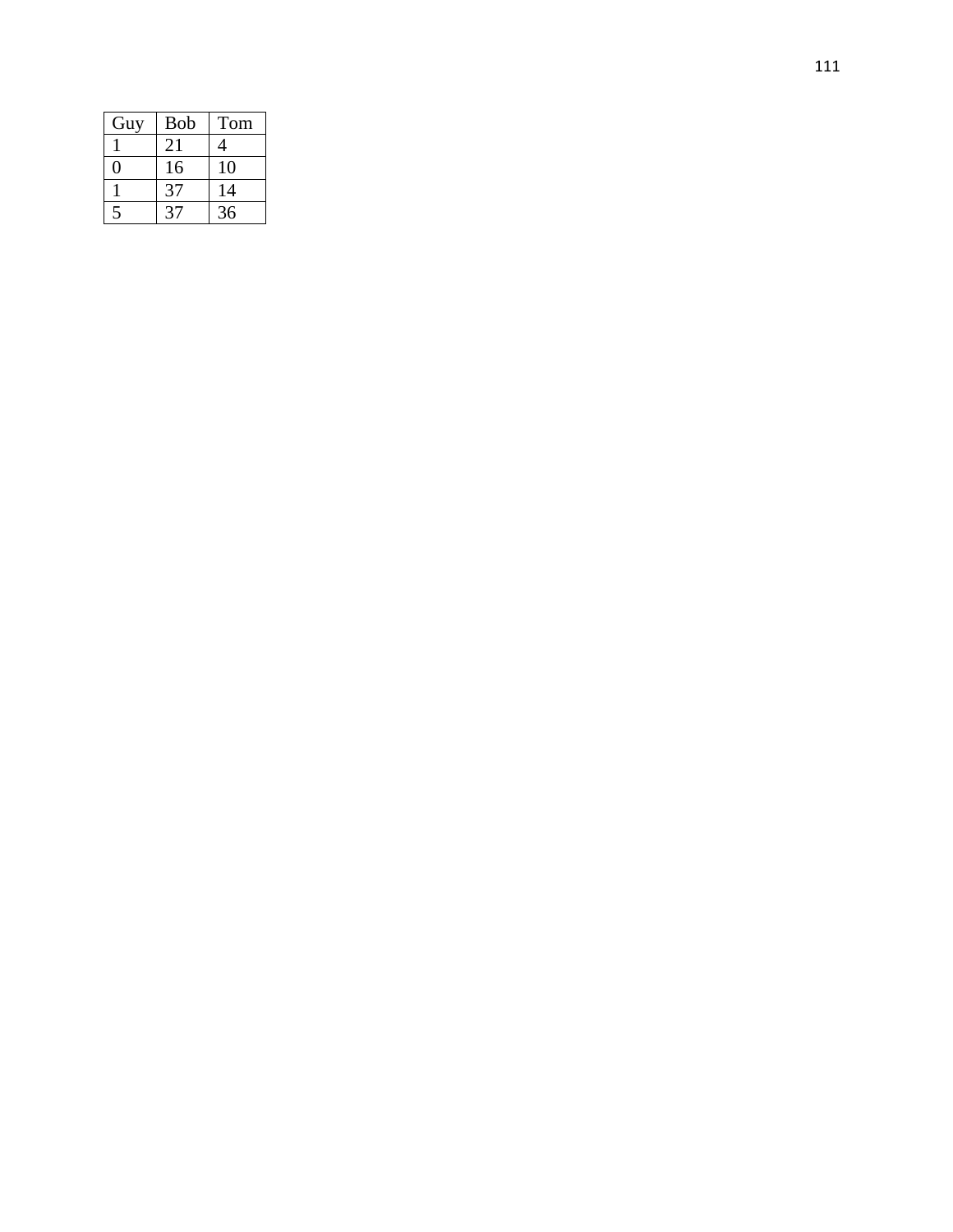| Guy | Bob | Tom |
| --- | --- | --- |
| 1 | 21 | 4 |
| 0 | 16 | 10 |
| 1 | 37 | 14 |
| 5 | 37 | 36 |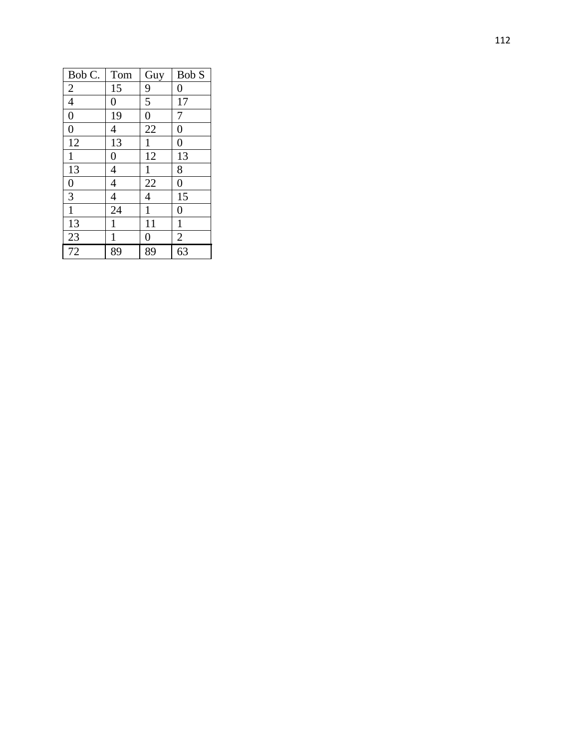| Bob C. | Tom | Guy | Bob S |
|---|---|---|---|
| 2 | 15 | 9 | 0 |
| 4 | 0 | 5 | 17 |
| 0 | 19 | 0 | 7 |
| 0 | 4 | 22 | 0 |
| 12 | 13 | 1 | 0 |
| 1 | 0 | 12 | 13 |
| 13 | 4 | 1 | 8 |
| 0 | 4 | 22 | 0 |
| 3 | 4 | 4 | 15 |
| 1 | 24 | 1 | 0 |
| 13 | 1 | 11 | 1 |
| 23 | 1 | 0 | 2 |
| 72 | 89 | 89 | 63 |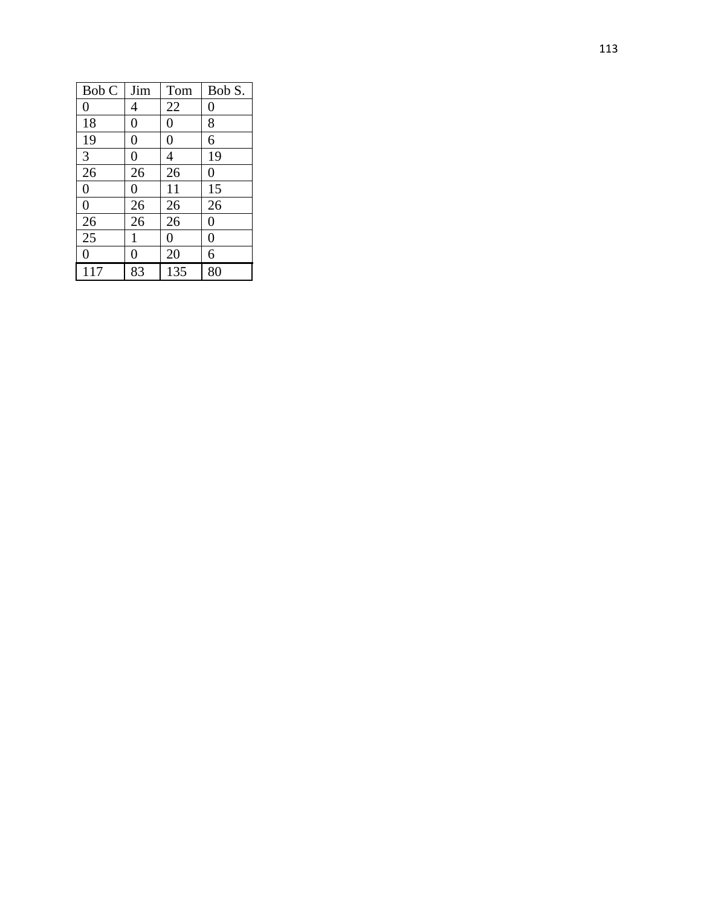| Bob C | Jim | Tom | Bob S. |
| --- | --- | --- | --- |
| 0 | 4 | 22 | 0 |
| 18 | 0 | 0 | 8 |
| 19 | 0 | 0 | 6 |
| 3 | 0 | 4 | 19 |
| 26 | 26 | 26 | 0 |
| 0 | 0 | 11 | 15 |
| 0 | 26 | 26 | 26 |
| 26 | 26 | 26 | 0 |
| 25 | 1 | 0 | 0 |
| 0 | 0 | 20 | 6 |
| 117 | 83 | 135 | 80 |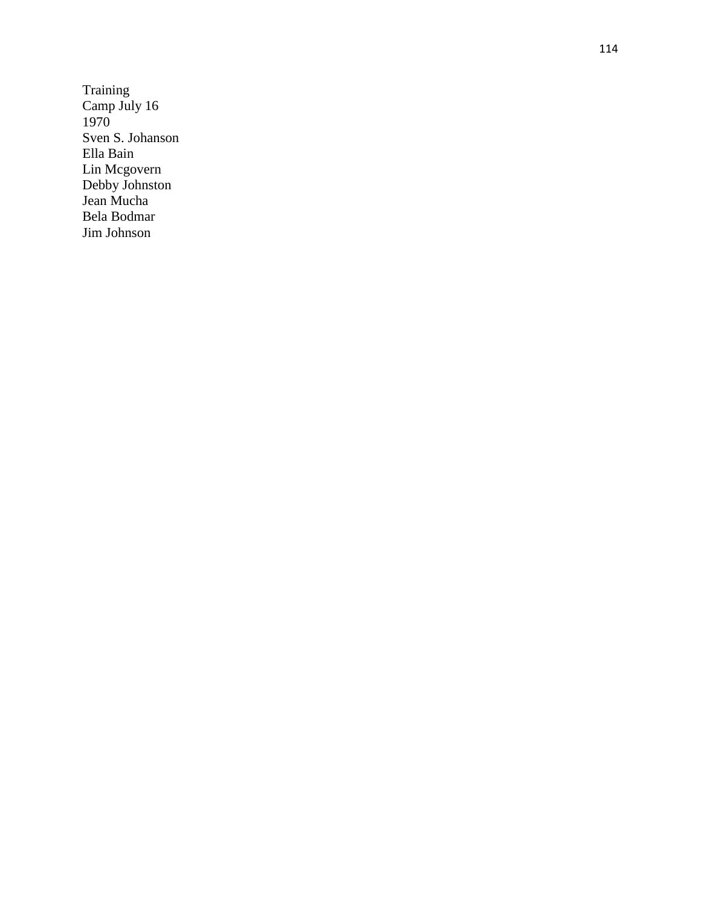Training
Camp July 16
1970
Sven S. Johanson
Ella Bain
Lin Mcgovern
Debby Johnston
Jean Mucha
Bela Bodmar
Jim Johnson